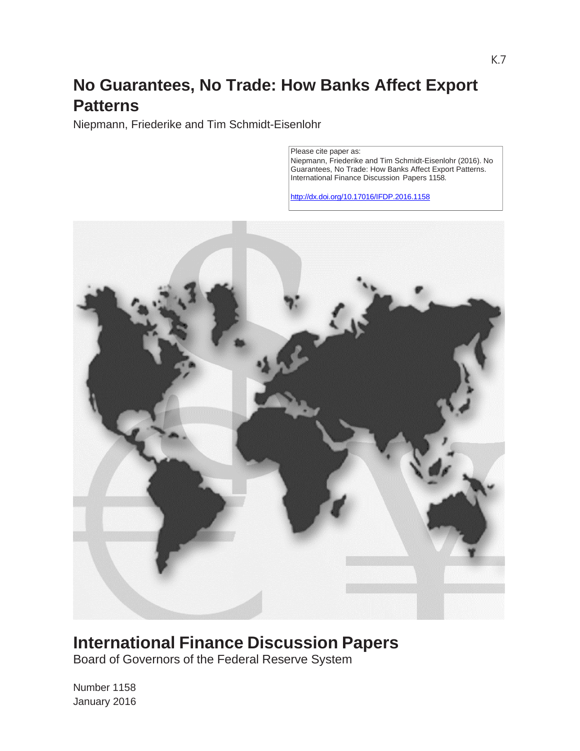K.7

# No Guarantees, No Trade: How Banks Affect Export Patterns

Niepmann, Friederike and Tim Schmidt-Eisenlohr

Please cite paper as:
Niepmann, Friederike and Tim Schmidt-Eisenlohr (2016). No Guarantees, No Trade: How Banks Affect Export Patterns. International Finance Discussion Papers 1158.

http://dx.doi.org/10.17016/IFDP.2016.1158

# International Finance Discussion Papers

Board of Governors of the Federal Reserve System

Number 1158
January 2016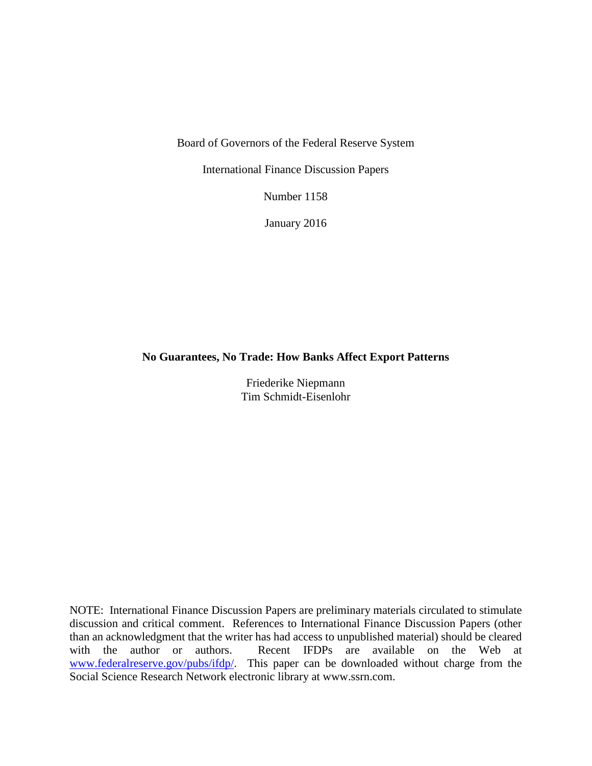Board of Governors of the Federal Reserve System

International Finance Discussion Papers

Number 1158

January 2016

**No Guarantees, No Trade: How Banks Affect Export Patterns**

Friederike Niepmann

Tim Schmidt-Eisenlohr

NOTE: International Finance Discussion Papers are preliminary materials circulated to stimulate discussion and critical comment. References to International Finance Discussion Papers (other than an acknowledgment that the writer has had access to unpublished material) should be cleared with the author or authors. Recent IFDPs are available on the Web at www.federalreserve.gov/pubs/ifdp/. This paper can be downloaded without charge from the Social Science Research Network electronic library at www.ssrn.com.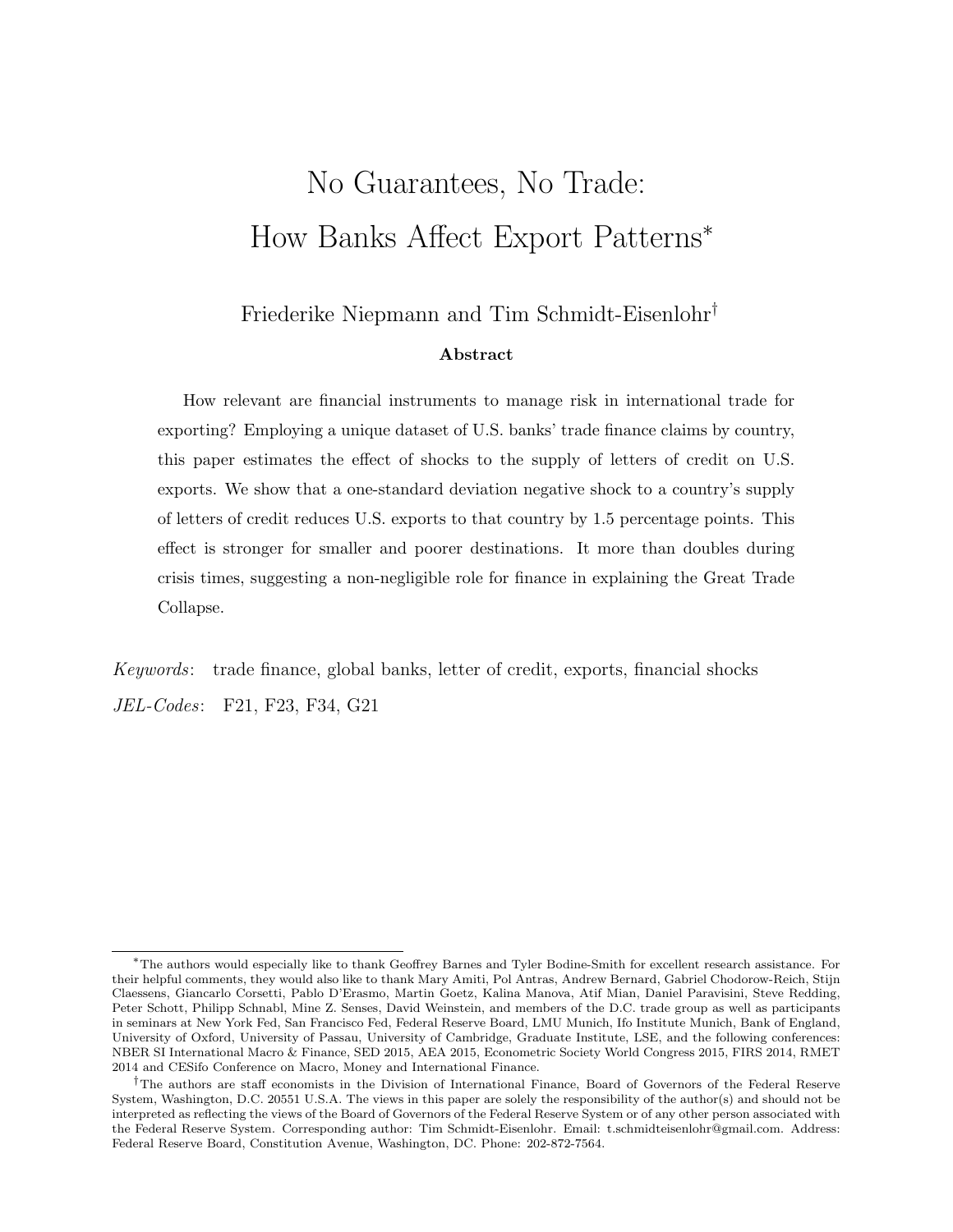# No Guarantees, No Trade: How Banks Affect Export Patterns*

Friederike Niepmann and Tim Schmidt-Eisenlohr†

**Abstract**

How relevant are financial instruments to manage risk in international trade for exporting? Employing a unique dataset of U.S. banks' trade finance claims by country, this paper estimates the effect of shocks to the supply of letters of credit on U.S. exports. We show that a one-standard deviation negative shock to a country's supply of letters of credit reduces U.S. exports to that country by 1.5 percentage points. This effect is stronger for smaller and poorer destinations. It more than doubles during crisis times, suggesting a non-negligible role for finance in explaining the Great Trade Collapse.

*Keywords*: trade finance, global banks, letter of credit, exports, financial shocks

*JEL-Codes*: F21, F23, F34, G21

---

*The authors would especially like to thank Geoffrey Barnes and Tyler Bodine-Smith for excellent research assistance. For their helpful comments, they would also like to thank Mary Amiti, Pol Antras, Andrew Bernard, Gabriel Chodorow-Reich, Stijn Claessens, Giancarlo Corsetti, Pablo D'Erasmo, Martin Goetz, Kalina Manova, Atif Mian, Daniel Paravisini, Steve Redding, Peter Schott, Philipp Schnabl, Mine Z. Senses, David Weinstein, and members of the D.C. trade group as well as participants in seminars at New York Fed, San Francisco Fed, Federal Reserve Board, LMU Munich, Ifo Institute Munich, Bank of England, University of Oxford, University of Passau, University of Cambridge, Graduate Institute, LSE, and the following conferences: NBER SI International Macro & Finance, SED 2015, AEA 2015, Econometric Society World Congress 2015, FIRS 2014, RMET 2014 and CESifo Conference on Macro, Money and International Finance.

†The authors are staff economists in the Division of International Finance, Board of Governors of the Federal Reserve System, Washington, D.C. 20551 U.S.A. The views in this paper are solely the responsibility of the author(s) and should not be interpreted as reflecting the views of the Board of Governors of the Federal Reserve System or of any other person associated with the Federal Reserve System. Corresponding author: Tim Schmidt-Eisenlohr. Email: t.schmidteisenlohr@gmail.com. Address: Federal Reserve Board, Constitution Avenue, Washington, DC. Phone: 202-872-7564.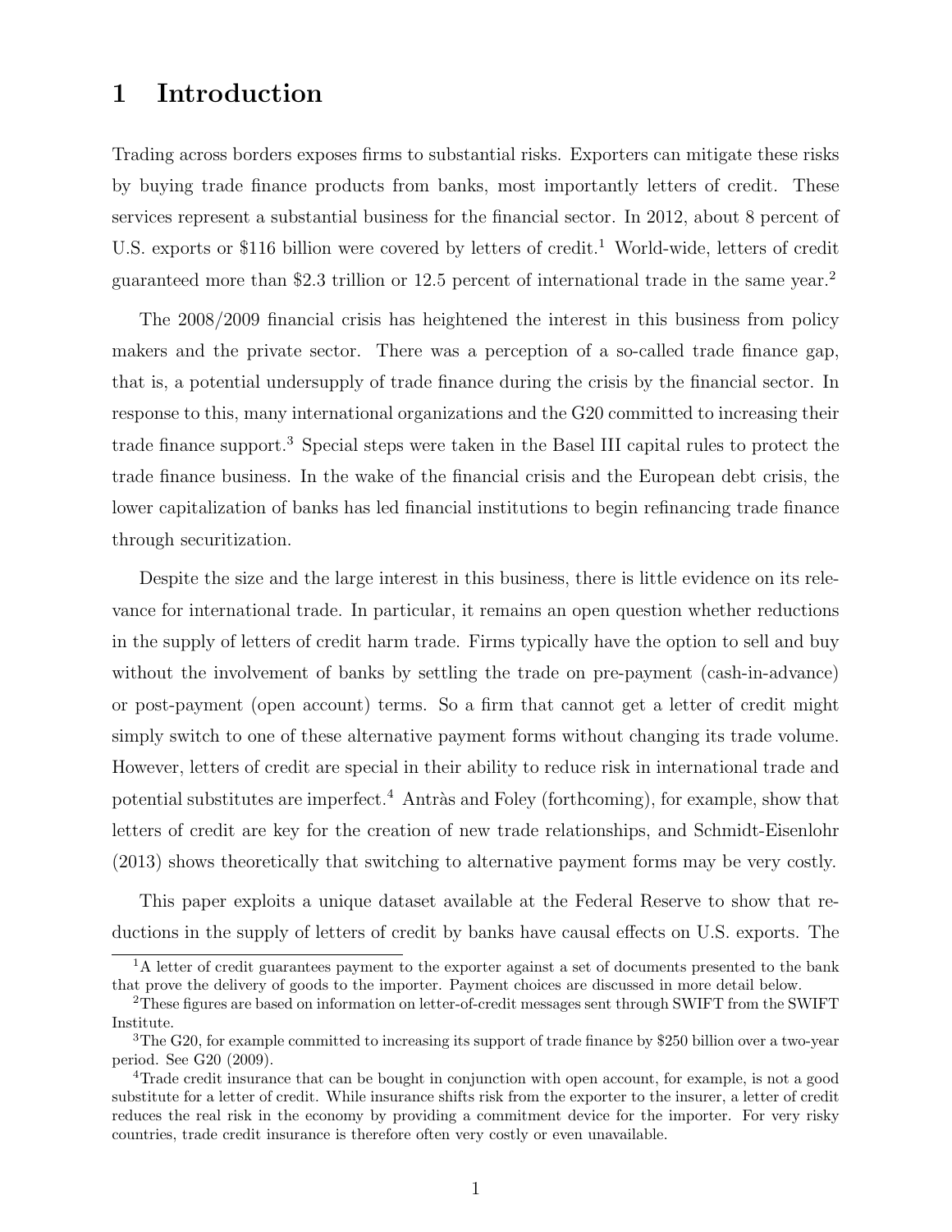# 1 Introduction

Trading across borders exposes firms to substantial risks. Exporters can mitigate these risks by buying trade finance products from banks, most importantly letters of credit. These services represent a substantial business for the financial sector. In 2012, about 8 percent of U.S. exports or $116 billion were covered by letters of credit.[1] World-wide, letters of credit guaranteed more than $2.3 trillion or 12.5 percent of international trade in the same year.[2]

The 2008/2009 financial crisis has heightened the interest in this business from policy makers and the private sector. There was a perception of a so-called trade finance gap, that is, a potential undersupply of trade finance during the crisis by the financial sector. In response to this, many international organizations and the G20 committed to increasing their trade finance support.[3] Special steps were taken in the Basel III capital rules to protect the trade finance business. In the wake of the financial crisis and the European debt crisis, the lower capitalization of banks has led financial institutions to begin refinancing trade finance through securitization.

Despite the size and the large interest in this business, there is little evidence on its relevance for international trade. In particular, it remains an open question whether reductions in the supply of letters of credit harm trade. Firms typically have the option to sell and buy without the involvement of banks by settling the trade on pre-payment (cash-in-advance) or post-payment (open account) terms. So a firm that cannot get a letter of credit might simply switch to one of these alternative payment forms without changing its trade volume. However, letters of credit are special in their ability to reduce risk in international trade and potential substitutes are imperfect.[4] Antràs and Foley (forthcoming), for example, show that letters of credit are key for the creation of new trade relationships, and Schmidt-Eisenlohr (2013) shows theoretically that switching to alternative payment forms may be very costly.

This paper exploits a unique dataset available at the Federal Reserve to show that reductions in the supply of letters of credit by banks have causal effects on U.S. exports. The

[1] A letter of credit guarantees payment to the exporter against a set of documents presented to the bank that prove the delivery of goods to the importer. Payment choices are discussed in more detail below.

[2] These figures are based on information on letter-of-credit messages sent through SWIFT from the SWIFT Institute.

[3] The G20, for example committed to increasing its support of trade finance by $250 billion over a two-year period. See G20 (2009).

[4] Trade credit insurance that can be bought in conjunction with open account, for example, is not a good substitute for a letter of credit. While insurance shifts risk from the exporter to the insurer, a letter of credit reduces the real risk in the economy by providing a commitment device for the importer. For very risky countries, trade credit insurance is therefore often very costly or even unavailable.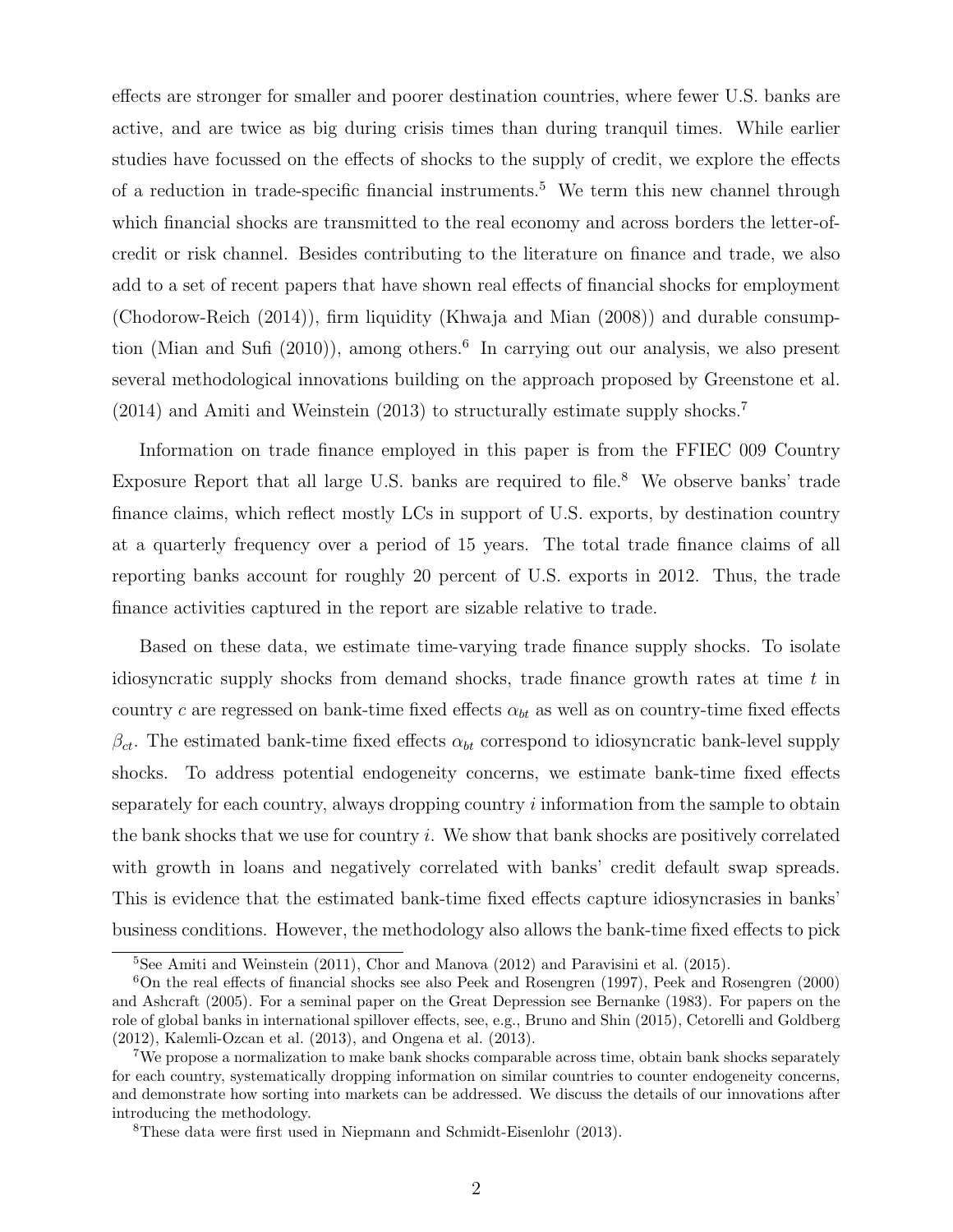effects are stronger for smaller and poorer destination countries, where fewer U.S. banks are active, and are twice as big during crisis times than during tranquil times. While earlier studies have focussed on the effects of shocks to the supply of credit, we explore the effects of a reduction in trade-specific financial instruments.[5] We term this new channel through which financial shocks are transmitted to the real economy and across borders the letter-of-credit or risk channel. Besides contributing to the literature on finance and trade, we also add to a set of recent papers that have shown real effects of financial shocks for employment (Chodorow-Reich (2014)), firm liquidity (Khwaja and Mian (2008)) and durable consumption (Mian and Sufi (2010)), among others.[6] In carrying out our analysis, we also present several methodological innovations building on the approach proposed by Greenstone et al. (2014) and Amiti and Weinstein (2013) to structurally estimate supply shocks.[7]

Information on trade finance employed in this paper is from the FFIEC 009 Country Exposure Report that all large U.S. banks are required to file.[8] We observe banks' trade finance claims, which reflect mostly LCs in support of U.S. exports, by destination country at a quarterly frequency over a period of 15 years. The total trade finance claims of all reporting banks account for roughly 20 percent of U.S. exports in 2012. Thus, the trade finance activities captured in the report are sizable relative to trade.

Based on these data, we estimate time-varying trade finance supply shocks. To isolate idiosyncratic supply shocks from demand shocks, trade finance growth rates at time $t$ in country $c$ are regressed on bank-time fixed effects $\alpha_{bt}$ as well as on country-time fixed effects $\beta_{ct}$. The estimated bank-time fixed effects $\alpha_{bt}$ correspond to idiosyncratic bank-level supply shocks. To address potential endogeneity concerns, we estimate bank-time fixed effects separately for each country, always dropping country $i$ information from the sample to obtain the bank shocks that we use for country $i$. We show that bank shocks are positively correlated with growth in loans and negatively correlated with banks' credit default swap spreads. This is evidence that the estimated bank-time fixed effects capture idiosyncrasies in banks' business conditions. However, the methodology also allows the bank-time fixed effects to pick

[5] See Amiti and Weinstein (2011), Chor and Manova (2012) and Paravisini et al. (2015).

[6] On the real effects of financial shocks see also Peek and Rosengren (1997), Peek and Rosengren (2000) and Ashcraft (2005). For a seminal paper on the Great Depression see Bernanke (1983). For papers on the role of global banks in international spillover effects, see, e.g., Bruno and Shin (2015), Cetorelli and Goldberg (2012), Kalemli-Ozcan et al. (2013), and Ongena et al. (2013).

[7] We propose a normalization to make bank shocks comparable across time, obtain bank shocks separately for each country, systematically dropping information on similar countries to counter endogeneity concerns, and demonstrate how sorting into markets can be addressed. We discuss the details of our innovations after introducing the methodology.

[8] These data were first used in Niepmann and Schmidt-Eisenlohr (2013).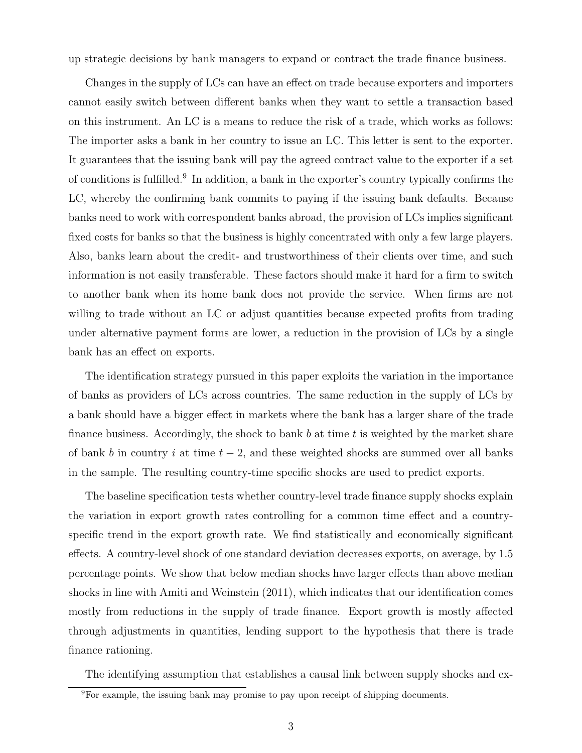up strategic decisions by bank managers to expand or contract the trade finance business.

Changes in the supply of LCs can have an effect on trade because exporters and importers cannot easily switch between different banks when they want to settle a transaction based on this instrument. An LC is a means to reduce the risk of a trade, which works as follows: The importer asks a bank in her country to issue an LC. This letter is sent to the exporter. It guarantees that the issuing bank will pay the agreed contract value to the exporter if a set of conditions is fulfilled.[9] In addition, a bank in the exporter's country typically confirms the LC, whereby the confirming bank commits to paying if the issuing bank defaults. Because banks need to work with correspondent banks abroad, the provision of LCs implies significant fixed costs for banks so that the business is highly concentrated with only a few large players. Also, banks learn about the credit- and trustworthiness of their clients over time, and such information is not easily transferable. These factors should make it hard for a firm to switch to another bank when its home bank does not provide the service. When firms are not willing to trade without an LC or adjust quantities because expected profits from trading under alternative payment forms are lower, a reduction in the provision of LCs by a single bank has an effect on exports.

The identification strategy pursued in this paper exploits the variation in the importance of banks as providers of LCs across countries. The same reduction in the supply of LCs by a bank should have a bigger effect in markets where the bank has a larger share of the trade finance business. Accordingly, the shock to bank $b$ at time $t$ is weighted by the market share of bank $b$ in country $i$ at time $t-2$, and these weighted shocks are summed over all banks in the sample. The resulting country-time specific shocks are used to predict exports.

The baseline specification tests whether country-level trade finance supply shocks explain the variation in export growth rates controlling for a common time effect and a country-specific trend in the export growth rate. We find statistically and economically significant effects. A country-level shock of one standard deviation decreases exports, on average, by 1.5 percentage points. We show that below median shocks have larger effects than above median shocks in line with Amiti and Weinstein (2011), which indicates that our identification comes mostly from reductions in the supply of trade finance. Export growth is mostly affected through adjustments in quantities, lending support to the hypothesis that there is trade finance rationing.

The identifying assumption that establishes a causal link between supply shocks and ex-

[9] For example, the issuing bank may promise to pay upon receipt of shipping documents.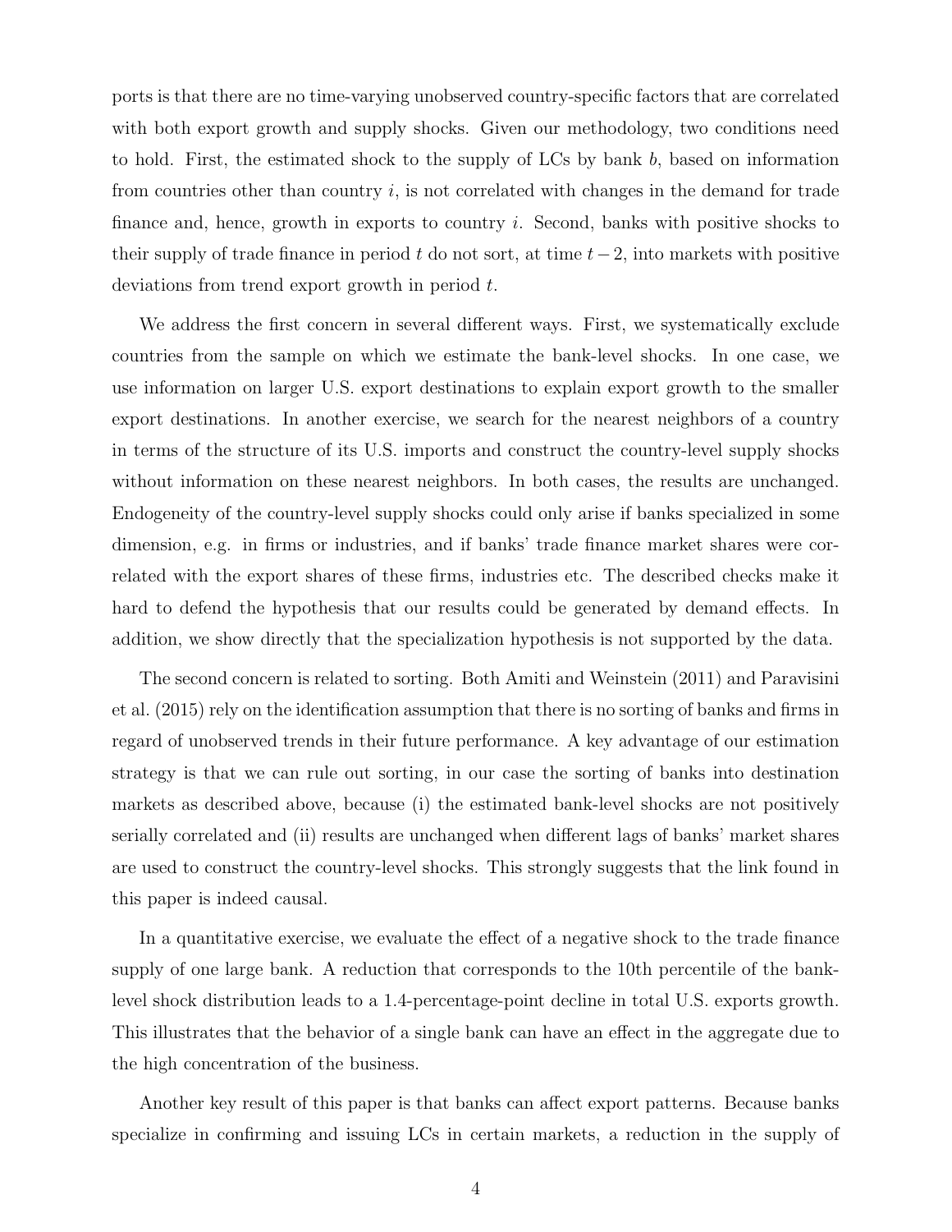ports is that there are no time-varying unobserved country-specific factors that are correlated with both export growth and supply shocks. Given our methodology, two conditions need to hold. First, the estimated shock to the supply of LCs by bank $b$, based on information from countries other than country $i$, is not correlated with changes in the demand for trade finance and, hence, growth in exports to country $i$. Second, banks with positive shocks to their supply of trade finance in period $t$ do not sort, at time $t-2$, into markets with positive deviations from trend export growth in period $t$.

We address the first concern in several different ways. First, we systematically exclude countries from the sample on which we estimate the bank-level shocks. In one case, we use information on larger U.S. export destinations to explain export growth to the smaller export destinations. In another exercise, we search for the nearest neighbors of a country in terms of the structure of its U.S. imports and construct the country-level supply shocks without information on these nearest neighbors. In both cases, the results are unchanged. Endogeneity of the country-level supply shocks could only arise if banks specialized in some dimension, e.g. in firms or industries, and if banks' trade finance market shares were correlated with the export shares of these firms, industries etc. The described checks make it hard to defend the hypothesis that our results could be generated by demand effects. In addition, we show directly that the specialization hypothesis is not supported by the data.

The second concern is related to sorting. Both Amiti and Weinstein (2011) and Paravisini et al. (2015) rely on the identification assumption that there is no sorting of banks and firms in regard of unobserved trends in their future performance. A key advantage of our estimation strategy is that we can rule out sorting, in our case the sorting of banks into destination markets as described above, because (i) the estimated bank-level shocks are not positively serially correlated and (ii) results are unchanged when different lags of banks' market shares are used to construct the country-level shocks. This strongly suggests that the link found in this paper is indeed causal.

In a quantitative exercise, we evaluate the effect of a negative shock to the trade finance supply of one large bank. A reduction that corresponds to the 10th percentile of the bank-level shock distribution leads to a 1.4-percentage-point decline in total U.S. exports growth. This illustrates that the behavior of a single bank can have an effect in the aggregate due to the high concentration of the business.

Another key result of this paper is that banks can affect export patterns. Because banks specialize in confirming and issuing LCs in certain markets, a reduction in the supply of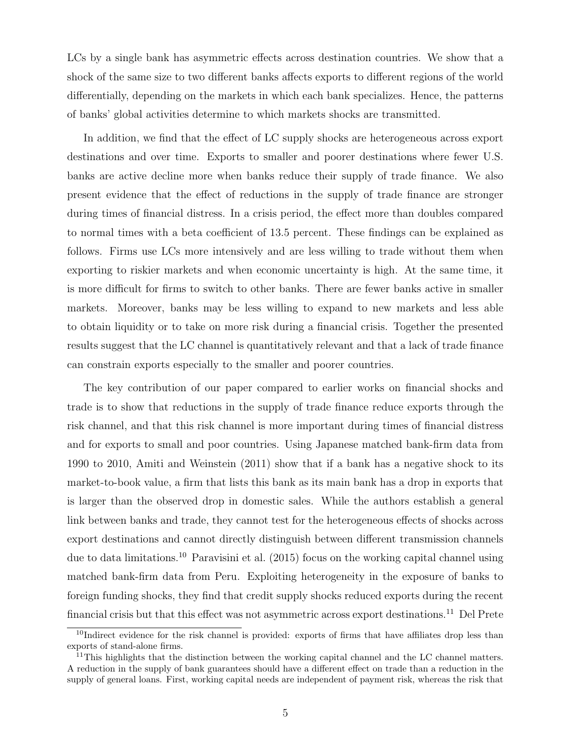LCs by a single bank has asymmetric effects across destination countries. We show that a shock of the same size to two different banks affects exports to different regions of the world differentially, depending on the markets in which each bank specializes. Hence, the patterns of banks' global activities determine to which markets shocks are transmitted.

In addition, we find that the effect of LC supply shocks are heterogeneous across export destinations and over time. Exports to smaller and poorer destinations where fewer U.S. banks are active decline more when banks reduce their supply of trade finance. We also present evidence that the effect of reductions in the supply of trade finance are stronger during times of financial distress. In a crisis period, the effect more than doubles compared to normal times with a beta coefficient of 13.5 percent. These findings can be explained as follows. Firms use LCs more intensively and are less willing to trade without them when exporting to riskier markets and when economic uncertainty is high. At the same time, it is more difficult for firms to switch to other banks. There are fewer banks active in smaller markets. Moreover, banks may be less willing to expand to new markets and less able to obtain liquidity or to take on more risk during a financial crisis. Together the presented results suggest that the LC channel is quantitatively relevant and that a lack of trade finance can constrain exports especially to the smaller and poorer countries.

The key contribution of our paper compared to earlier works on financial shocks and trade is to show that reductions in the supply of trade finance reduce exports through the risk channel, and that this risk channel is more important during times of financial distress and for exports to small and poor countries. Using Japanese matched bank-firm data from 1990 to 2010, Amiti and Weinstein (2011) show that if a bank has a negative shock to its market-to-book value, a firm that lists this bank as its main bank has a drop in exports that is larger than the observed drop in domestic sales. While the authors establish a general link between banks and trade, they cannot test for the heterogeneous effects of shocks across export destinations and cannot directly distinguish between different transmission channels due to data limitations.[10] Paravisini et al. (2015) focus on the working capital channel using matched bank-firm data from Peru. Exploiting heterogeneity in the exposure of banks to foreign funding shocks, they find that credit supply shocks reduced exports during the recent financial crisis but that this effect was not asymmetric across export destinations.[11] Del Prete

[10] Indirect evidence for the risk channel is provided: exports of firms that have affiliates drop less than exports of stand-alone firms.

[11] This highlights that the distinction between the working capital channel and the LC channel matters. A reduction in the supply of bank guarantees should have a different effect on trade than a reduction in the supply of general loans. First, working capital needs are independent of payment risk, whereas the risk that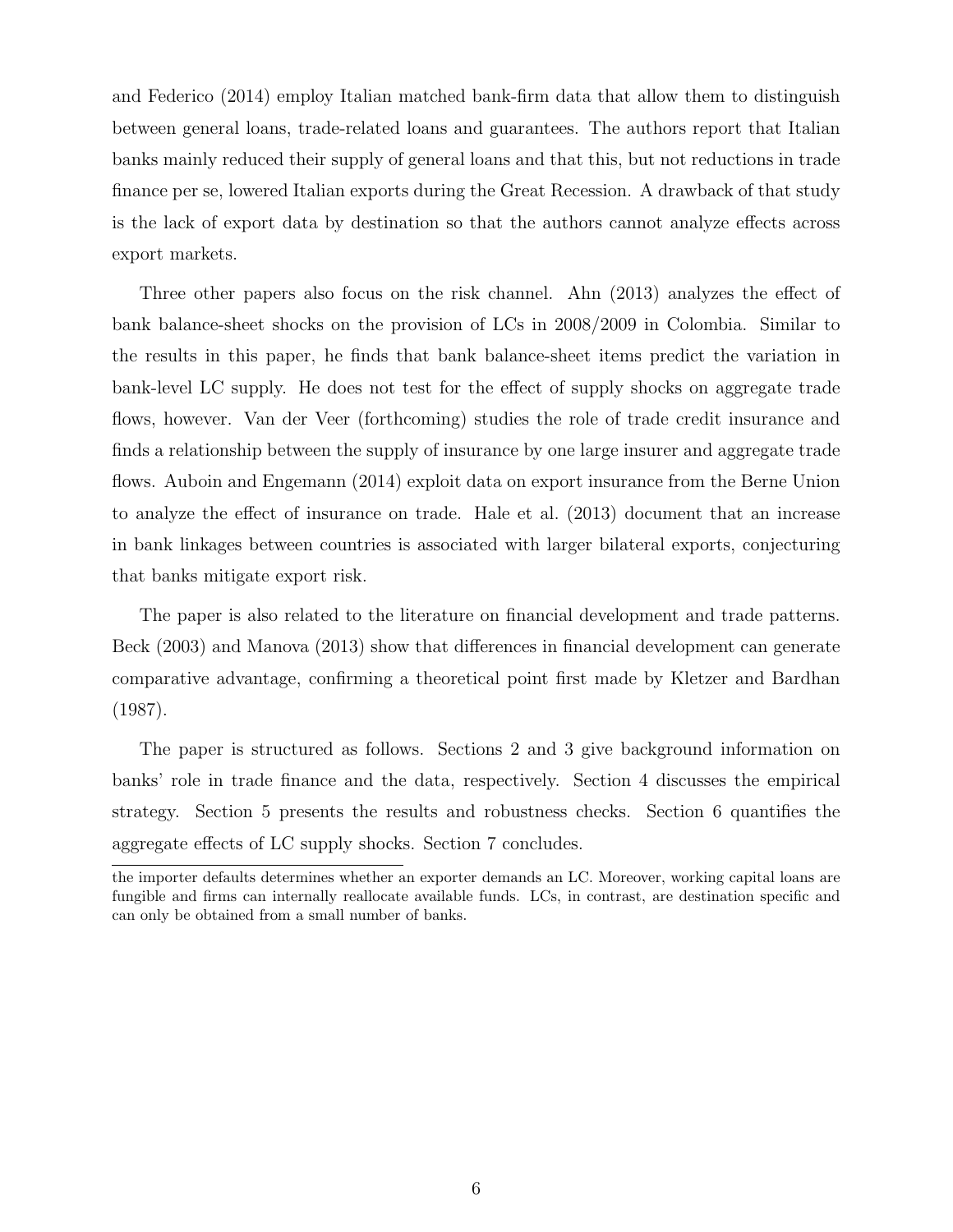and Federico (2014) employ Italian matched bank-firm data that allow them to distinguish between general loans, trade-related loans and guarantees. The authors report that Italian banks mainly reduced their supply of general loans and that this, but not reductions in trade finance per se, lowered Italian exports during the Great Recession. A drawback of that study is the lack of export data by destination so that the authors cannot analyze effects across export markets.

Three other papers also focus on the risk channel. Ahn (2013) analyzes the effect of bank balance-sheet shocks on the provision of LCs in 2008/2009 in Colombia. Similar to the results in this paper, he finds that bank balance-sheet items predict the variation in bank-level LC supply. He does not test for the effect of supply shocks on aggregate trade flows, however. Van der Veer (forthcoming) studies the role of trade credit insurance and finds a relationship between the supply of insurance by one large insurer and aggregate trade flows. Auboin and Engemann (2014) exploit data on export insurance from the Berne Union to analyze the effect of insurance on trade. Hale et al. (2013) document that an increase in bank linkages between countries is associated with larger bilateral exports, conjecturing that banks mitigate export risk.

The paper is also related to the literature on financial development and trade patterns. Beck (2003) and Manova (2013) show that differences in financial development can generate comparative advantage, confirming a theoretical point first made by Kletzer and Bardhan (1987).

The paper is structured as follows. Sections 2 and 3 give background information on banks' role in trade finance and the data, respectively. Section 4 discusses the empirical strategy. Section 5 presents the results and robustness checks. Section 6 quantifies the aggregate effects of LC supply shocks. Section 7 concludes.

---

the importer defaults determines whether an exporter demands an LC. Moreover, working capital loans are fungible and firms can internally reallocate available funds. LCs, in contrast, are destination specific and can only be obtained from a small number of banks.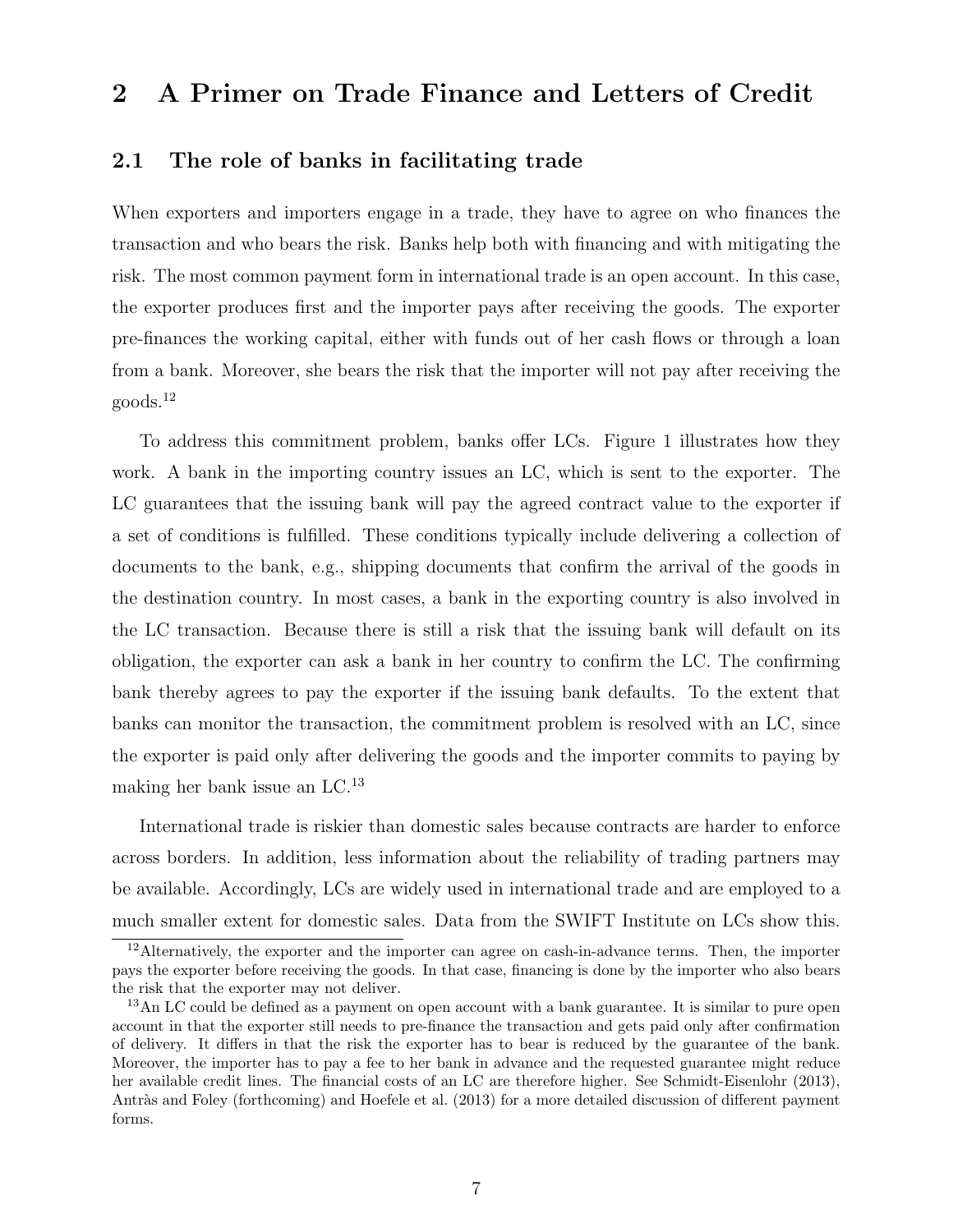# 2 A Primer on Trade Finance and Letters of Credit

## 2.1 The role of banks in facilitating trade

When exporters and importers engage in a trade, they have to agree on who finances the transaction and who bears the risk. Banks help both with financing and with mitigating the risk. The most common payment form in international trade is an open account. In this case, the exporter produces first and the importer pays after receiving the goods. The exporter pre-finances the working capital, either with funds out of her cash flows or through a loan from a bank. Moreover, she bears the risk that the importer will not pay after receiving the goods.[12]

To address this commitment problem, banks offer LCs. Figure 1 illustrates how they work. A bank in the importing country issues an LC, which is sent to the exporter. The LC guarantees that the issuing bank will pay the agreed contract value to the exporter if a set of conditions is fulfilled. These conditions typically include delivering a collection of documents to the bank, e.g., shipping documents that confirm the arrival of the goods in the destination country. In most cases, a bank in the exporting country is also involved in the LC transaction. Because there is still a risk that the issuing bank will default on its obligation, the exporter can ask a bank in her country to confirm the LC. The confirming bank thereby agrees to pay the exporter if the issuing bank defaults. To the extent that banks can monitor the transaction, the commitment problem is resolved with an LC, since the exporter is paid only after delivering the goods and the importer commits to paying by making her bank issue an LC.[13]

International trade is riskier than domestic sales because contracts are harder to enforce across borders. In addition, less information about the reliability of trading partners may be available. Accordingly, LCs are widely used in international trade and are employed to a much smaller extent for domestic sales. Data from the SWIFT Institute on LCs show this.

[12] Alternatively, the exporter and the importer can agree on cash-in-advance terms. Then, the importer pays the exporter before receiving the goods. In that case, financing is done by the importer who also bears the risk that the exporter may not deliver.

[13] An LC could be defined as a payment on open account with a bank guarantee. It is similar to pure open account in that the exporter still needs to pre-finance the transaction and gets paid only after confirmation of delivery. It differs in that the risk the exporter has to bear is reduced by the guarantee of the bank. Moreover, the importer has to pay a fee to her bank in advance and the requested guarantee might reduce her available credit lines. The financial costs of an LC are therefore higher. See Schmidt-Eisenlohr (2013), Antràs and Foley (forthcoming) and Hoefele et al. (2013) for a more detailed discussion of different payment forms.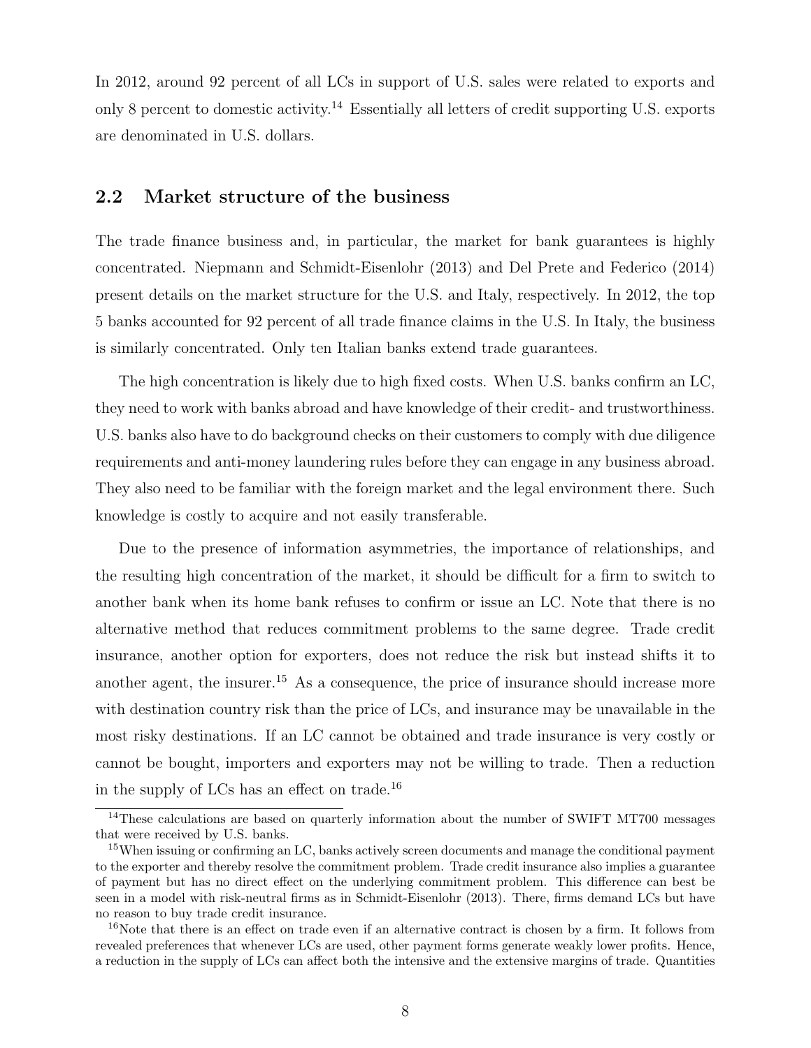In 2012, around 92 percent of all LCs in support of U.S. sales were related to exports and only 8 percent to domestic activity.[14] Essentially all letters of credit supporting U.S. exports are denominated in U.S. dollars.

## 2.2 Market structure of the business

The trade finance business and, in particular, the market for bank guarantees is highly concentrated. Niepmann and Schmidt-Eisenlohr (2013) and Del Prete and Federico (2014) present details on the market structure for the U.S. and Italy, respectively. In 2012, the top 5 banks accounted for 92 percent of all trade finance claims in the U.S. In Italy, the business is similarly concentrated. Only ten Italian banks extend trade guarantees.

The high concentration is likely due to high fixed costs. When U.S. banks confirm an LC, they need to work with banks abroad and have knowledge of their credit- and trustworthiness. U.S. banks also have to do background checks on their customers to comply with due diligence requirements and anti-money laundering rules before they can engage in any business abroad. They also need to be familiar with the foreign market and the legal environment there. Such knowledge is costly to acquire and not easily transferable.

Due to the presence of information asymmetries, the importance of relationships, and the resulting high concentration of the market, it should be difficult for a firm to switch to another bank when its home bank refuses to confirm or issue an LC. Note that there is no alternative method that reduces commitment problems to the same degree. Trade credit insurance, another option for exporters, does not reduce the risk but instead shifts it to another agent, the insurer.[15] As a consequence, the price of insurance should increase more with destination country risk than the price of LCs, and insurance may be unavailable in the most risky destinations. If an LC cannot be obtained and trade insurance is very costly or cannot be bought, importers and exporters may not be willing to trade. Then a reduction in the supply of LCs has an effect on trade.[16]

[14] These calculations are based on quarterly information about the number of SWIFT MT700 messages that were received by U.S. banks.

[15] When issuing or confirming an LC, banks actively screen documents and manage the conditional payment to the exporter and thereby resolve the commitment problem. Trade credit insurance also implies a guarantee of payment but has no direct effect on the underlying commitment problem. This difference can best be seen in a model with risk-neutral firms as in Schmidt-Eisenlohr (2013). There, firms demand LCs but have no reason to buy trade credit insurance.

[16] Note that there is an effect on trade even if an alternative contract is chosen by a firm. It follows from revealed preferences that whenever LCs are used, other payment forms generate weakly lower profits. Hence, a reduction in the supply of LCs can affect both the intensive and the extensive margins of trade. Quantities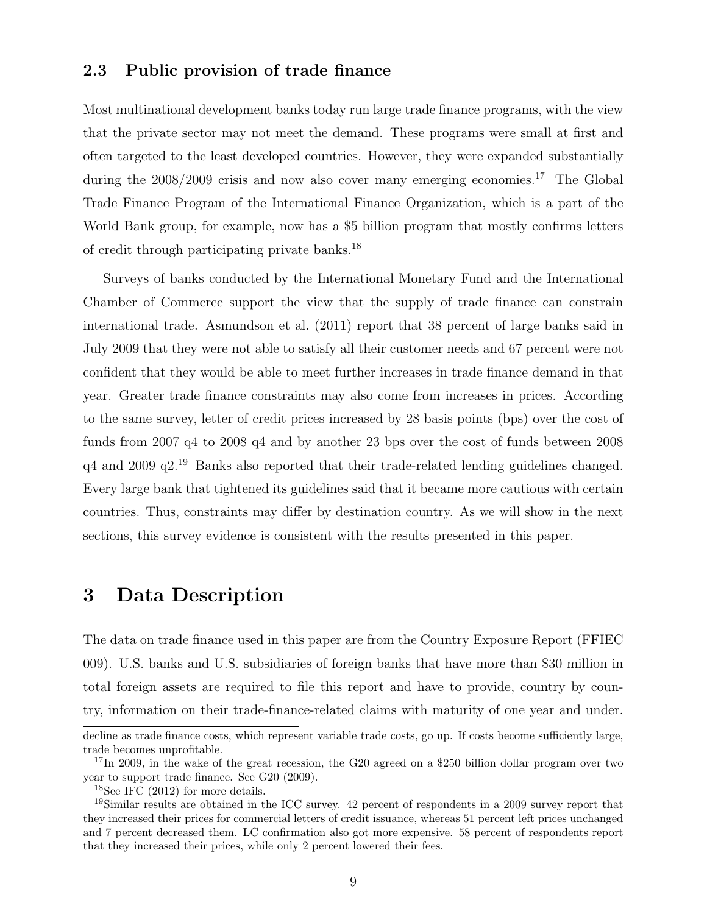## 2.3 Public provision of trade finance

Most multinational development banks today run large trade finance programs, with the view that the private sector may not meet the demand. These programs were small at first and often targeted to the least developed countries. However, they were expanded substantially during the 2008/2009 crisis and now also cover many emerging economies.[17] The Global Trade Finance Program of the International Finance Organization, which is a part of the World Bank group, for example, now has a $5 billion program that mostly confirms letters of credit through participating private banks.[18]

Surveys of banks conducted by the International Monetary Fund and the International Chamber of Commerce support the view that the supply of trade finance can constrain international trade. Asmundson et al. (2011) report that 38 percent of large banks said in July 2009 that they were not able to satisfy all their customer needs and 67 percent were not confident that they would be able to meet further increases in trade finance demand in that year. Greater trade finance constraints may also come from increases in prices. According to the same survey, letter of credit prices increased by 28 basis points (bps) over the cost of funds from 2007 q4 to 2008 q4 and by another 23 bps over the cost of funds between 2008 q4 and 2009 q2.[19] Banks also reported that their trade-related lending guidelines changed. Every large bank that tightened its guidelines said that it became more cautious with certain countries. Thus, constraints may differ by destination country. As we will show in the next sections, this survey evidence is consistent with the results presented in this paper.

# 3 Data Description

The data on trade finance used in this paper are from the Country Exposure Report (FFIEC 009). U.S. banks and U.S. subsidiaries of foreign banks that have more than $30 million in total foreign assets are required to file this report and have to provide, country by country, information on their trade-finance-related claims with maturity of one year and under.

---

decline as trade finance costs, which represent variable trade costs, go up. If costs become sufficiently large, trade becomes unprofitable.

[17] In 2009, in the wake of the great recession, the G20 agreed on a $250 billion dollar program over two year to support trade finance. See G20 (2009).

[18] See IFC (2012) for more details.

[19] Similar results are obtained in the ICC survey. 42 percent of respondents in a 2009 survey report that they increased their prices for commercial letters of credit issuance, whereas 51 percent left prices unchanged and 7 percent decreased them. LC confirmation also got more expensive. 58 percent of respondents report that they increased their prices, while only 2 percent lowered their fees.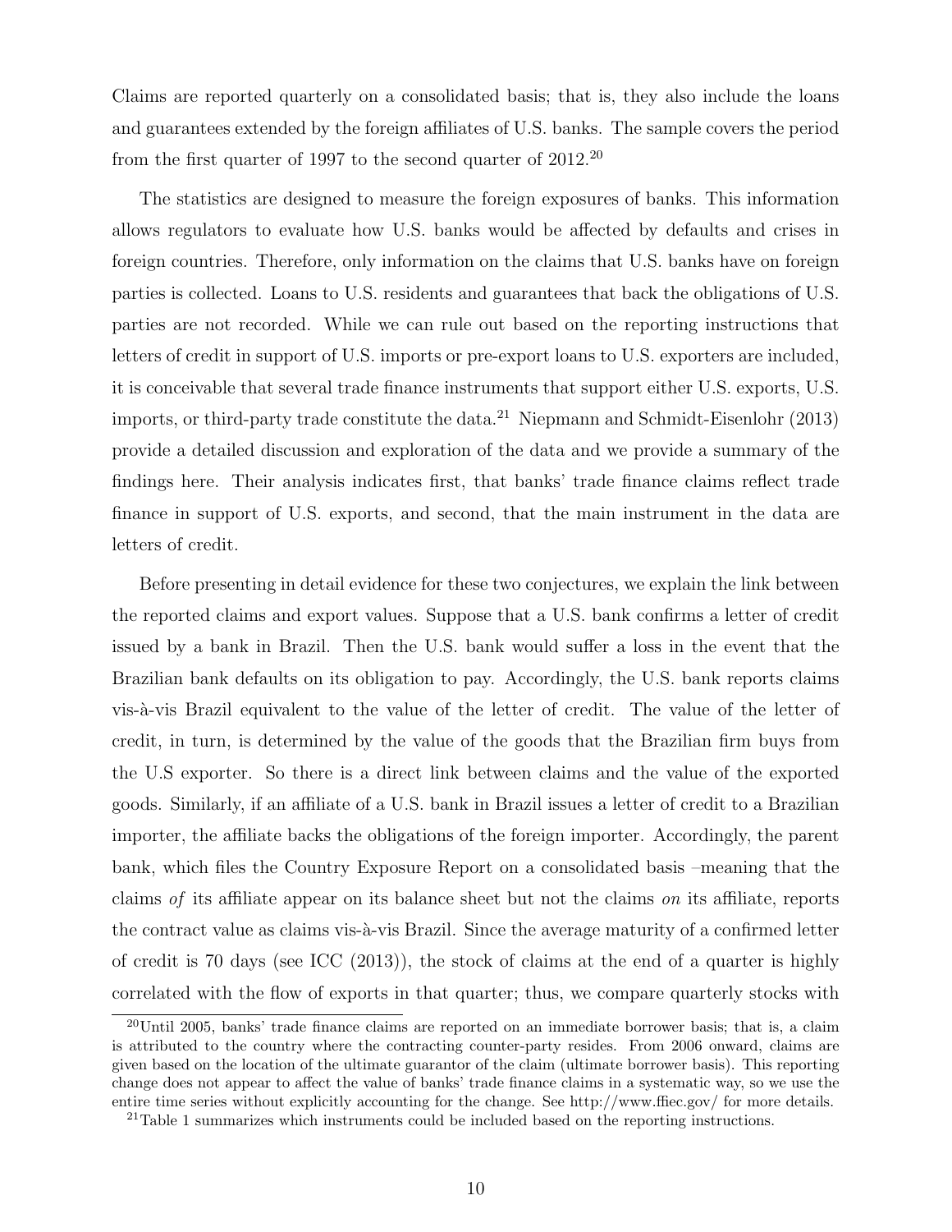Claims are reported quarterly on a consolidated basis; that is, they also include the loans and guarantees extended by the foreign affiliates of U.S. banks. The sample covers the period from the first quarter of 1997 to the second quarter of 2012.[20]

The statistics are designed to measure the foreign exposures of banks. This information allows regulators to evaluate how U.S. banks would be affected by defaults and crises in foreign countries. Therefore, only information on the claims that U.S. banks have on foreign parties is collected. Loans to U.S. residents and guarantees that back the obligations of U.S. parties are not recorded. While we can rule out based on the reporting instructions that letters of credit in support of U.S. imports or pre-export loans to U.S. exporters are included, it is conceivable that several trade finance instruments that support either U.S. exports, U.S. imports, or third-party trade constitute the data.[21] Niepmann and Schmidt-Eisenlohr (2013) provide a detailed discussion and exploration of the data and we provide a summary of the findings here. Their analysis indicates first, that banks' trade finance claims reflect trade finance in support of U.S. exports, and second, that the main instrument in the data are letters of credit.

Before presenting in detail evidence for these two conjectures, we explain the link between the reported claims and export values. Suppose that a U.S. bank confirms a letter of credit issued by a bank in Brazil. Then the U.S. bank would suffer a loss in the event that the Brazilian bank defaults on its obligation to pay. Accordingly, the U.S. bank reports claims vis-à-vis Brazil equivalent to the value of the letter of credit. The value of the letter of credit, in turn, is determined by the value of the goods that the Brazilian firm buys from the U.S exporter. So there is a direct link between claims and the value of the exported goods. Similarly, if an affiliate of a U.S. bank in Brazil issues a letter of credit to a Brazilian importer, the affiliate backs the obligations of the foreign importer. Accordingly, the parent bank, which files the Country Exposure Report on a consolidated basis –meaning that the claims *of* its affiliate appear on its balance sheet but not the claims *on* its affiliate, reports the contract value as claims vis-à-vis Brazil. Since the average maturity of a confirmed letter of credit is 70 days (see ICC (2013)), the stock of claims at the end of a quarter is highly correlated with the flow of exports in that quarter; thus, we compare quarterly stocks with

[20] Until 2005, banks' trade finance claims are reported on an immediate borrower basis; that is, a claim is attributed to the country where the contracting counter-party resides. From 2006 onward, claims are given based on the location of the ultimate guarantor of the claim (ultimate borrower basis). This reporting change does not appear to affect the value of banks' trade finance claims in a systematic way, so we use the entire time series without explicitly accounting for the change. See http://www.ffiec.gov/ for more details.

[21] Table 1 summarizes which instruments could be included based on the reporting instructions.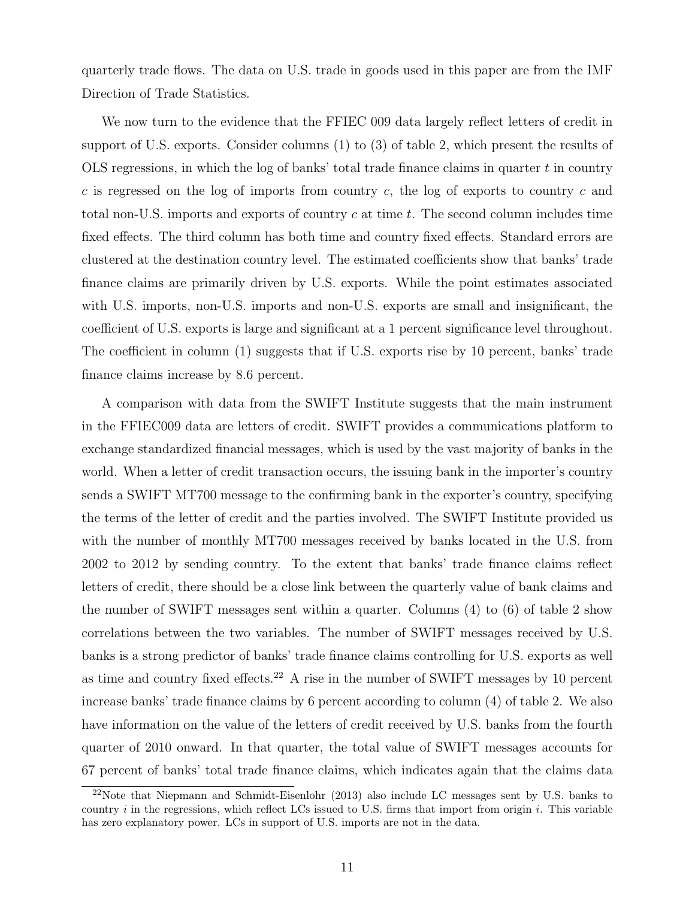quarterly trade flows. The data on U.S. trade in goods used in this paper are from the IMF Direction of Trade Statistics.

We now turn to the evidence that the FFIEC 009 data largely reflect letters of credit in support of U.S. exports. Consider columns (1) to (3) of table 2, which present the results of OLS regressions, in which the log of banks' total trade finance claims in quarter $t$ in country $c$ is regressed on the log of imports from country $c$, the log of exports to country $c$ and total non-U.S. imports and exports of country $c$ at time $t$. The second column includes time fixed effects. The third column has both time and country fixed effects. Standard errors are clustered at the destination country level. The estimated coefficients show that banks' trade finance claims are primarily driven by U.S. exports. While the point estimates associated with U.S. imports, non-U.S. imports and non-U.S. exports are small and insignificant, the coefficient of U.S. exports is large and significant at a 1 percent significance level throughout. The coefficient in column (1) suggests that if U.S. exports rise by 10 percent, banks' trade finance claims increase by 8.6 percent.

A comparison with data from the SWIFT Institute suggests that the main instrument in the FFIEC009 data are letters of credit. SWIFT provides a communications platform to exchange standardized financial messages, which is used by the vast majority of banks in the world. When a letter of credit transaction occurs, the issuing bank in the importer's country sends a SWIFT MT700 message to the confirming bank in the exporter's country, specifying the terms of the letter of credit and the parties involved. The SWIFT Institute provided us with the number of monthly MT700 messages received by banks located in the U.S. from 2002 to 2012 by sending country. To the extent that banks' trade finance claims reflect letters of credit, there should be a close link between the quarterly value of bank claims and the number of SWIFT messages sent within a quarter. Columns (4) to (6) of table 2 show correlations between the two variables. The number of SWIFT messages received by U.S. banks is a strong predictor of banks' trade finance claims controlling for U.S. exports as well as time and country fixed effects.[22] A rise in the number of SWIFT messages by 10 percent increase banks' trade finance claims by 6 percent according to column (4) of table 2. We also have information on the value of the letters of credit received by U.S. banks from the fourth quarter of 2010 onward. In that quarter, the total value of SWIFT messages accounts for 67 percent of banks' total trade finance claims, which indicates again that the claims data

[22]Note that Niepmann and Schmidt-Eisenlohr (2013) also include LC messages sent by U.S. banks to country $i$ in the regressions, which reflect LCs issued to U.S. firms that import from origin $i$. This variable has zero explanatory power. LCs in support of U.S. imports are not in the data.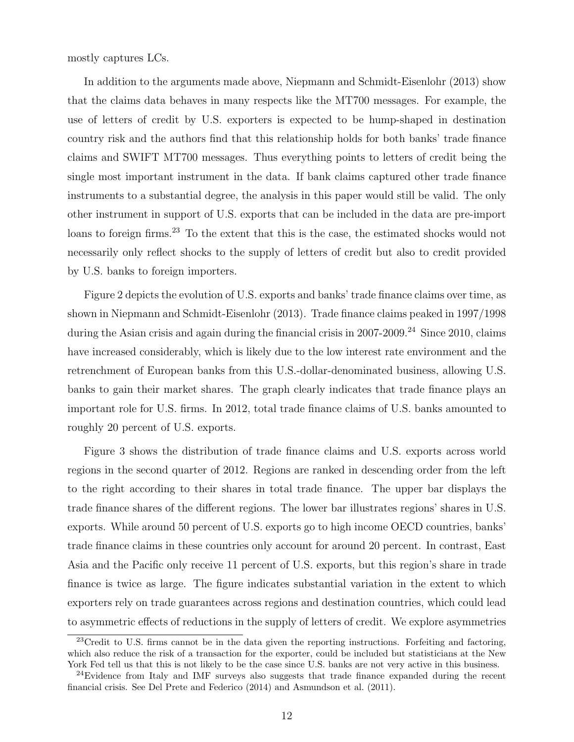mostly captures LCs.

In addition to the arguments made above, Niepmann and Schmidt-Eisenlohr (2013) show that the claims data behaves in many respects like the MT700 messages. For example, the use of letters of credit by U.S. exporters is expected to be hump-shaped in destination country risk and the authors find that this relationship holds for both banks' trade finance claims and SWIFT MT700 messages. Thus everything points to letters of credit being the single most important instrument in the data. If bank claims captured other trade finance instruments to a substantial degree, the analysis in this paper would still be valid. The only other instrument in support of U.S. exports that can be included in the data are pre-import loans to foreign firms.[23] To the extent that this is the case, the estimated shocks would not necessarily only reflect shocks to the supply of letters of credit but also to credit provided by U.S. banks to foreign importers.

Figure 2 depicts the evolution of U.S. exports and banks' trade finance claims over time, as shown in Niepmann and Schmidt-Eisenlohr (2013). Trade finance claims peaked in 1997/1998 during the Asian crisis and again during the financial crisis in 2007-2009.[24] Since 2010, claims have increased considerably, which is likely due to the low interest rate environment and the retrenchment of European banks from this U.S.-dollar-denominated business, allowing U.S. banks to gain their market shares. The graph clearly indicates that trade finance plays an important role for U.S. firms. In 2012, total trade finance claims of U.S. banks amounted to roughly 20 percent of U.S. exports.

Figure 3 shows the distribution of trade finance claims and U.S. exports across world regions in the second quarter of 2012. Regions are ranked in descending order from the left to the right according to their shares in total trade finance. The upper bar displays the trade finance shares of the different regions. The lower bar illustrates regions' shares in U.S. exports. While around 50 percent of U.S. exports go to high income OECD countries, banks' trade finance claims in these countries only account for around 20 percent. In contrast, East Asia and the Pacific only receive 11 percent of U.S. exports, but this region's share in trade finance is twice as large. The figure indicates substantial variation in the extent to which exporters rely on trade guarantees across regions and destination countries, which could lead to asymmetric effects of reductions in the supply of letters of credit. We explore asymmetries

[23] Credit to U.S. firms cannot be in the data given the reporting instructions. Forfeiting and factoring, which also reduce the risk of a transaction for the exporter, could be included but statisticians at the New York Fed tell us that this is not likely to be the case since U.S. banks are not very active in this business.

[24] Evidence from Italy and IMF surveys also suggests that trade finance expanded during the recent financial crisis. See Del Prete and Federico (2014) and Asmundson et al. (2011).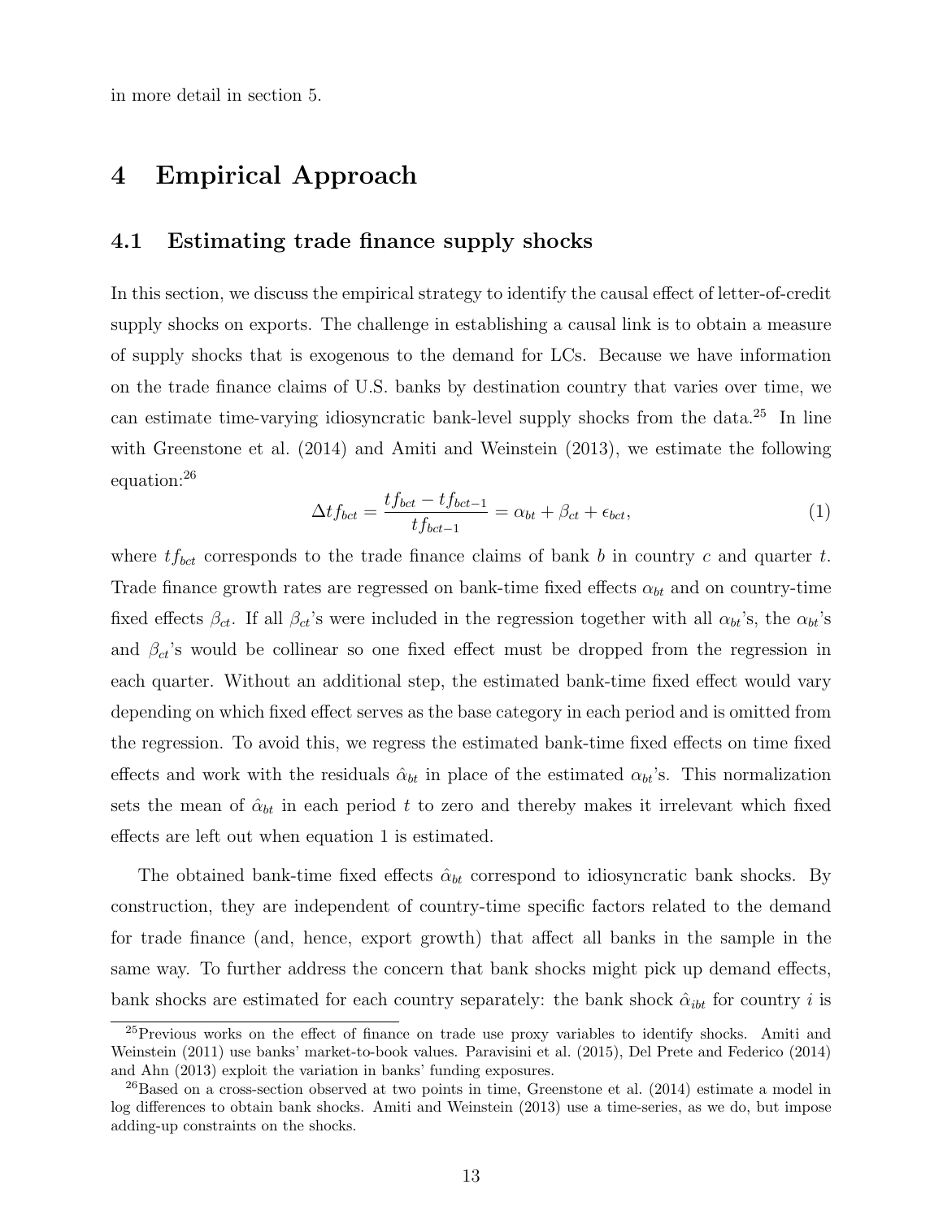in more detail in section 5.

# 4 Empirical Approach

## 4.1 Estimating trade finance supply shocks

In this section, we discuss the empirical strategy to identify the causal effect of letter-of-credit supply shocks on exports. The challenge in establishing a causal link is to obtain a measure of supply shocks that is exogenous to the demand for LCs. Because we have information on the trade finance claims of U.S. banks by destination country that varies over time, we can estimate time-varying idiosyncratic bank-level supply shocks from the data.[25] In line with Greenstone et al. (2014) and Amiti and Weinstein (2013), we estimate the following equation:[26]

$$\Delta tf_{bct} = \frac{tf_{bct} - tf_{bct-1}}{tf_{bct-1}} = \alpha_{bt} + \beta_{ct} + \epsilon_{bct}, \tag{1}$$

where $tf_{bct}$ corresponds to the trade finance claims of bank $b$ in country $c$ and quarter $t$. Trade finance growth rates are regressed on bank-time fixed effects $\alpha_{bt}$ and on country-time fixed effects $\beta_{ct}$. If all $\beta_{ct}$'s were included in the regression together with all $\alpha_{bt}$'s, the $\alpha_{bt}$'s and $\beta_{ct}$'s would be collinear so one fixed effect must be dropped from the regression in each quarter. Without an additional step, the estimated bank-time fixed effect would vary depending on which fixed effect serves as the base category in each period and is omitted from the regression. To avoid this, we regress the estimated bank-time fixed effects on time fixed effects and work with the residuals $\hat{\alpha}_{bt}$ in place of the estimated $\alpha_{bt}$'s. This normalization sets the mean of $\hat{\alpha}_{bt}$ in each period $t$ to zero and thereby makes it irrelevant which fixed effects are left out when equation 1 is estimated.

The obtained bank-time fixed effects $\hat{\alpha}_{bt}$ correspond to idiosyncratic bank shocks. By construction, they are independent of country-time specific factors related to the demand for trade finance (and, hence, export growth) that affect all banks in the sample in the same way. To further address the concern that bank shocks might pick up demand effects, bank shocks are estimated for each country separately: the bank shock $\hat{\alpha}_{ibt}$ for country $i$ is

[25] Previous works on the effect of finance on trade use proxy variables to identify shocks. Amiti and Weinstein (2011) use banks' market-to-book values. Paravisini et al. (2015), Del Prete and Federico (2014) and Ahn (2013) exploit the variation in banks' funding exposures.

[26] Based on a cross-section observed at two points in time, Greenstone et al. (2014) estimate a model in log differences to obtain bank shocks. Amiti and Weinstein (2013) use a time-series, as we do, but impose adding-up constraints on the shocks.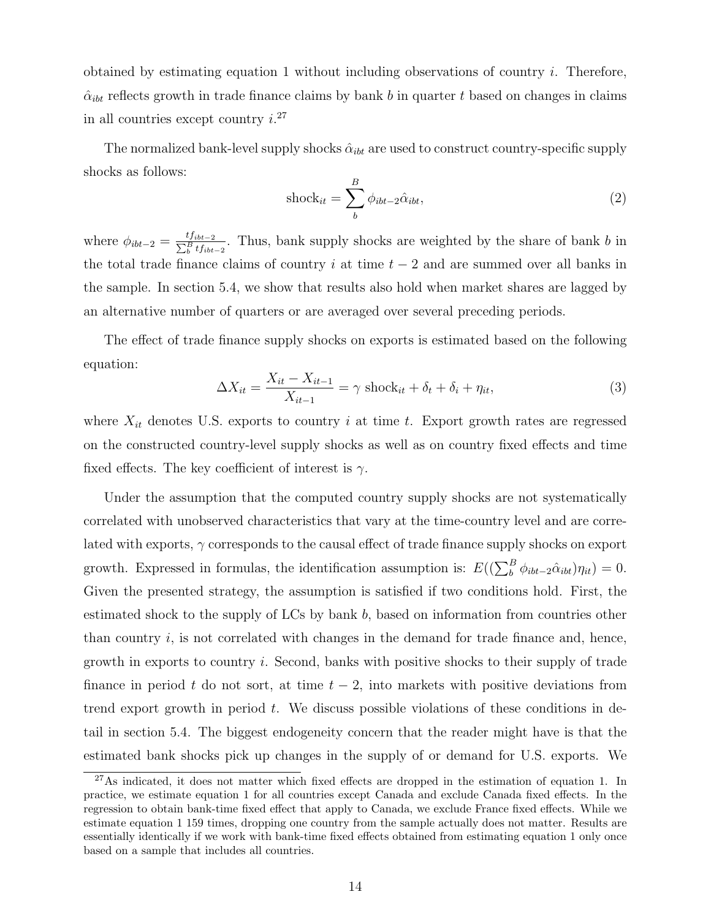obtained by estimating equation 1 without including observations of country $i$. Therefore, $\hat{\alpha}_{ibt}$ reflects growth in trade finance claims by bank $b$ in quarter $t$ based on changes in claims in all countries except country $i$.[27]

The normalized bank-level supply shocks $\hat{\alpha}_{ibt}$ are used to construct country-specific supply shocks as follows:

$$\text{shock}_{it} = \sum_{b}^{B} \phi_{ibt-2}\hat{\alpha}_{ibt}, \tag{2}$$

where $\phi_{ibt-2} = \frac{tf_{ibt-2}}{\sum_b^B tf_{ibt-2}}$. Thus, bank supply shocks are weighted by the share of bank $b$ in the total trade finance claims of country $i$ at time $t-2$ and are summed over all banks in the sample. In section 5.4, we show that results also hold when market shares are lagged by an alternative number of quarters or are averaged over several preceding periods.

The effect of trade finance supply shocks on exports is estimated based on the following equation:

$$\Delta X_{it} = \frac{X_{it} - X_{it-1}}{X_{it-1}} = \gamma \text{ shock}_{it} + \delta_t + \delta_i + \eta_{it}, \tag{3}$$

where $X_{it}$ denotes U.S. exports to country $i$ at time $t$. Export growth rates are regressed on the constructed country-level supply shocks as well as on country fixed effects and time fixed effects. The key coefficient of interest is $\gamma$.

Under the assumption that the computed country supply shocks are not systematically correlated with unobserved characteristics that vary at the time-country level and are correlated with exports, $\gamma$ corresponds to the causal effect of trade finance supply shocks on export growth. Expressed in formulas, the identification assumption is: $E((\sum_b^B \phi_{ibt-2}\hat{\alpha}_{ibt})\eta_{it}) = 0$. Given the presented strategy, the assumption is satisfied if two conditions hold. First, the estimated shock to the supply of LCs by bank $b$, based on information from countries other than country $i$, is not correlated with changes in the demand for trade finance and, hence, growth in exports to country $i$. Second, banks with positive shocks to their supply of trade finance in period $t$ do not sort, at time $t-2$, into markets with positive deviations from trend export growth in period $t$. We discuss possible violations of these conditions in detail in section 5.4. The biggest endogeneity concern that the reader might have is that the estimated bank shocks pick up changes in the supply of or demand for U.S. exports. We

[27]As indicated, it does not matter which fixed effects are dropped in the estimation of equation 1. In practice, we estimate equation 1 for all countries except Canada and exclude Canada fixed effects. In the regression to obtain bank-time fixed effect that apply to Canada, we exclude France fixed effects. While we estimate equation 1 159 times, dropping one country from the sample actually does not matter. Results are essentially identically if we work with bank-time fixed effects obtained from estimating equation 1 only once based on a sample that includes all countries.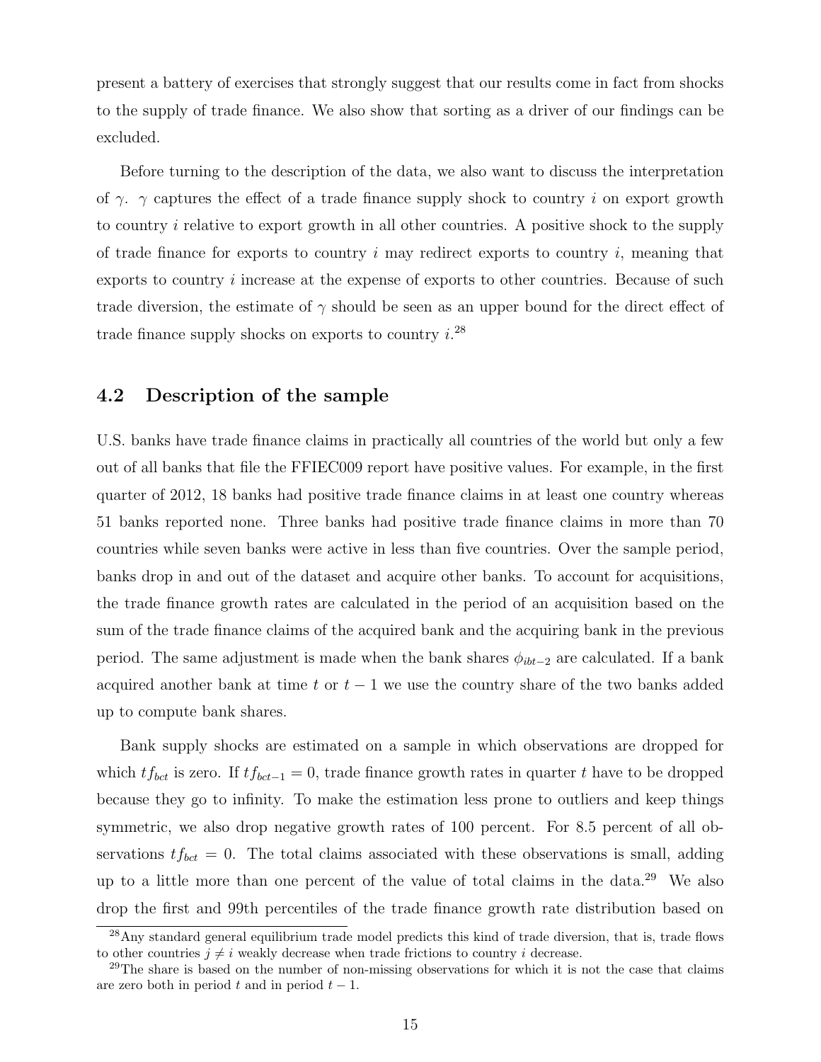present a battery of exercises that strongly suggest that our results come in fact from shocks to the supply of trade finance. We also show that sorting as a driver of our findings can be excluded.

Before turning to the description of the data, we also want to discuss the interpretation of $\gamma$. $\gamma$ captures the effect of a trade finance supply shock to country $i$ on export growth to country $i$ relative to export growth in all other countries. A positive shock to the supply of trade finance for exports to country $i$ may redirect exports to country $i$, meaning that exports to country $i$ increase at the expense of exports to other countries. Because of such trade diversion, the estimate of $\gamma$ should be seen as an upper bound for the direct effect of trade finance supply shocks on exports to country $i$.[28]

## 4.2 Description of the sample

U.S. banks have trade finance claims in practically all countries of the world but only a few out of all banks that file the FFIEC009 report have positive values. For example, in the first quarter of 2012, 18 banks had positive trade finance claims in at least one country whereas 51 banks reported none. Three banks had positive trade finance claims in more than 70 countries while seven banks were active in less than five countries. Over the sample period, banks drop in and out of the dataset and acquire other banks. To account for acquisitions, the trade finance growth rates are calculated in the period of an acquisition based on the sum of the trade finance claims of the acquired bank and the acquiring bank in the previous period. The same adjustment is made when the bank shares $\phi_{ibt-2}$ are calculated. If a bank acquired another bank at time $t$ or $t-1$ we use the country share of the two banks added up to compute bank shares.

Bank supply shocks are estimated on a sample in which observations are dropped for which $tf_{bct}$ is zero. If $tf_{bct-1} = 0$, trade finance growth rates in quarter $t$ have to be dropped because they go to infinity. To make the estimation less prone to outliers and keep things symmetric, we also drop negative growth rates of 100 percent. For 8.5 percent of all observations $tf_{bct} = 0$. The total claims associated with these observations is small, adding up to a little more than one percent of the value of total claims in the data.[29] We also drop the first and 99th percentiles of the trade finance growth rate distribution based on

[28] Any standard general equilibrium trade model predicts this kind of trade diversion, that is, trade flows to other countries $j \neq i$ weakly decrease when trade frictions to country $i$ decrease.

[29] The share is based on the number of non-missing observations for which it is not the case that claims are zero both in period $t$ and in period $t-1$.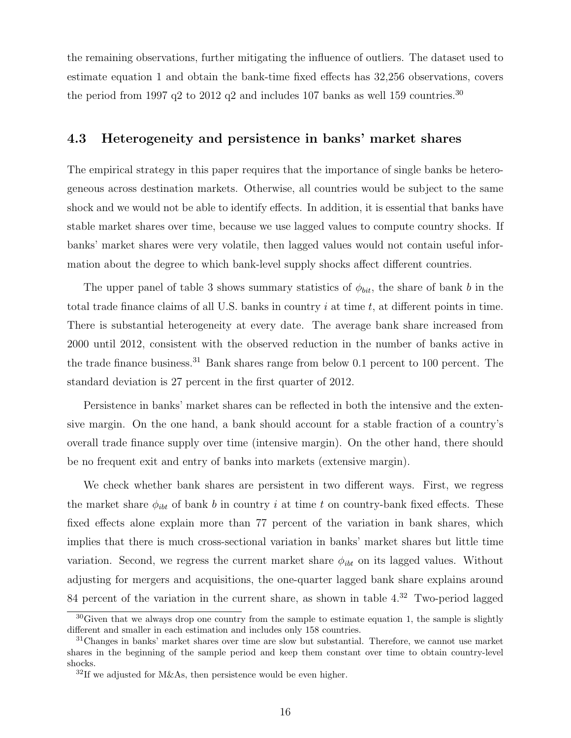the remaining observations, further mitigating the influence of outliers. The dataset used to estimate equation 1 and obtain the bank-time fixed effects has 32,256 observations, covers the period from 1997 q2 to 2012 q2 and includes 107 banks as well 159 countries.[30]

### 4.3 Heterogeneity and persistence in banks' market shares

The empirical strategy in this paper requires that the importance of single banks be heterogeneous across destination markets. Otherwise, all countries would be subject to the same shock and we would not be able to identify effects. In addition, it is essential that banks have stable market shares over time, because we use lagged values to compute country shocks. If banks' market shares were very volatile, then lagged values would not contain useful information about the degree to which bank-level supply shocks affect different countries.

The upper panel of table 3 shows summary statistics of $\phi_{bit}$, the share of bank $b$ in the total trade finance claims of all U.S. banks in country $i$ at time $t$, at different points in time. There is substantial heterogeneity at every date. The average bank share increased from 2000 until 2012, consistent with the observed reduction in the number of banks active in the trade finance business.[31] Bank shares range from below 0.1 percent to 100 percent. The standard deviation is 27 percent in the first quarter of 2012.

Persistence in banks' market shares can be reflected in both the intensive and the extensive margin. On the one hand, a bank should account for a stable fraction of a country's overall trade finance supply over time (intensive margin). On the other hand, there should be no frequent exit and entry of banks into markets (extensive margin).

We check whether bank shares are persistent in two different ways. First, we regress the market share $\phi_{ibt}$ of bank $b$ in country $i$ at time $t$ on country-bank fixed effects. These fixed effects alone explain more than 77 percent of the variation in bank shares, which implies that there is much cross-sectional variation in banks' market shares but little time variation. Second, we regress the current market share $\phi_{ibt}$ on its lagged values. Without adjusting for mergers and acquisitions, the one-quarter lagged bank share explains around 84 percent of the variation in the current share, as shown in table 4.[32] Two-period lagged

[30] Given that we always drop one country from the sample to estimate equation 1, the sample is slightly different and smaller in each estimation and includes only 158 countries.

[31] Changes in banks' market shares over time are slow but substantial. Therefore, we cannot use market shares in the beginning of the sample period and keep them constant over time to obtain country-level shocks.

[32] If we adjusted for M&As, then persistence would be even higher.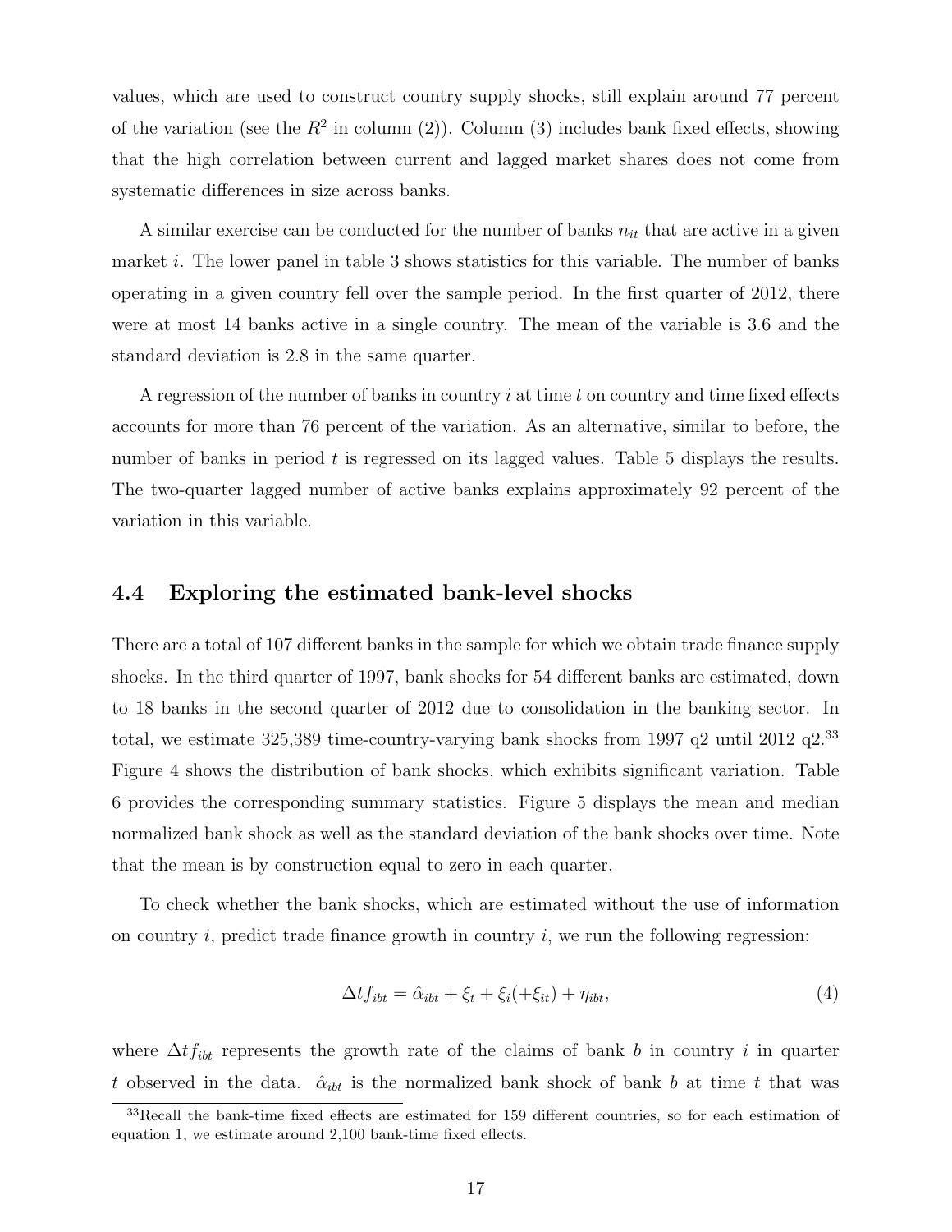values, which are used to construct country supply shocks, still explain around 77 percent of the variation (see the $R^2$ in column (2)). Column (3) includes bank fixed effects, showing that the high correlation between current and lagged market shares does not come from systematic differences in size across banks.

A similar exercise can be conducted for the number of banks $n_{it}$ that are active in a given market $i$. The lower panel in table 3 shows statistics for this variable. The number of banks operating in a given country fell over the sample period. In the first quarter of 2012, there were at most 14 banks active in a single country. The mean of the variable is 3.6 and the standard deviation is 2.8 in the same quarter.

A regression of the number of banks in country $i$ at time $t$ on country and time fixed effects accounts for more than 76 percent of the variation. As an alternative, similar to before, the number of banks in period $t$ is regressed on its lagged values. Table 5 displays the results. The two-quarter lagged number of active banks explains approximately 92 percent of the variation in this variable.

### 4.4 Exploring the estimated bank-level shocks

There are a total of 107 different banks in the sample for which we obtain trade finance supply shocks. In the third quarter of 1997, bank shocks for 54 different banks are estimated, down to 18 banks in the second quarter of 2012 due to consolidation in the banking sector. In total, we estimate 325,389 time-country-varying bank shocks from 1997 q2 until 2012 q2.[33] Figure 4 shows the distribution of bank shocks, which exhibits significant variation. Table 6 provides the corresponding summary statistics. Figure 5 displays the mean and median normalized bank shock as well as the standard deviation of the bank shocks over time. Note that the mean is by construction equal to zero in each quarter.

To check whether the bank shocks, which are estimated without the use of information on country $i$, predict trade finance growth in country $i$, we run the following regression:

$$\Delta tf_{ibt} = \hat{\alpha}_{ibt} + \xi_t + \xi_i(+\xi_{it}) + \eta_{ibt}, \tag{4}$$

where $\Delta tf_{ibt}$ represents the growth rate of the claims of bank $b$ in country $i$ in quarter $t$ observed in the data. $\hat{\alpha}_{ibt}$ is the normalized bank shock of bank $b$ at time $t$ that was

[33] Recall the bank-time fixed effects are estimated for 159 different countries, so for each estimation of equation 1, we estimate around 2,100 bank-time fixed effects.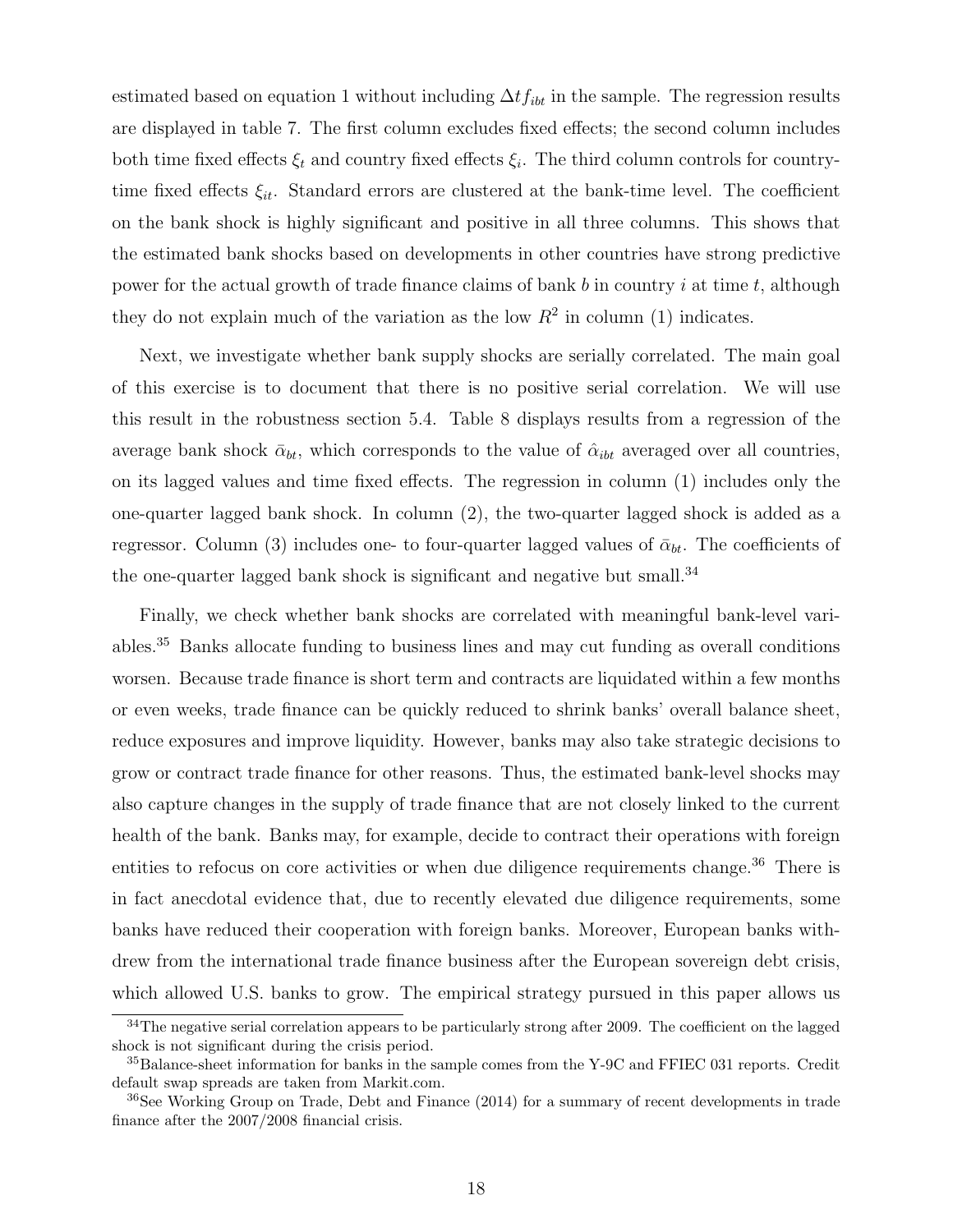estimated based on equation 1 without including $\Delta tf_{ibt}$ in the sample. The regression results are displayed in table 7. The first column excludes fixed effects; the second column includes both time fixed effects $\xi_t$ and country fixed effects $\xi_i$. The third column controls for country-time fixed effects $\xi_{it}$. Standard errors are clustered at the bank-time level. The coefficient on the bank shock is highly significant and positive in all three columns. This shows that the estimated bank shocks based on developments in other countries have strong predictive power for the actual growth of trade finance claims of bank $b$ in country $i$ at time $t$, although they do not explain much of the variation as the low $R^2$ in column (1) indicates.

Next, we investigate whether bank supply shocks are serially correlated. The main goal of this exercise is to document that there is no positive serial correlation. We will use this result in the robustness section 5.4. Table 8 displays results from a regression of the average bank shock $\bar{\alpha}_{bt}$, which corresponds to the value of $\hat{\alpha}_{ibt}$ averaged over all countries, on its lagged values and time fixed effects. The regression in column (1) includes only the one-quarter lagged bank shock. In column (2), the two-quarter lagged shock is added as a regressor. Column (3) includes one- to four-quarter lagged values of $\bar{\alpha}_{bt}$. The coefficients of the one-quarter lagged bank shock is significant and negative but small.[34]

Finally, we check whether bank shocks are correlated with meaningful bank-level variables.[35] Banks allocate funding to business lines and may cut funding as overall conditions worsen. Because trade finance is short term and contracts are liquidated within a few months or even weeks, trade finance can be quickly reduced to shrink banks' overall balance sheet, reduce exposures and improve liquidity. However, banks may also take strategic decisions to grow or contract trade finance for other reasons. Thus, the estimated bank-level shocks may also capture changes in the supply of trade finance that are not closely linked to the current health of the bank. Banks may, for example, decide to contract their operations with foreign entities to refocus on core activities or when due diligence requirements change.[36] There is in fact anecdotal evidence that, due to recently elevated due diligence requirements, some banks have reduced their cooperation with foreign banks. Moreover, European banks withdrew from the international trade finance business after the European sovereign debt crisis, which allowed U.S. banks to grow. The empirical strategy pursued in this paper allows us

[34]The negative serial correlation appears to be particularly strong after 2009. The coefficient on the lagged shock is not significant during the crisis period.

[35]Balance-sheet information for banks in the sample comes from the Y-9C and FFIEC 031 reports. Credit default swap spreads are taken from Markit.com.

[36]See Working Group on Trade, Debt and Finance (2014) for a summary of recent developments in trade finance after the 2007/2008 financial crisis.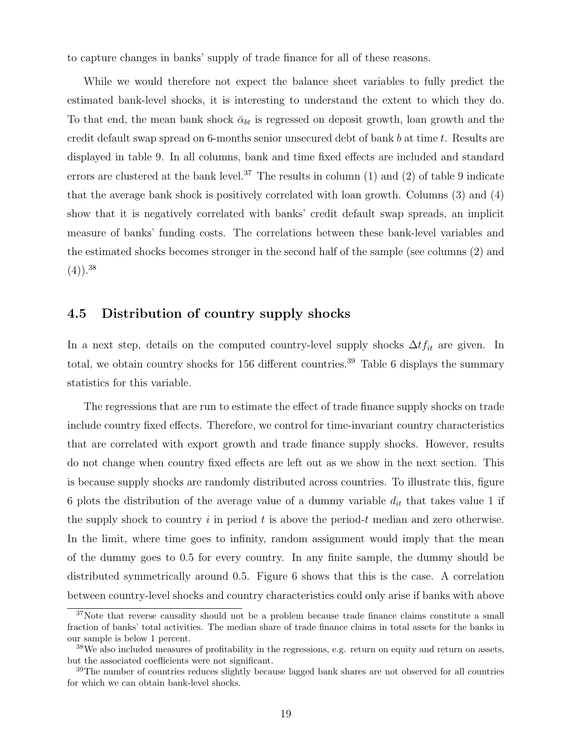to capture changes in banks' supply of trade finance for all of these reasons.

While we would therefore not expect the balance sheet variables to fully predict the estimated bank-level shocks, it is interesting to understand the extent to which they do. To that end, the mean bank shock $\bar{\alpha}_{bt}$ is regressed on deposit growth, loan growth and the credit default swap spread on 6-months senior unsecured debt of bank $b$ at time $t$. Results are displayed in table 9. In all columns, bank and time fixed effects are included and standard errors are clustered at the bank level.[37] The results in column (1) and (2) of table 9 indicate that the average bank shock is positively correlated with loan growth. Columns (3) and (4) show that it is negatively correlated with banks' credit default swap spreads, an implicit measure of banks' funding costs. The correlations between these bank-level variables and the estimated shocks becomes stronger in the second half of the sample (see columns (2) and (4)).[38]

## 4.5 Distribution of country supply shocks

In a next step, details on the computed country-level supply shocks $\Delta tf_{it}$ are given. In total, we obtain country shocks for 156 different countries.[39] Table 6 displays the summary statistics for this variable.

The regressions that are run to estimate the effect of trade finance supply shocks on trade include country fixed effects. Therefore, we control for time-invariant country characteristics that are correlated with export growth and trade finance supply shocks. However, results do not change when country fixed effects are left out as we show in the next section. This is because supply shocks are randomly distributed across countries. To illustrate this, figure 6 plots the distribution of the average value of a dummy variable $d_{it}$ that takes value 1 if the supply shock to country $i$ in period $t$ is above the period-$t$ median and zero otherwise. In the limit, where time goes to infinity, random assignment would imply that the mean of the dummy goes to 0.5 for every country. In any finite sample, the dummy should be distributed symmetrically around 0.5. Figure 6 shows that this is the case. A correlation between country-level shocks and country characteristics could only arise if banks with above

[37] Note that reverse causality should not be a problem because trade finance claims constitute a small fraction of banks' total activities. The median share of trade finance claims in total assets for the banks in our sample is below 1 percent.

[38] We also included measures of profitability in the regressions, e.g. return on equity and return on assets, but the associated coefficients were not significant.

[39] The number of countries reduces slightly because lagged bank shares are not observed for all countries for which we can obtain bank-level shocks.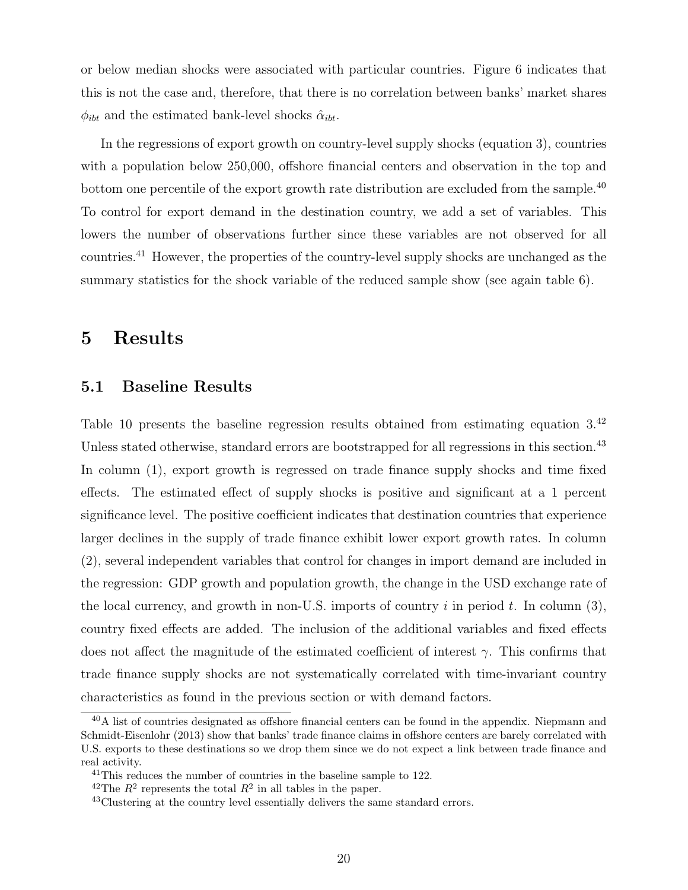or below median shocks were associated with particular countries. Figure 6 indicates that this is not the case and, therefore, that there is no correlation between banks' market shares $\phi_{ibt}$ and the estimated bank-level shocks $\hat{\alpha}_{ibt}$.

In the regressions of export growth on country-level supply shocks (equation 3), countries with a population below 250,000, offshore financial centers and observation in the top and bottom one percentile of the export growth rate distribution are excluded from the sample.[40] To control for export demand in the destination country, we add a set of variables. This lowers the number of observations further since these variables are not observed for all countries.[41] However, the properties of the country-level supply shocks are unchanged as the summary statistics for the shock variable of the reduced sample show (see again table 6).

# 5 Results

## 5.1 Baseline Results

Table 10 presents the baseline regression results obtained from estimating equation 3.[42] Unless stated otherwise, standard errors are bootstrapped for all regressions in this section.[43] In column (1), export growth is regressed on trade finance supply shocks and time fixed effects. The estimated effect of supply shocks is positive and significant at a 1 percent significance level. The positive coefficient indicates that destination countries that experience larger declines in the supply of trade finance exhibit lower export growth rates. In column (2), several independent variables that control for changes in import demand are included in the regression: GDP growth and population growth, the change in the USD exchange rate of the local currency, and growth in non-U.S. imports of country $i$ in period $t$. In column (3), country fixed effects are added. The inclusion of the additional variables and fixed effects does not affect the magnitude of the estimated coefficient of interest $\gamma$. This confirms that trade finance supply shocks are not systematically correlated with time-invariant country characteristics as found in the previous section or with demand factors.

[40] A list of countries designated as offshore financial centers can be found in the appendix. Niepmann and Schmidt-Eisenlohr (2013) show that banks' trade finance claims in offshore centers are barely correlated with U.S. exports to these destinations so we drop them since we do not expect a link between trade finance and real activity.

[41] This reduces the number of countries in the baseline sample to 122.

[42] The $R^2$ represents the total $R^2$ in all tables in the paper.

[43] Clustering at the country level essentially delivers the same standard errors.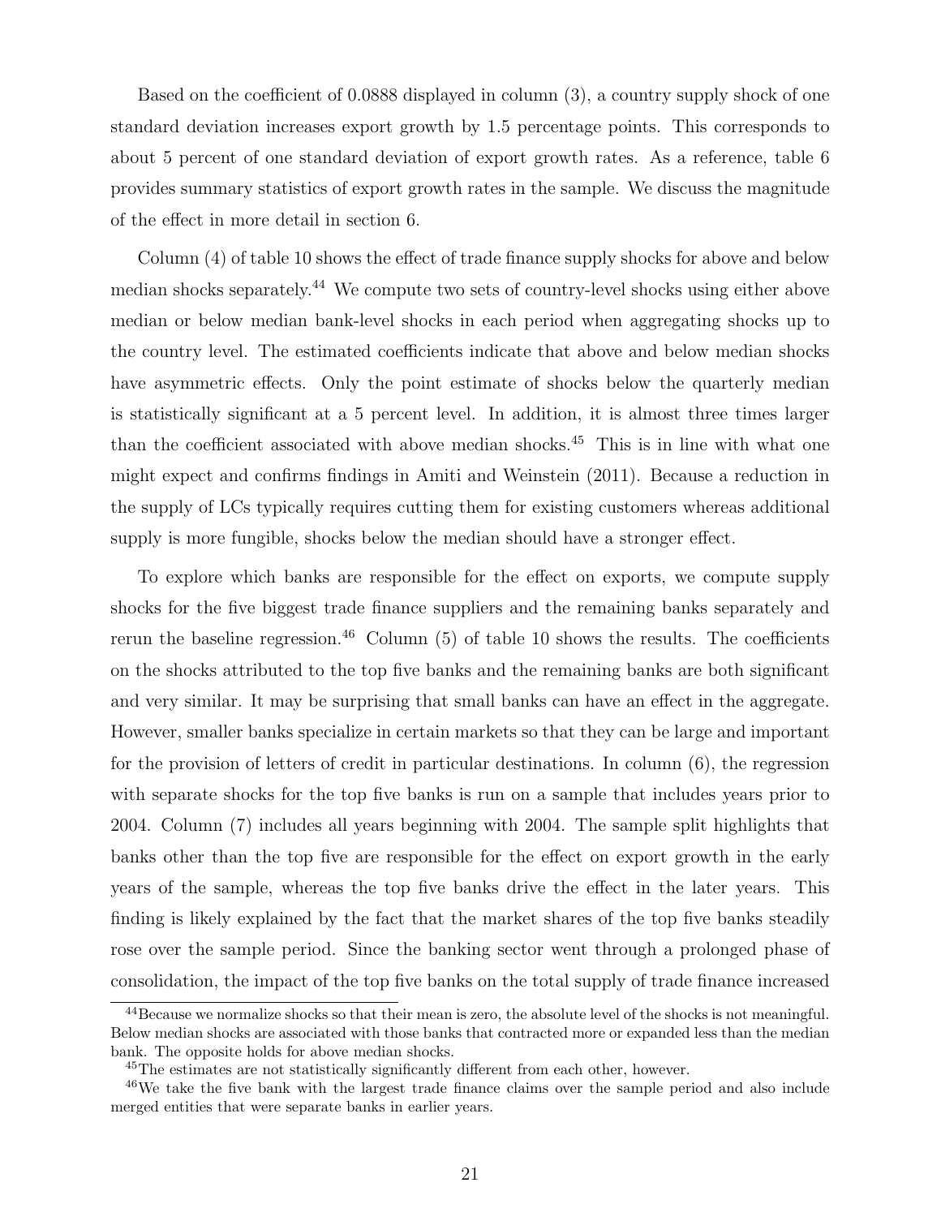Based on the coefficient of 0.0888 displayed in column (3), a country supply shock of one standard deviation increases export growth by 1.5 percentage points. This corresponds to about 5 percent of one standard deviation of export growth rates. As a reference, table 6 provides summary statistics of export growth rates in the sample. We discuss the magnitude of the effect in more detail in section 6.

Column (4) of table 10 shows the effect of trade finance supply shocks for above and below median shocks separately.[44] We compute two sets of country-level shocks using either above median or below median bank-level shocks in each period when aggregating shocks up to the country level. The estimated coefficients indicate that above and below median shocks have asymmetric effects. Only the point estimate of shocks below the quarterly median is statistically significant at a 5 percent level. In addition, it is almost three times larger than the coefficient associated with above median shocks.[45] This is in line with what one might expect and confirms findings in Amiti and Weinstein (2011). Because a reduction in the supply of LCs typically requires cutting them for existing customers whereas additional supply is more fungible, shocks below the median should have a stronger effect.

To explore which banks are responsible for the effect on exports, we compute supply shocks for the five biggest trade finance suppliers and the remaining banks separately and rerun the baseline regression.[46] Column (5) of table 10 shows the results. The coefficients on the shocks attributed to the top five banks and the remaining banks are both significant and very similar. It may be surprising that small banks can have an effect in the aggregate. However, smaller banks specialize in certain markets so that they can be large and important for the provision of letters of credit in particular destinations. In column (6), the regression with separate shocks for the top five banks is run on a sample that includes years prior to 2004. Column (7) includes all years beginning with 2004. The sample split highlights that banks other than the top five are responsible for the effect on export growth in the early years of the sample, whereas the top five banks drive the effect in the later years. This finding is likely explained by the fact that the market shares of the top five banks steadily rose over the sample period. Since the banking sector went through a prolonged phase of consolidation, the impact of the top five banks on the total supply of trade finance increased

[44] Because we normalize shocks so that their mean is zero, the absolute level of the shocks is not meaningful. Below median shocks are associated with those banks that contracted more or expanded less than the median bank. The opposite holds for above median shocks.

[45] The estimates are not statistically significantly different from each other, however.

[46] We take the five bank with the largest trade finance claims over the sample period and also include merged entities that were separate banks in earlier years.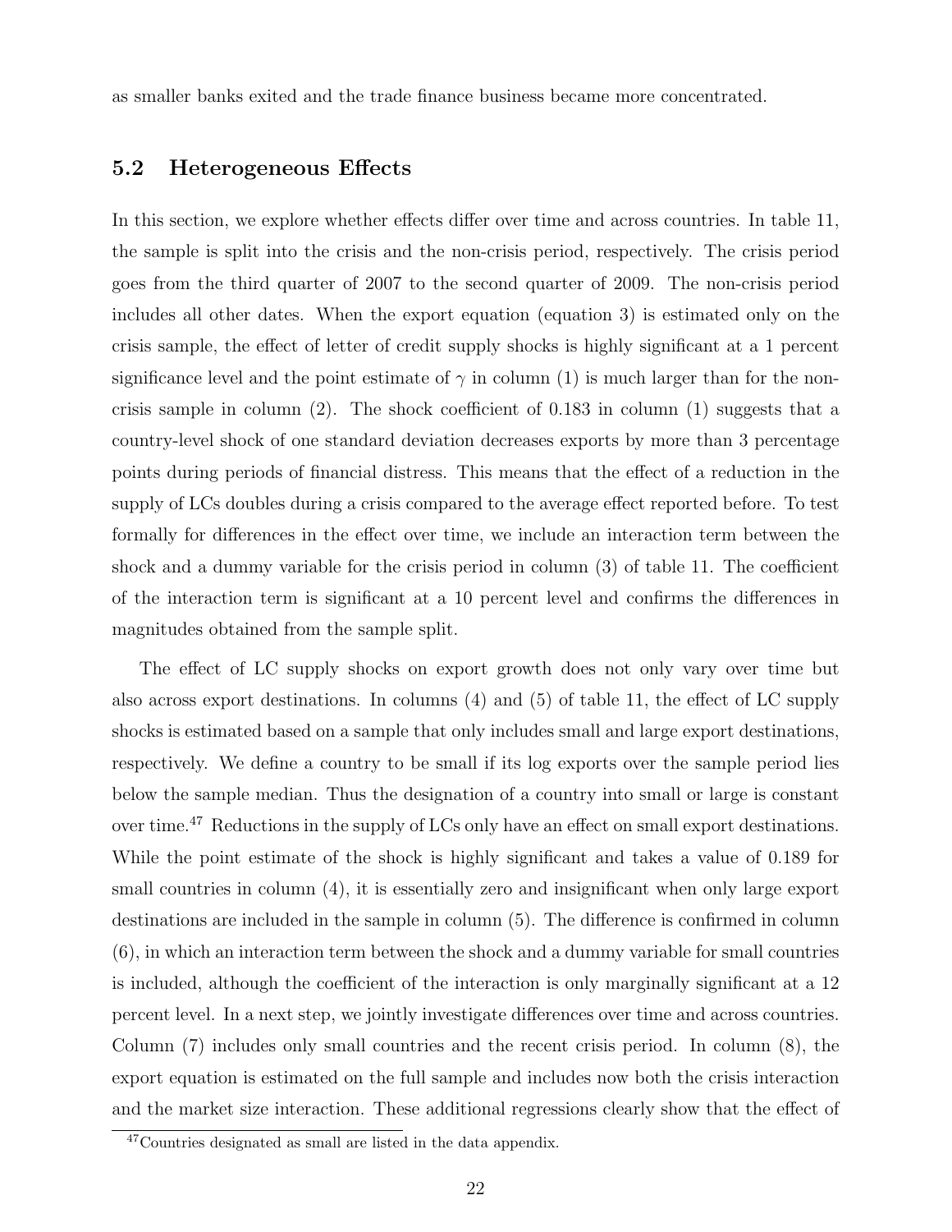as smaller banks exited and the trade finance business became more concentrated.

### 5.2 Heterogeneous Effects

In this section, we explore whether effects differ over time and across countries. In table 11, the sample is split into the crisis and the non-crisis period, respectively. The crisis period goes from the third quarter of 2007 to the second quarter of 2009. The non-crisis period includes all other dates. When the export equation (equation 3) is estimated only on the crisis sample, the effect of letter of credit supply shocks is highly significant at a 1 percent significance level and the point estimate of $\gamma$ in column (1) is much larger than for the non-crisis sample in column (2). The shock coefficient of 0.183 in column (1) suggests that a country-level shock of one standard deviation decreases exports by more than 3 percentage points during periods of financial distress. This means that the effect of a reduction in the supply of LCs doubles during a crisis compared to the average effect reported before. To test formally for differences in the effect over time, we include an interaction term between the shock and a dummy variable for the crisis period in column (3) of table 11. The coefficient of the interaction term is significant at a 10 percent level and confirms the differences in magnitudes obtained from the sample split.

The effect of LC supply shocks on export growth does not only vary over time but also across export destinations. In columns (4) and (5) of table 11, the effect of LC supply shocks is estimated based on a sample that only includes small and large export destinations, respectively. We define a country to be small if its log exports over the sample period lies below the sample median. Thus the designation of a country into small or large is constant over time.[47] Reductions in the supply of LCs only have an effect on small export destinations. While the point estimate of the shock is highly significant and takes a value of 0.189 for small countries in column (4), it is essentially zero and insignificant when only large export destinations are included in the sample in column (5). The difference is confirmed in column (6), in which an interaction term between the shock and a dummy variable for small countries is included, although the coefficient of the interaction is only marginally significant at a 12 percent level. In a next step, we jointly investigate differences over time and across countries. Column (7) includes only small countries and the recent crisis period. In column (8), the export equation is estimated on the full sample and includes now both the crisis interaction and the market size interaction. These additional regressions clearly show that the effect of

[47]Countries designated as small are listed in the data appendix.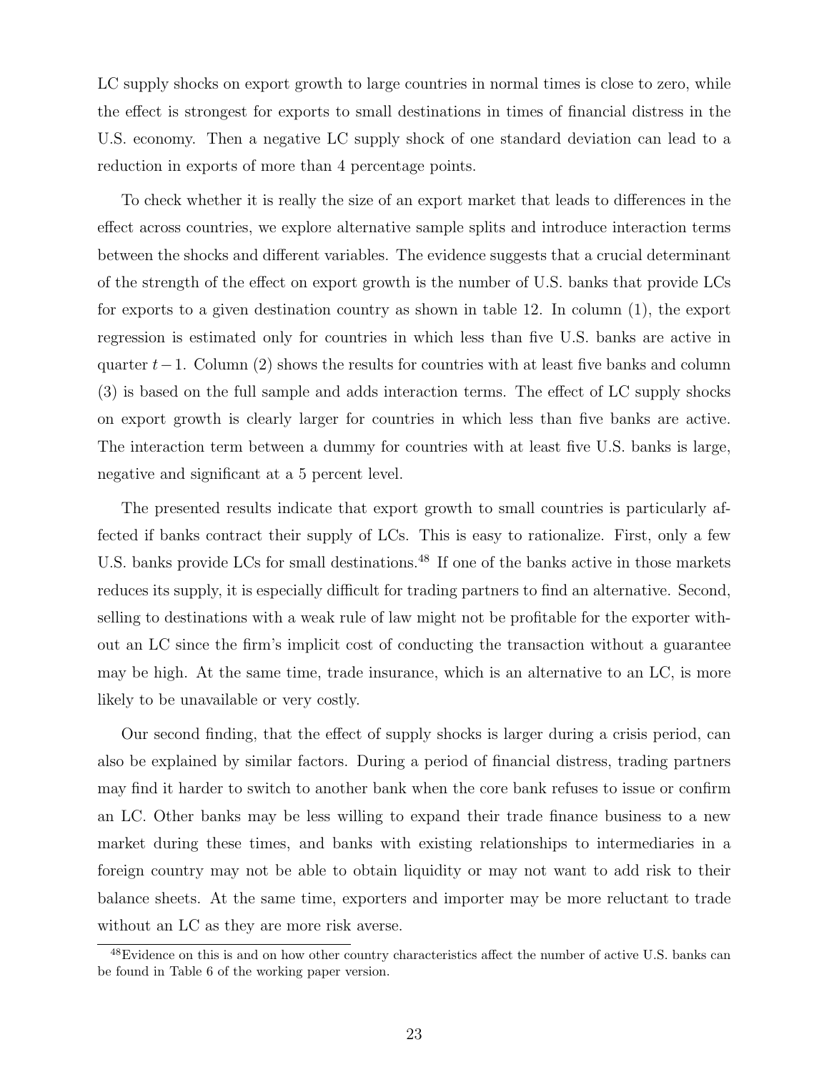LC supply shocks on export growth to large countries in normal times is close to zero, while the effect is strongest for exports to small destinations in times of financial distress in the U.S. economy. Then a negative LC supply shock of one standard deviation can lead to a reduction in exports of more than 4 percentage points.

To check whether it is really the size of an export market that leads to differences in the effect across countries, we explore alternative sample splits and introduce interaction terms between the shocks and different variables. The evidence suggests that a crucial determinant of the strength of the effect on export growth is the number of U.S. banks that provide LCs for exports to a given destination country as shown in table 12. In column (1), the export regression is estimated only for countries in which less than five U.S. banks are active in quarter $t-1$. Column (2) shows the results for countries with at least five banks and column (3) is based on the full sample and adds interaction terms. The effect of LC supply shocks on export growth is clearly larger for countries in which less than five banks are active. The interaction term between a dummy for countries with at least five U.S. banks is large, negative and significant at a 5 percent level.

The presented results indicate that export growth to small countries is particularly affected if banks contract their supply of LCs. This is easy to rationalize. First, only a few U.S. banks provide LCs for small destinations.[48] If one of the banks active in those markets reduces its supply, it is especially difficult for trading partners to find an alternative. Second, selling to destinations with a weak rule of law might not be profitable for the exporter without an LC since the firm's implicit cost of conducting the transaction without a guarantee may be high. At the same time, trade insurance, which is an alternative to an LC, is more likely to be unavailable or very costly.

Our second finding, that the effect of supply shocks is larger during a crisis period, can also be explained by similar factors. During a period of financial distress, trading partners may find it harder to switch to another bank when the core bank refuses to issue or confirm an LC. Other banks may be less willing to expand their trade finance business to a new market during these times, and banks with existing relationships to intermediaries in a foreign country may not be able to obtain liquidity or may not want to add risk to their balance sheets. At the same time, exporters and importer may be more reluctant to trade without an LC as they are more risk averse.

[48] Evidence on this is and on how other country characteristics affect the number of active U.S. banks can be found in Table 6 of the working paper version.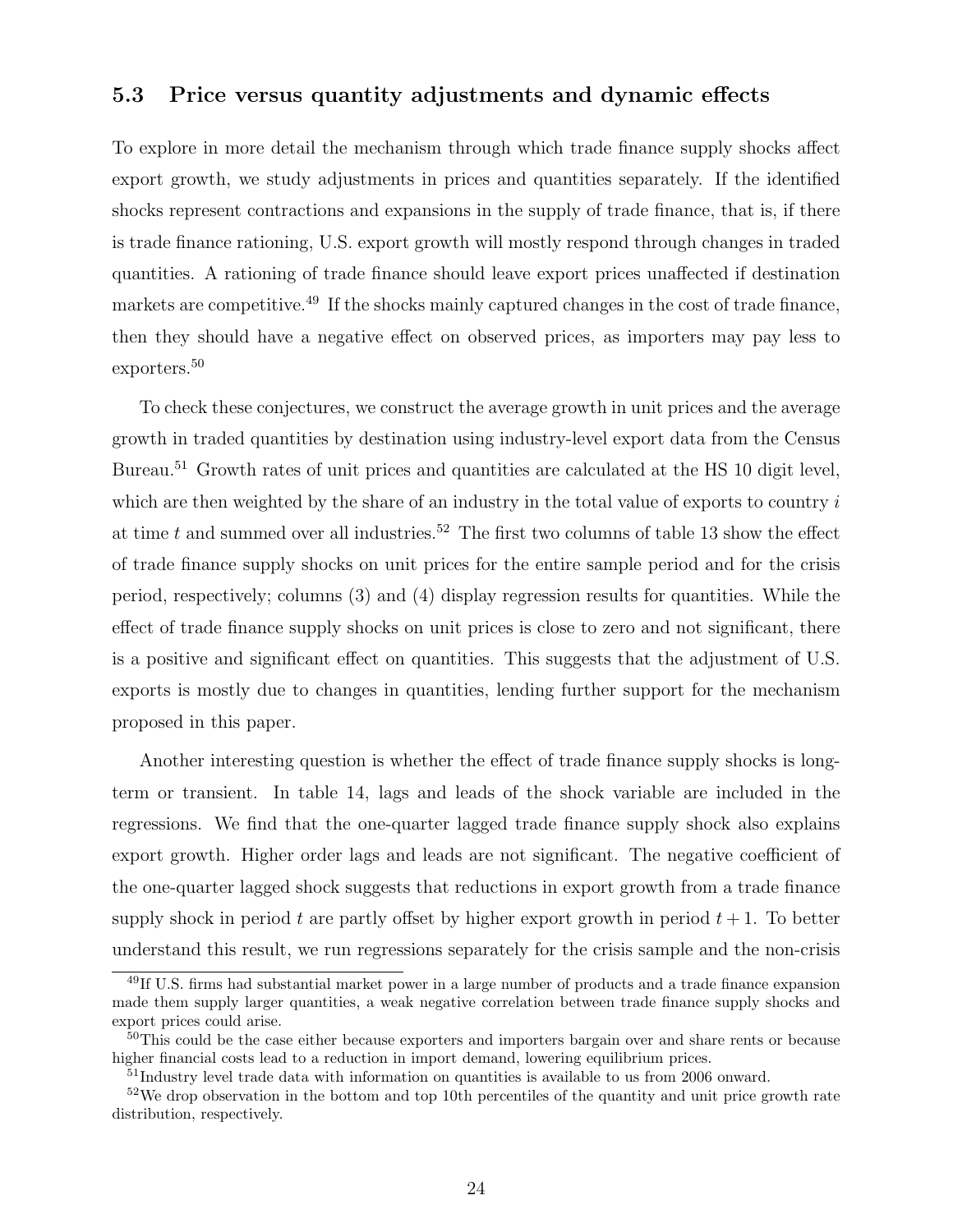### 5.3 Price versus quantity adjustments and dynamic effects

To explore in more detail the mechanism through which trade finance supply shocks affect export growth, we study adjustments in prices and quantities separately. If the identified shocks represent contractions and expansions in the supply of trade finance, that is, if there is trade finance rationing, U.S. export growth will mostly respond through changes in traded quantities. A rationing of trade finance should leave export prices unaffected if destination markets are competitive.[49] If the shocks mainly captured changes in the cost of trade finance, then they should have a negative effect on observed prices, as importers may pay less to exporters.[50]

To check these conjectures, we construct the average growth in unit prices and the average growth in traded quantities by destination using industry-level export data from the Census Bureau.[51] Growth rates of unit prices and quantities are calculated at the HS 10 digit level, which are then weighted by the share of an industry in the total value of exports to country $i$ at time $t$ and summed over all industries.[52] The first two columns of table 13 show the effect of trade finance supply shocks on unit prices for the entire sample period and for the crisis period, respectively; columns (3) and (4) display regression results for quantities. While the effect of trade finance supply shocks on unit prices is close to zero and not significant, there is a positive and significant effect on quantities. This suggests that the adjustment of U.S. exports is mostly due to changes in quantities, lending further support for the mechanism proposed in this paper.

Another interesting question is whether the effect of trade finance supply shocks is long-term or transient. In table 14, lags and leads of the shock variable are included in the regressions. We find that the one-quarter lagged trade finance supply shock also explains export growth. Higher order lags and leads are not significant. The negative coefficient of the one-quarter lagged shock suggests that reductions in export growth from a trade finance supply shock in period $t$ are partly offset by higher export growth in period $t+1$. To better understand this result, we run regressions separately for the crisis sample and the non-crisis

[49] If U.S. firms had substantial market power in a large number of products and a trade finance expansion made them supply larger quantities, a weak negative correlation between trade finance supply shocks and export prices could arise.

[50] This could be the case either because exporters and importers bargain over and share rents or because higher financial costs lead to a reduction in import demand, lowering equilibrium prices.

[51] Industry level trade data with information on quantities is available to us from 2006 onward.

[52] We drop observation in the bottom and top 10th percentiles of the quantity and unit price growth rate distribution, respectively.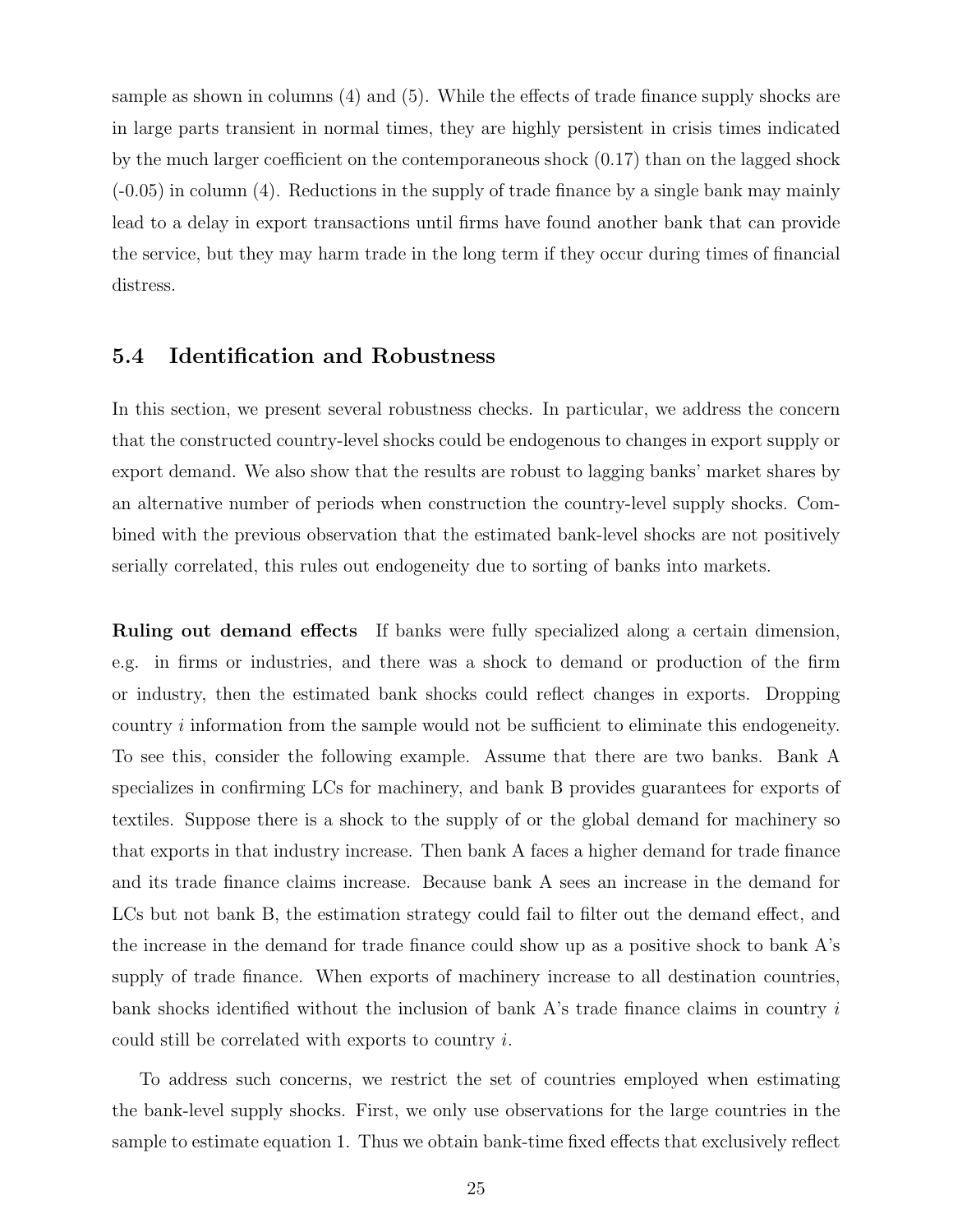sample as shown in columns (4) and (5). While the effects of trade finance supply shocks are in large parts transient in normal times, they are highly persistent in crisis times indicated by the much larger coefficient on the contemporaneous shock (0.17) than on the lagged shock (-0.05) in column (4). Reductions in the supply of trade finance by a single bank may mainly lead to a delay in export transactions until firms have found another bank that can provide the service, but they may harm trade in the long term if they occur during times of financial distress.

### 5.4 Identification and Robustness

In this section, we present several robustness checks. In particular, we address the concern that the constructed country-level shocks could be endogenous to changes in export supply or export demand. We also show that the results are robust to lagging banks' market shares by an alternative number of periods when construction the country-level supply shocks. Combined with the previous observation that the estimated bank-level shocks are not positively serially correlated, this rules out endogeneity due to sorting of banks into markets.

**Ruling out demand effects** If banks were fully specialized along a certain dimension, e.g. in firms or industries, and there was a shock to demand or production of the firm or industry, then the estimated bank shocks could reflect changes in exports. Dropping country $i$ information from the sample would not be sufficient to eliminate this endogeneity. To see this, consider the following example. Assume that there are two banks. Bank A specializes in confirming LCs for machinery, and bank B provides guarantees for exports of textiles. Suppose there is a shock to the supply of or the global demand for machinery so that exports in that industry increase. Then bank A faces a higher demand for trade finance and its trade finance claims increase. Because bank A sees an increase in the demand for LCs but not bank B, the estimation strategy could fail to filter out the demand effect, and the increase in the demand for trade finance could show up as a positive shock to bank A's supply of trade finance. When exports of machinery increase to all destination countries, bank shocks identified without the inclusion of bank A's trade finance claims in country $i$ could still be correlated with exports to country $i$.

To address such concerns, we restrict the set of countries employed when estimating the bank-level supply shocks. First, we only use observations for the large countries in the sample to estimate equation 1. Thus we obtain bank-time fixed effects that exclusively reflect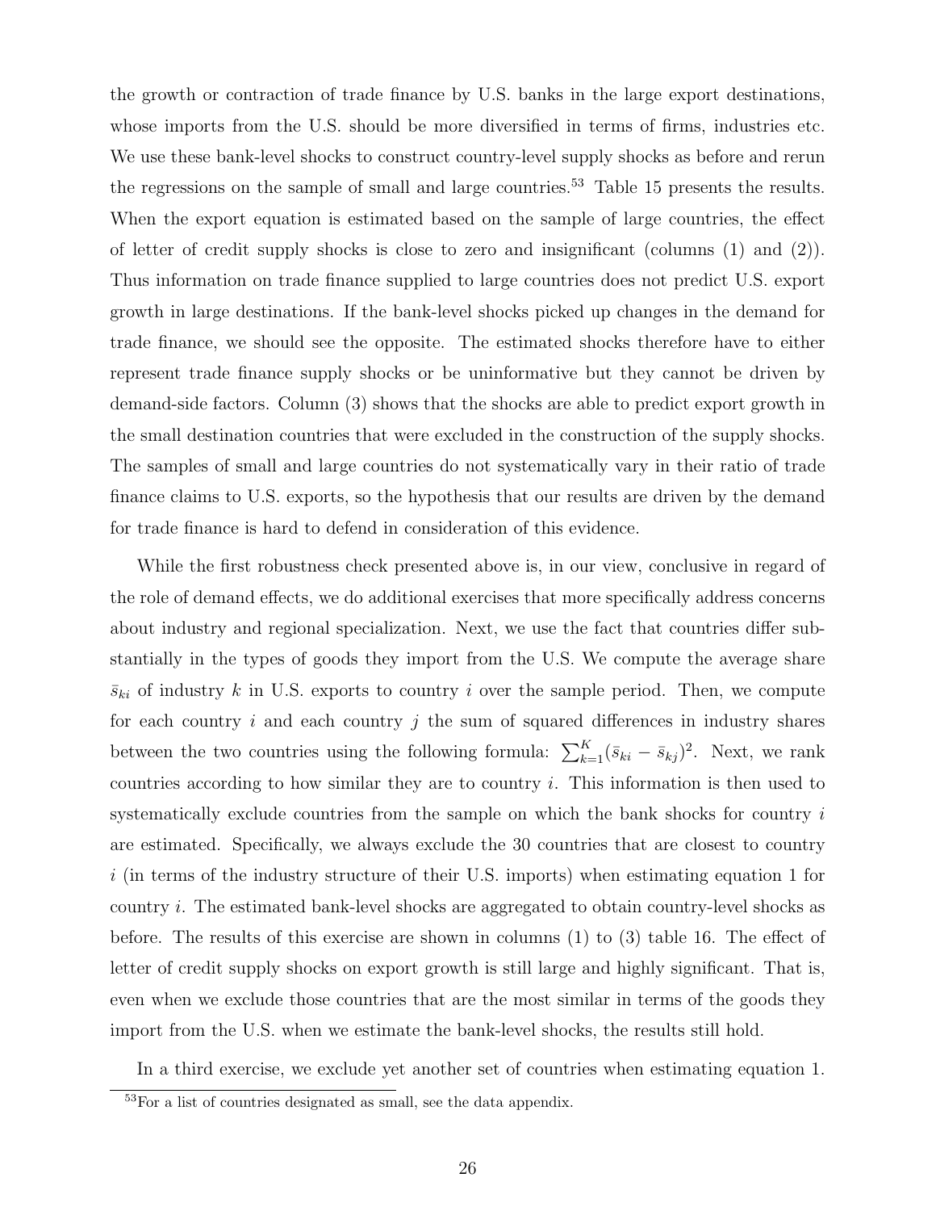the growth or contraction of trade finance by U.S. banks in the large export destinations, whose imports from the U.S. should be more diversified in terms of firms, industries etc. We use these bank-level shocks to construct country-level supply shocks as before and rerun the regressions on the sample of small and large countries.[53] Table 15 presents the results. When the export equation is estimated based on the sample of large countries, the effect of letter of credit supply shocks is close to zero and insignificant (columns (1) and (2)). Thus information on trade finance supplied to large countries does not predict U.S. export growth in large destinations. If the bank-level shocks picked up changes in the demand for trade finance, we should see the opposite. The estimated shocks therefore have to either represent trade finance supply shocks or be uninformative but they cannot be driven by demand-side factors. Column (3) shows that the shocks are able to predict export growth in the small destination countries that were excluded in the construction of the supply shocks. The samples of small and large countries do not systematically vary in their ratio of trade finance claims to U.S. exports, so the hypothesis that our results are driven by the demand for trade finance is hard to defend in consideration of this evidence.

While the first robustness check presented above is, in our view, conclusive in regard of the role of demand effects, we do additional exercises that more specifically address concerns about industry and regional specialization. Next, we use the fact that countries differ substantially in the types of goods they import from the U.S. We compute the average share $\bar{s}_{ki}$ of industry $k$ in U.S. exports to country $i$ over the sample period. Then, we compute for each country $i$ and each country $j$ the sum of squared differences in industry shares between the two countries using the following formula: $\sum_{k=1}^{K}(\bar{s}_{ki} - \bar{s}_{kj})^2$. Next, we rank countries according to how similar they are to country $i$. This information is then used to systematically exclude countries from the sample on which the bank shocks for country $i$ are estimated. Specifically, we always exclude the 30 countries that are closest to country $i$ (in terms of the industry structure of their U.S. imports) when estimating equation 1 for country $i$. The estimated bank-level shocks are aggregated to obtain country-level shocks as before. The results of this exercise are shown in columns (1) to (3) table 16. The effect of letter of credit supply shocks on export growth is still large and highly significant. That is, even when we exclude those countries that are the most similar in terms of the goods they import from the U.S. when we estimate the bank-level shocks, the results still hold.

In a third exercise, we exclude yet another set of countries when estimating equation 1.

[53] For a list of countries designated as small, see the data appendix.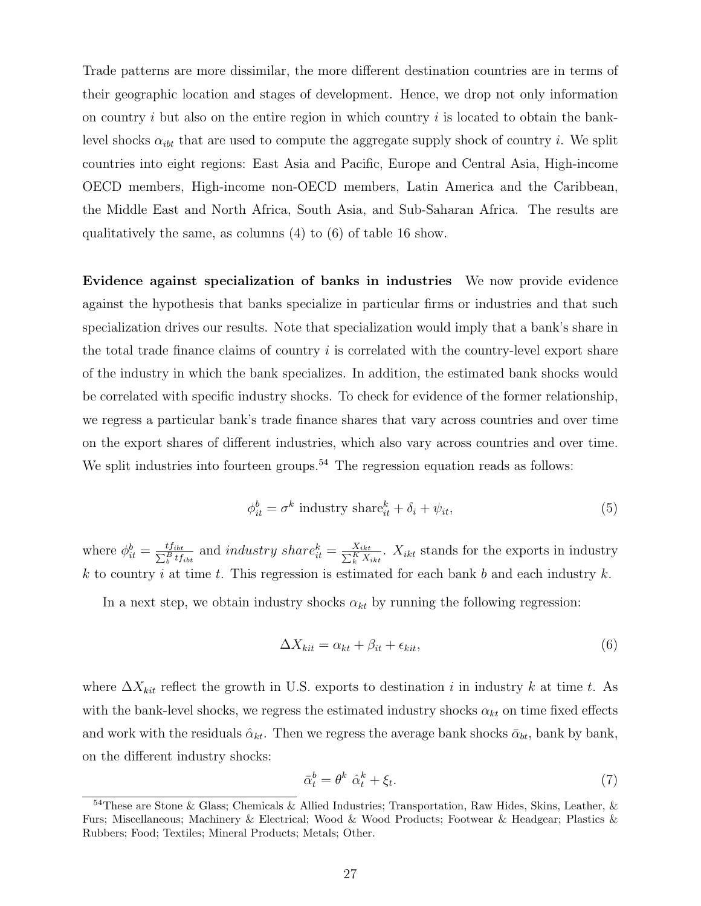Trade patterns are more dissimilar, the more different destination countries are in terms of their geographic location and stages of development. Hence, we drop not only information on country $i$ but also on the entire region in which country $i$ is located to obtain the bank-level shocks $\alpha_{ibt}$ that are used to compute the aggregate supply shock of country $i$. We split countries into eight regions: East Asia and Pacific, Europe and Central Asia, High-income OECD members, High-income non-OECD members, Latin America and the Caribbean, the Middle East and North Africa, South Asia, and Sub-Saharan Africa. The results are qualitatively the same, as columns (4) to (6) of table 16 show.

**Evidence against specialization of banks in industries** We now provide evidence against the hypothesis that banks specialize in particular firms or industries and that such specialization drives our results. Note that specialization would imply that a bank's share in the total trade finance claims of country $i$ is correlated with the country-level export share of the industry in which the bank specializes. In addition, the estimated bank shocks would be correlated with specific industry shocks. To check for evidence of the former relationship, we regress a particular bank's trade finance shares that vary across countries and over time on the export shares of different industries, which also vary across countries and over time. We split industries into fourteen groups.[54] The regression equation reads as follows:

$$\phi^b_{it} = \sigma^k \text{ industry share}^k_{it} + \delta_i + \psi_{it}, \tag{5}$$

where $\phi^b_{it} = \frac{tf_{ibt}}{\sum_b^B tf_{ibt}}$ and $\textit{industry share}^k_{it} = \frac{X_{ikt}}{\sum_k^K X_{ikt}}$. $X_{ikt}$ stands for the exports in industry $k$ to country $i$ at time $t$. This regression is estimated for each bank $b$ and each industry $k$.

In a next step, we obtain industry shocks $\alpha_{kt}$ by running the following regression:

$$\Delta X_{kit} = \alpha_{kt} + \beta_{it} + \epsilon_{kit}, \tag{6}$$

where $\Delta X_{kit}$ reflect the growth in U.S. exports to destination $i$ in industry $k$ at time $t$. As with the bank-level shocks, we regress the estimated industry shocks $\alpha_{kt}$ on time fixed effects and work with the residuals $\hat{\alpha}_{kt}$. Then we regress the average bank shocks $\bar{\alpha}_{bt}$, bank by bank, on the different industry shocks:

$$\bar{\alpha}^b_t = \theta^k \ \hat{\alpha}^k_t + \xi_t. \tag{7}$$

[54] These are Stone & Glass; Chemicals & Allied Industries; Transportation, Raw Hides, Skins, Leather, & Furs; Miscellaneous; Machinery & Electrical; Wood & Wood Products; Footwear & Headgear; Plastics & Rubbers; Food; Textiles; Mineral Products; Metals; Other.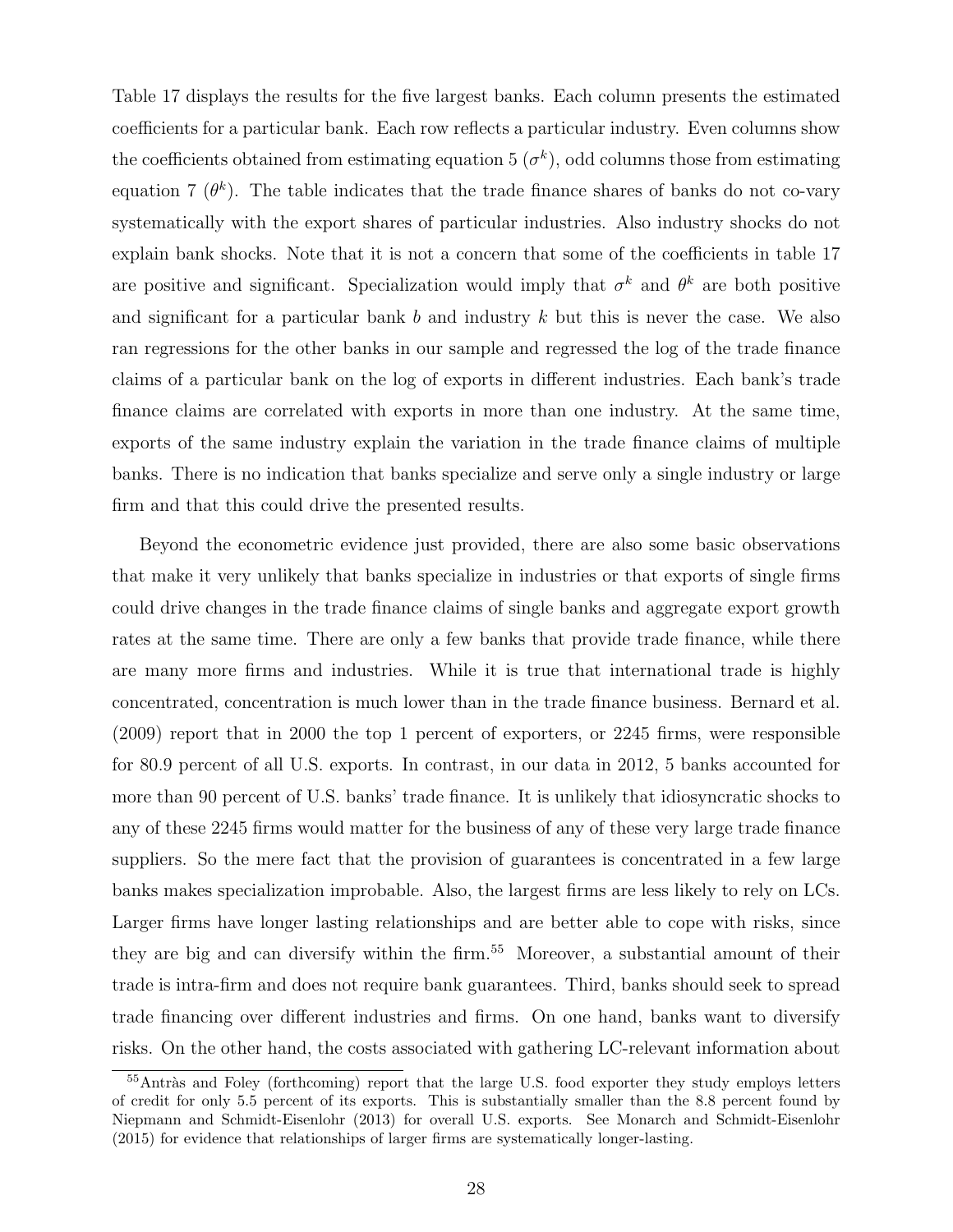Table 17 displays the results for the five largest banks. Each column presents the estimated coefficients for a particular bank. Each row reflects a particular industry. Even columns show the coefficients obtained from estimating equation 5 ($\sigma^k$), odd columns those from estimating equation 7 ($\theta^k$). The table indicates that the trade finance shares of banks do not co-vary systematically with the export shares of particular industries. Also industry shocks do not explain bank shocks. Note that it is not a concern that some of the coefficients in table 17 are positive and significant. Specialization would imply that $\sigma^k$ and $\theta^k$ are both positive and significant for a particular bank $b$ and industry $k$ but this is never the case. We also ran regressions for the other banks in our sample and regressed the log of the trade finance claims of a particular bank on the log of exports in different industries. Each bank's trade finance claims are correlated with exports in more than one industry. At the same time, exports of the same industry explain the variation in the trade finance claims of multiple banks. There is no indication that banks specialize and serve only a single industry or large firm and that this could drive the presented results.

Beyond the econometric evidence just provided, there are also some basic observations that make it very unlikely that banks specialize in industries or that exports of single firms could drive changes in the trade finance claims of single banks and aggregate export growth rates at the same time. There are only a few banks that provide trade finance, while there are many more firms and industries. While it is true that international trade is highly concentrated, concentration is much lower than in the trade finance business. Bernard et al. (2009) report that in 2000 the top 1 percent of exporters, or 2245 firms, were responsible for 80.9 percent of all U.S. exports. In contrast, in our data in 2012, 5 banks accounted for more than 90 percent of U.S. banks' trade finance. It is unlikely that idiosyncratic shocks to any of these 2245 firms would matter for the business of any of these very large trade finance suppliers. So the mere fact that the provision of guarantees is concentrated in a few large banks makes specialization improbable. Also, the largest firms are less likely to rely on LCs. Larger firms have longer lasting relationships and are better able to cope with risks, since they are big and can diversify within the firm.[55] Moreover, a substantial amount of their trade is intra-firm and does not require bank guarantees. Third, banks should seek to spread trade financing over different industries and firms. On one hand, banks want to diversify risks. On the other hand, the costs associated with gathering LC-relevant information about

[55] Antràs and Foley (forthcoming) report that the large U.S. food exporter they study employs letters of credit for only 5.5 percent of its exports. This is substantially smaller than the 8.8 percent found by Niepmann and Schmidt-Eisenlohr (2013) for overall U.S. exports. See Monarch and Schmidt-Eisenlohr (2015) for evidence that relationships of larger firms are systematically longer-lasting.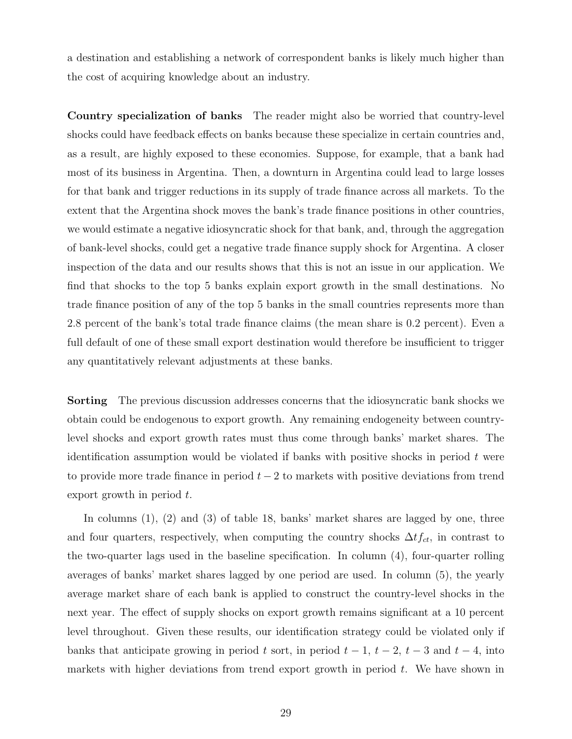a destination and establishing a network of correspondent banks is likely much higher than the cost of acquiring knowledge about an industry.

**Country specialization of banks** The reader might also be worried that country-level shocks could have feedback effects on banks because these specialize in certain countries and, as a result, are highly exposed to these economies. Suppose, for example, that a bank had most of its business in Argentina. Then, a downturn in Argentina could lead to large losses for that bank and trigger reductions in its supply of trade finance across all markets. To the extent that the Argentina shock moves the bank's trade finance positions in other countries, we would estimate a negative idiosyncratic shock for that bank, and, through the aggregation of bank-level shocks, could get a negative trade finance supply shock for Argentina. A closer inspection of the data and our results shows that this is not an issue in our application. We find that shocks to the top 5 banks explain export growth in the small destinations. No trade finance position of any of the top 5 banks in the small countries represents more than 2.8 percent of the bank's total trade finance claims (the mean share is 0.2 percent). Even a full default of one of these small export destination would therefore be insufficient to trigger any quantitatively relevant adjustments at these banks.

**Sorting** The previous discussion addresses concerns that the idiosyncratic bank shocks we obtain could be endogenous to export growth. Any remaining endogeneity between country-level shocks and export growth rates must thus come through banks' market shares. The identification assumption would be violated if banks with positive shocks in period $t$ were to provide more trade finance in period $t-2$ to markets with positive deviations from trend export growth in period $t$.

In columns (1), (2) and (3) of table 18, banks' market shares are lagged by one, three and four quarters, respectively, when computing the country shocks $\Delta tf_{ct}$, in contrast to the two-quarter lags used in the baseline specification. In column (4), four-quarter rolling averages of banks' market shares lagged by one period are used. In column (5), the yearly average market share of each bank is applied to construct the country-level shocks in the next year. The effect of supply shocks on export growth remains significant at a 10 percent level throughout. Given these results, our identification strategy could be violated only if banks that anticipate growing in period $t$ sort, in period $t-1$, $t-2$, $t-3$ and $t-4$, into markets with higher deviations from trend export growth in period $t$. We have shown in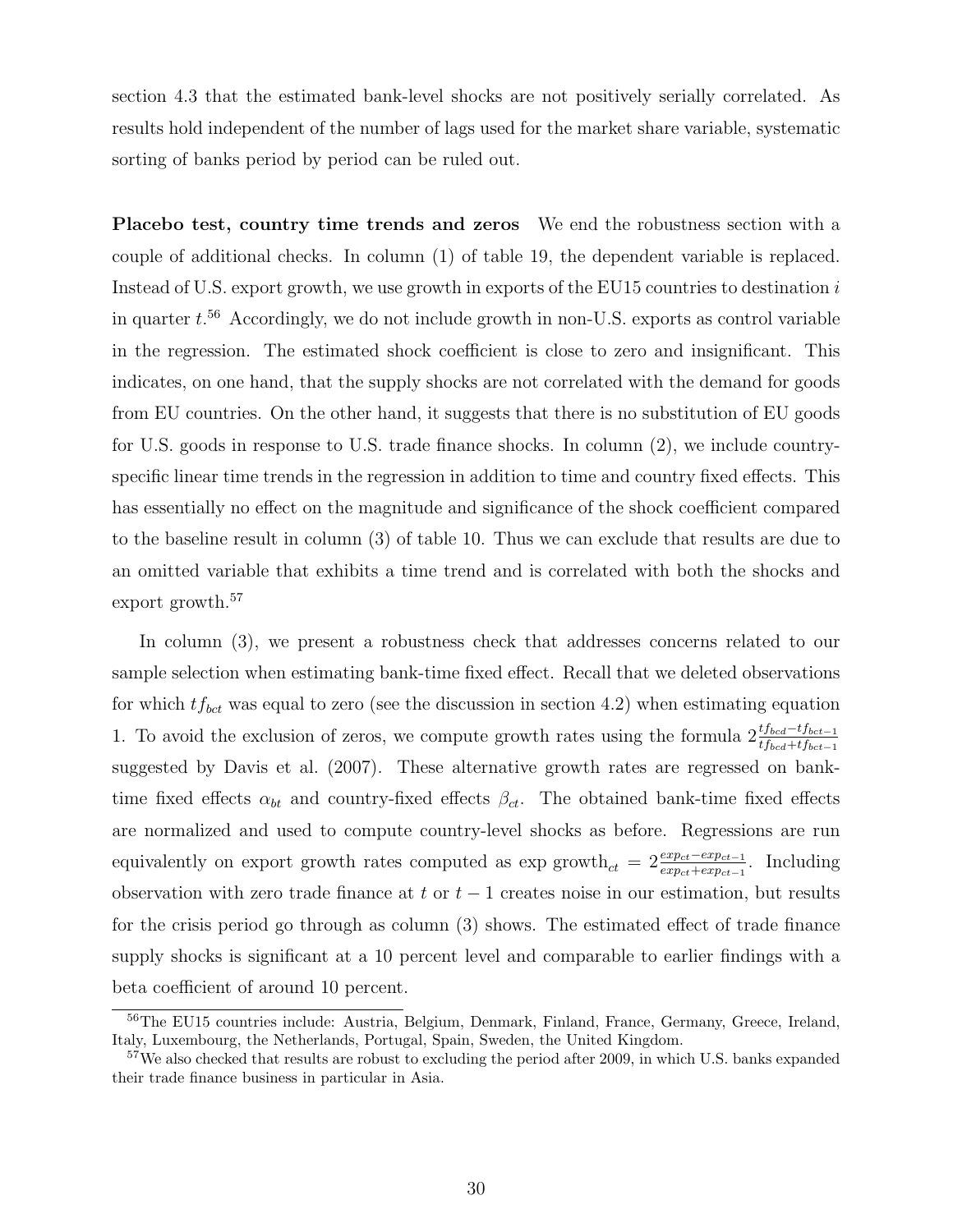section 4.3 that the estimated bank-level shocks are not positively serially correlated. As results hold independent of the number of lags used for the market share variable, systematic sorting of banks period by period can be ruled out.

**Placebo test, country time trends and zeros** We end the robustness section with a couple of additional checks. In column (1) of table 19, the dependent variable is replaced. Instead of U.S. export growth, we use growth in exports of the EU15 countries to destination $i$ in quarter $t$.[56] Accordingly, we do not include growth in non-U.S. exports as control variable in the regression. The estimated shock coefficient is close to zero and insignificant. This indicates, on one hand, that the supply shocks are not correlated with the demand for goods from EU countries. On the other hand, it suggests that there is no substitution of EU goods for U.S. goods in response to U.S. trade finance shocks. In column (2), we include country-specific linear time trends in the regression in addition to time and country fixed effects. This has essentially no effect on the magnitude and significance of the shock coefficient compared to the baseline result in column (3) of table 10. Thus we can exclude that results are due to an omitted variable that exhibits a time trend and is correlated with both the shocks and export growth.[57]

In column (3), we present a robustness check that addresses concerns related to our sample selection when estimating bank-time fixed effect. Recall that we deleted observations for which $tf_{bct}$ was equal to zero (see the discussion in section 4.2) when estimating equation 1. To avoid the exclusion of zeros, we compute growth rates using the formula $2\frac{tf_{bcd}-tf_{bct-1}}{tf_{bcd}+tf_{bct-1}}$ suggested by Davis et al. (2007). These alternative growth rates are regressed on bank-time fixed effects $\alpha_{bt}$ and country-fixed effects $\beta_{ct}$. The obtained bank-time fixed effects are normalized and used to compute country-level shocks as before. Regressions are run equivalently on export growth rates computed as $\text{exp growth}_{ct} = 2\frac{exp_{ct}-exp_{ct-1}}{exp_{ct}+exp_{ct-1}}$. Including observation with zero trade finance at $t$ or $t-1$ creates noise in our estimation, but results for the crisis period go through as column (3) shows. The estimated effect of trade finance supply shocks is significant at a 10 percent level and comparable to earlier findings with a beta coefficient of around 10 percent.

[56] The EU15 countries include: Austria, Belgium, Denmark, Finland, France, Germany, Greece, Ireland, Italy, Luxembourg, the Netherlands, Portugal, Spain, Sweden, the United Kingdom.

[57] We also checked that results are robust to excluding the period after 2009, in which U.S. banks expanded their trade finance business in particular in Asia.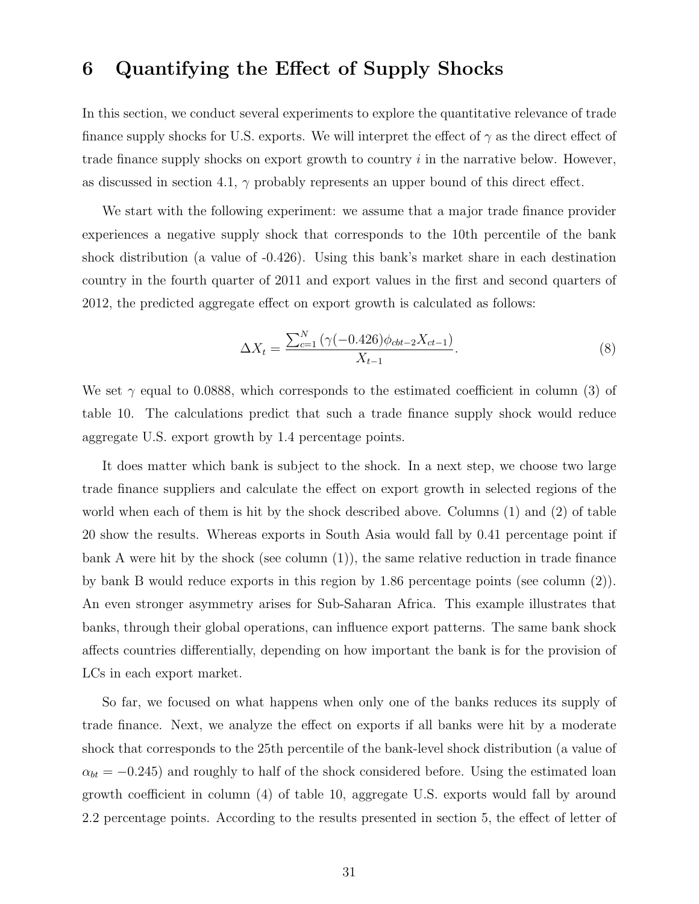# 6 Quantifying the Effect of Supply Shocks

In this section, we conduct several experiments to explore the quantitative relevance of trade finance supply shocks for U.S. exports. We will interpret the effect of $\gamma$ as the direct effect of trade finance supply shocks on export growth to country $i$ in the narrative below. However, as discussed in section 4.1, $\gamma$ probably represents an upper bound of this direct effect.

We start with the following experiment: we assume that a major trade finance provider experiences a negative supply shock that corresponds to the 10th percentile of the bank shock distribution (a value of -0.426). Using this bank's market share in each destination country in the fourth quarter of 2011 and export values in the first and second quarters of 2012, the predicted aggregate effect on export growth is calculated as follows:

$$\Delta X_t = \frac{\sum_{c=1}^{N} (\gamma(-0.426)\phi_{cbt-2}X_{ct-1})}{X_{t-1}}. \tag{8}$$

We set $\gamma$ equal to 0.0888, which corresponds to the estimated coefficient in column (3) of table 10. The calculations predict that such a trade finance supply shock would reduce aggregate U.S. export growth by 1.4 percentage points.

It does matter which bank is subject to the shock. In a next step, we choose two large trade finance suppliers and calculate the effect on export growth in selected regions of the world when each of them is hit by the shock described above. Columns (1) and (2) of table 20 show the results. Whereas exports in South Asia would fall by 0.41 percentage point if bank A were hit by the shock (see column (1)), the same relative reduction in trade finance by bank B would reduce exports in this region by 1.86 percentage points (see column (2)). An even stronger asymmetry arises for Sub-Saharan Africa. This example illustrates that banks, through their global operations, can influence export patterns. The same bank shock affects countries differentially, depending on how important the bank is for the provision of LCs in each export market.

So far, we focused on what happens when only one of the banks reduces its supply of trade finance. Next, we analyze the effect on exports if all banks were hit by a moderate shock that corresponds to the 25th percentile of the bank-level shock distribution (a value of $\alpha_{bt} = -0.245$) and roughly to half of the shock considered before. Using the estimated loan growth coefficient in column (4) of table 10, aggregate U.S. exports would fall by around 2.2 percentage points. According to the results presented in section 5, the effect of letter of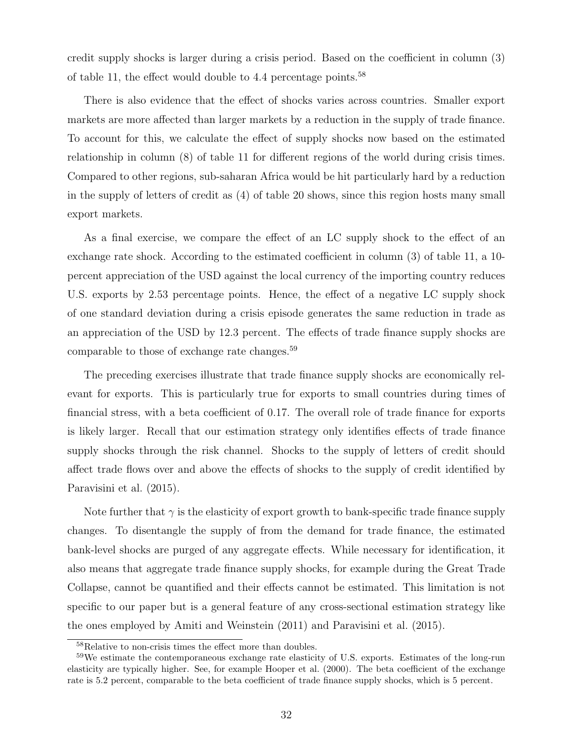credit supply shocks is larger during a crisis period. Based on the coefficient in column (3) of table 11, the effect would double to 4.4 percentage points.[58]

There is also evidence that the effect of shocks varies across countries. Smaller export markets are more affected than larger markets by a reduction in the supply of trade finance. To account for this, we calculate the effect of supply shocks now based on the estimated relationship in column (8) of table 11 for different regions of the world during crisis times. Compared to other regions, sub-saharan Africa would be hit particularly hard by a reduction in the supply of letters of credit as (4) of table 20 shows, since this region hosts many small export markets.

As a final exercise, we compare the effect of an LC supply shock to the effect of an exchange rate shock. According to the estimated coefficient in column (3) of table 11, a 10-percent appreciation of the USD against the local currency of the importing country reduces U.S. exports by 2.53 percentage points. Hence, the effect of a negative LC supply shock of one standard deviation during a crisis episode generates the same reduction in trade as an appreciation of the USD by 12.3 percent. The effects of trade finance supply shocks are comparable to those of exchange rate changes.[59]

The preceding exercises illustrate that trade finance supply shocks are economically relevant for exports. This is particularly true for exports to small countries during times of financial stress, with a beta coefficient of 0.17. The overall role of trade finance for exports is likely larger. Recall that our estimation strategy only identifies effects of trade finance supply shocks through the risk channel. Shocks to the supply of letters of credit should affect trade flows over and above the effects of shocks to the supply of credit identified by Paravisini et al. (2015).

Note further that $\gamma$ is the elasticity of export growth to bank-specific trade finance supply changes. To disentangle the supply of from the demand for trade finance, the estimated bank-level shocks are purged of any aggregate effects. While necessary for identification, it also means that aggregate trade finance supply shocks, for example during the Great Trade Collapse, cannot be quantified and their effects cannot be estimated. This limitation is not specific to our paper but is a general feature of any cross-sectional estimation strategy like the ones employed by Amiti and Weinstein (2011) and Paravisini et al. (2015).

[58] Relative to non-crisis times the effect more than doubles.

[59] We estimate the contemporaneous exchange rate elasticity of U.S. exports. Estimates of the long-run elasticity are typically higher. See, for example Hooper et al. (2000). The beta coefficient of the exchange rate is 5.2 percent, comparable to the beta coefficient of trade finance supply shocks, which is 5 percent.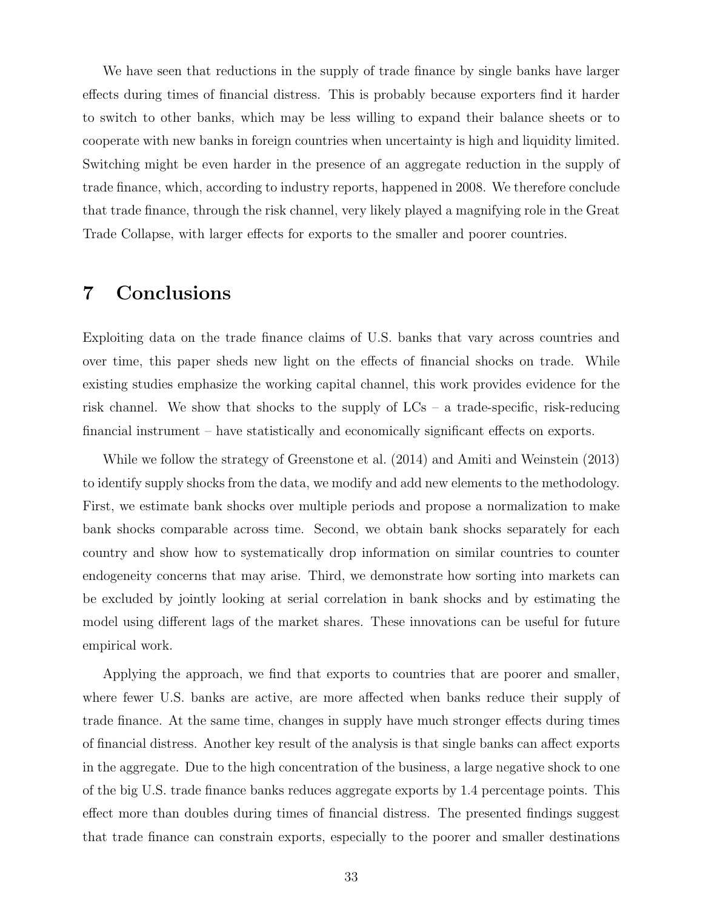We have seen that reductions in the supply of trade finance by single banks have larger effects during times of financial distress. This is probably because exporters find it harder to switch to other banks, which may be less willing to expand their balance sheets or to cooperate with new banks in foreign countries when uncertainty is high and liquidity limited. Switching might be even harder in the presence of an aggregate reduction in the supply of trade finance, which, according to industry reports, happened in 2008. We therefore conclude that trade finance, through the risk channel, very likely played a magnifying role in the Great Trade Collapse, with larger effects for exports to the smaller and poorer countries.

# 7 Conclusions

Exploiting data on the trade finance claims of U.S. banks that vary across countries and over time, this paper sheds new light on the effects of financial shocks on trade. While existing studies emphasize the working capital channel, this work provides evidence for the risk channel. We show that shocks to the supply of LCs – a trade-specific, risk-reducing financial instrument – have statistically and economically significant effects on exports.

While we follow the strategy of Greenstone et al. (2014) and Amiti and Weinstein (2013) to identify supply shocks from the data, we modify and add new elements to the methodology. First, we estimate bank shocks over multiple periods and propose a normalization to make bank shocks comparable across time. Second, we obtain bank shocks separately for each country and show how to systematically drop information on similar countries to counter endogeneity concerns that may arise. Third, we demonstrate how sorting into markets can be excluded by jointly looking at serial correlation in bank shocks and by estimating the model using different lags of the market shares. These innovations can be useful for future empirical work.

Applying the approach, we find that exports to countries that are poorer and smaller, where fewer U.S. banks are active, are more affected when banks reduce their supply of trade finance. At the same time, changes in supply have much stronger effects during times of financial distress. Another key result of the analysis is that single banks can affect exports in the aggregate. Due to the high concentration of the business, a large negative shock to one of the big U.S. trade finance banks reduces aggregate exports by 1.4 percentage points. This effect more than doubles during times of financial distress. The presented findings suggest that trade finance can constrain exports, especially to the poorer and smaller destinations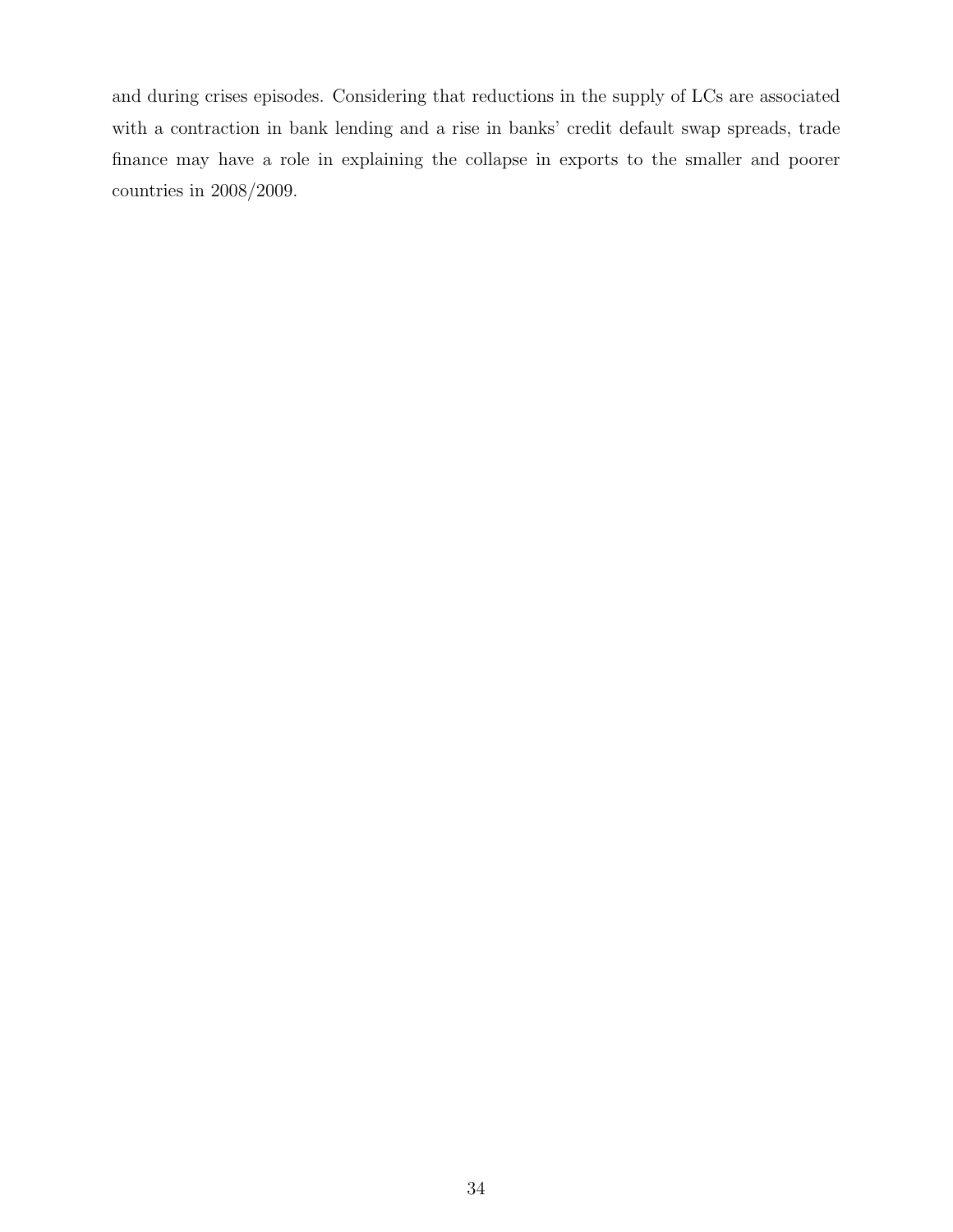and during crises episodes. Considering that reductions in the supply of LCs are associated with a contraction in bank lending and a rise in banks' credit default swap spreads, trade finance may have a role in explaining the collapse in exports to the smaller and poorer countries in 2008/2009.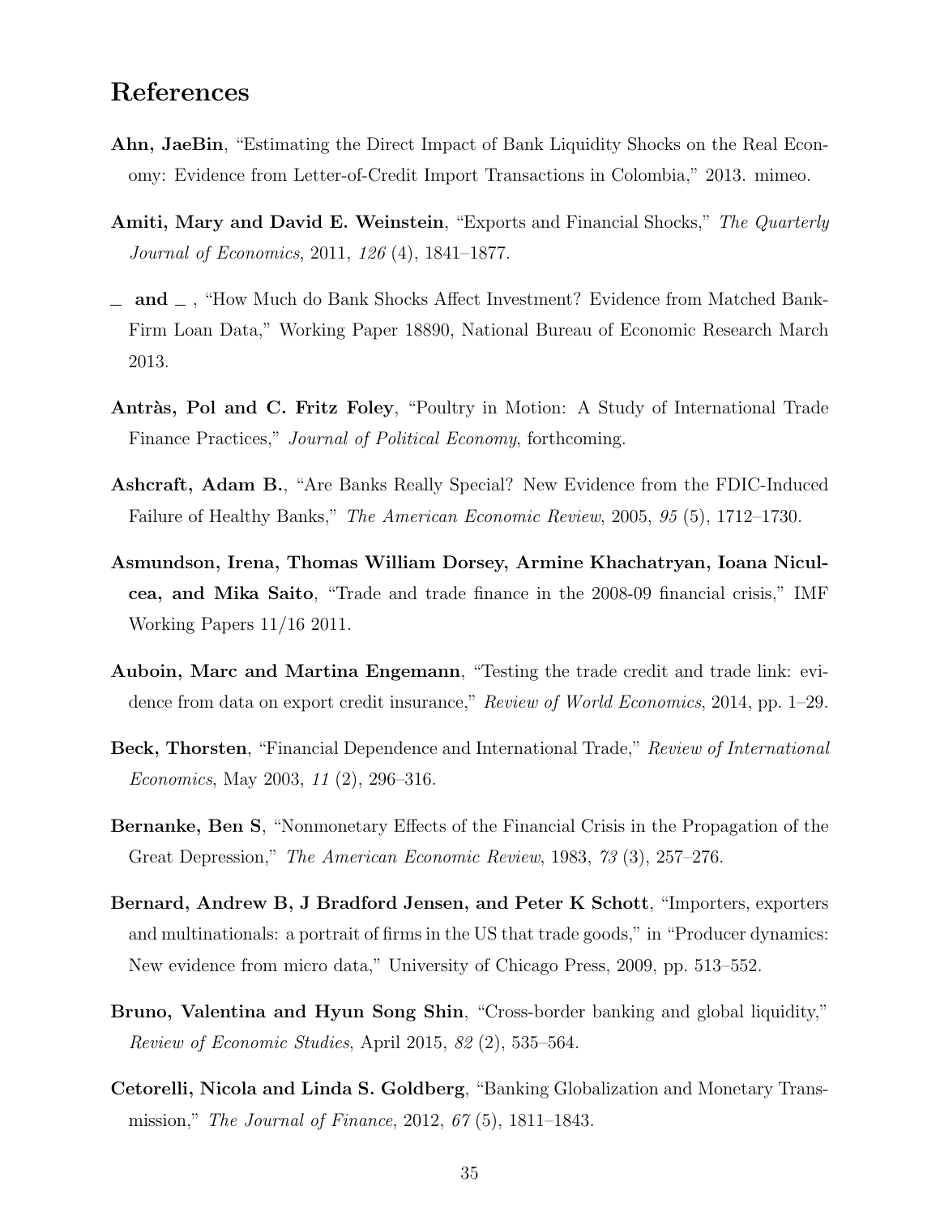# References

**Ahn, JaeBin**, "Estimating the Direct Impact of Bank Liquidity Shocks on the Real Economy: Evidence from Letter-of-Credit Import Transactions in Colombia," 2013. mimeo.

**Amiti, Mary and David E. Weinstein**, "Exports and Financial Shocks," *The Quarterly Journal of Economics*, 2011, *126* (4), 1841–1877.

**\_ and \_** , "How Much do Bank Shocks Affect Investment? Evidence from Matched Bank-Firm Loan Data," Working Paper 18890, National Bureau of Economic Research March 2013.

**Antràs, Pol and C. Fritz Foley**, "Poultry in Motion: A Study of International Trade Finance Practices," *Journal of Political Economy*, forthcoming.

**Ashcraft, Adam B.**, "Are Banks Really Special? New Evidence from the FDIC-Induced Failure of Healthy Banks," *The American Economic Review*, 2005, *95* (5), 1712–1730.

**Asmundson, Irena, Thomas William Dorsey, Armine Khachatryan, Ioana Niculcea, and Mika Saito**, "Trade and trade finance in the 2008-09 financial crisis," IMF Working Papers 11/16 2011.

**Auboin, Marc and Martina Engemann**, "Testing the trade credit and trade link: evidence from data on export credit insurance," *Review of World Economics*, 2014, pp. 1–29.

**Beck, Thorsten**, "Financial Dependence and International Trade," *Review of International Economics*, May 2003, *11* (2), 296–316.

**Bernanke, Ben S**, "Nonmonetary Effects of the Financial Crisis in the Propagation of the Great Depression," *The American Economic Review*, 1983, *73* (3), 257–276.

**Bernard, Andrew B, J Bradford Jensen, and Peter K Schott**, "Importers, exporters and multinationals: a portrait of firms in the US that trade goods," in "Producer dynamics: New evidence from micro data," University of Chicago Press, 2009, pp. 513–552.

**Bruno, Valentina and Hyun Song Shin**, "Cross-border banking and global liquidity," *Review of Economic Studies*, April 2015, *82* (2), 535–564.

**Cetorelli, Nicola and Linda S. Goldberg**, "Banking Globalization and Monetary Transmission," *The Journal of Finance*, 2012, *67* (5), 1811–1843.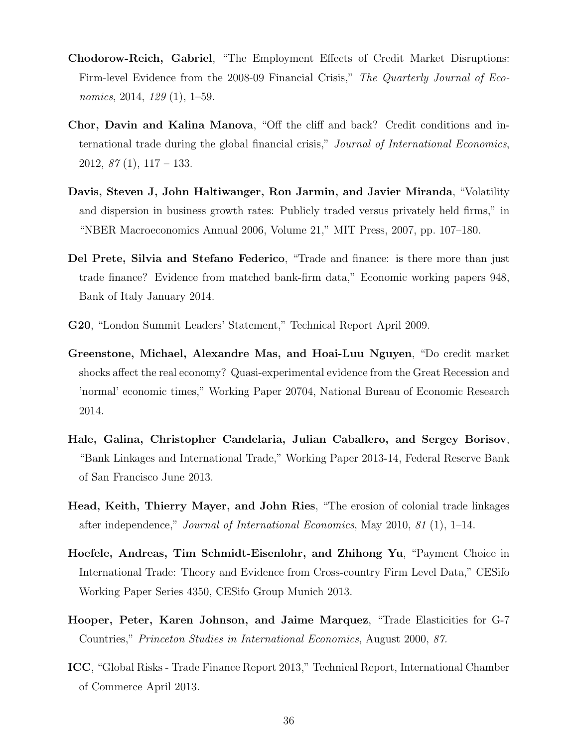**Chodorow-Reich, Gabriel**, "The Employment Effects of Credit Market Disruptions: Firm-level Evidence from the 2008-09 Financial Crisis," *The Quarterly Journal of Economics*, 2014, *129* (1), 1–59.

**Chor, Davin and Kalina Manova**, "Off the cliff and back? Credit conditions and international trade during the global financial crisis," *Journal of International Economics*, 2012, *87* (1), 117 – 133.

**Davis, Steven J, John Haltiwanger, Ron Jarmin, and Javier Miranda**, "Volatility and dispersion in business growth rates: Publicly traded versus privately held firms," in "NBER Macroeconomics Annual 2006, Volume 21," MIT Press, 2007, pp. 107–180.

**Del Prete, Silvia and Stefano Federico**, "Trade and finance: is there more than just trade finance? Evidence from matched bank-firm data," Economic working papers 948, Bank of Italy January 2014.

**G20**, "London Summit Leaders' Statement," Technical Report April 2009.

**Greenstone, Michael, Alexandre Mas, and Hoai-Luu Nguyen**, "Do credit market shocks affect the real economy? Quasi-experimental evidence from the Great Recession and 'normal' economic times," Working Paper 20704, National Bureau of Economic Research 2014.

**Hale, Galina, Christopher Candelaria, Julian Caballero, and Sergey Borisov**, "Bank Linkages and International Trade," Working Paper 2013-14, Federal Reserve Bank of San Francisco June 2013.

**Head, Keith, Thierry Mayer, and John Ries**, "The erosion of colonial trade linkages after independence," *Journal of International Economics*, May 2010, *81* (1), 1–14.

**Hoefele, Andreas, Tim Schmidt-Eisenlohr, and Zhihong Yu**, "Payment Choice in International Trade: Theory and Evidence from Cross-country Firm Level Data," CESifo Working Paper Series 4350, CESifo Group Munich 2013.

**Hooper, Peter, Karen Johnson, and Jaime Marquez**, "Trade Elasticities for G-7 Countries," *Princeton Studies in International Economics*, August 2000, *87.*

**ICC**, "Global Risks - Trade Finance Report 2013," Technical Report, International Chamber of Commerce April 2013.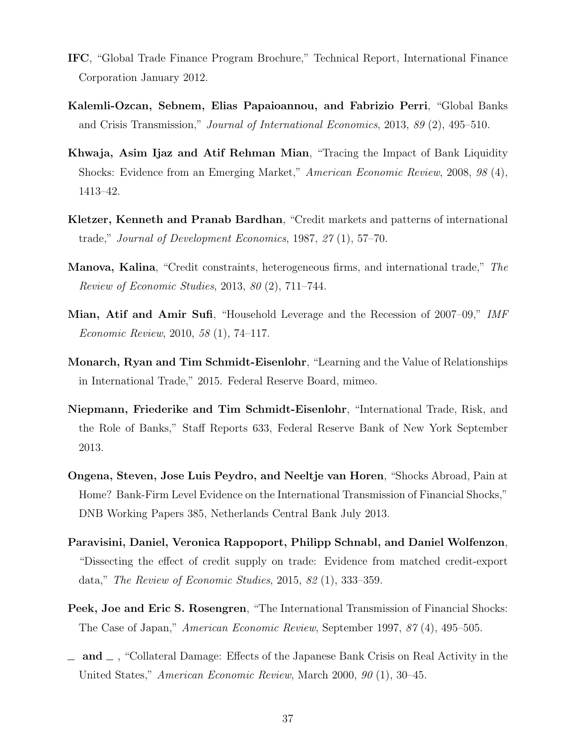**IFC**, "Global Trade Finance Program Brochure," Technical Report, International Finance Corporation January 2012.

**Kalemli-Ozcan, Sebnem, Elias Papaioannou, and Fabrizio Perri**, "Global Banks and Crisis Transmission," *Journal of International Economics*, 2013, *89* (2), 495–510.

**Khwaja, Asim Ijaz and Atif Rehman Mian**, "Tracing the Impact of Bank Liquidity Shocks: Evidence from an Emerging Market," *American Economic Review*, 2008, *98* (4), 1413–42.

**Kletzer, Kenneth and Pranab Bardhan**, "Credit markets and patterns of international trade," *Journal of Development Economics*, 1987, *27* (1), 57–70.

**Manova, Kalina**, "Credit constraints, heterogeneous firms, and international trade," *The Review of Economic Studies*, 2013, *80* (2), 711–744.

**Mian, Atif and Amir Sufi**, "Household Leverage and the Recession of 2007–09," *IMF Economic Review*, 2010, *58* (1), 74–117.

**Monarch, Ryan and Tim Schmidt-Eisenlohr**, "Learning and the Value of Relationships in International Trade," 2015. Federal Reserve Board, mimeo.

**Niepmann, Friederike and Tim Schmidt-Eisenlohr**, "International Trade, Risk, and the Role of Banks," Staff Reports 633, Federal Reserve Bank of New York September 2013.

**Ongena, Steven, Jose Luis Peydro, and Neeltje van Horen**, "Shocks Abroad, Pain at Home? Bank-Firm Level Evidence on the International Transmission of Financial Shocks," DNB Working Papers 385, Netherlands Central Bank July 2013.

**Paravisini, Daniel, Veronica Rappoport, Philipp Schnabl, and Daniel Wolfenzon**, "Dissecting the effect of credit supply on trade: Evidence from matched credit-export data," *The Review of Economic Studies*, 2015, *82* (1), 333–359.

**Peek, Joe and Eric S. Rosengren**, "The International Transmission of Financial Shocks: The Case of Japan," *American Economic Review*, September 1997, *87* (4), 495–505.

**_ and _** , "Collateral Damage: Effects of the Japanese Bank Crisis on Real Activity in the United States," *American Economic Review*, March 2000, *90* (1), 30–45.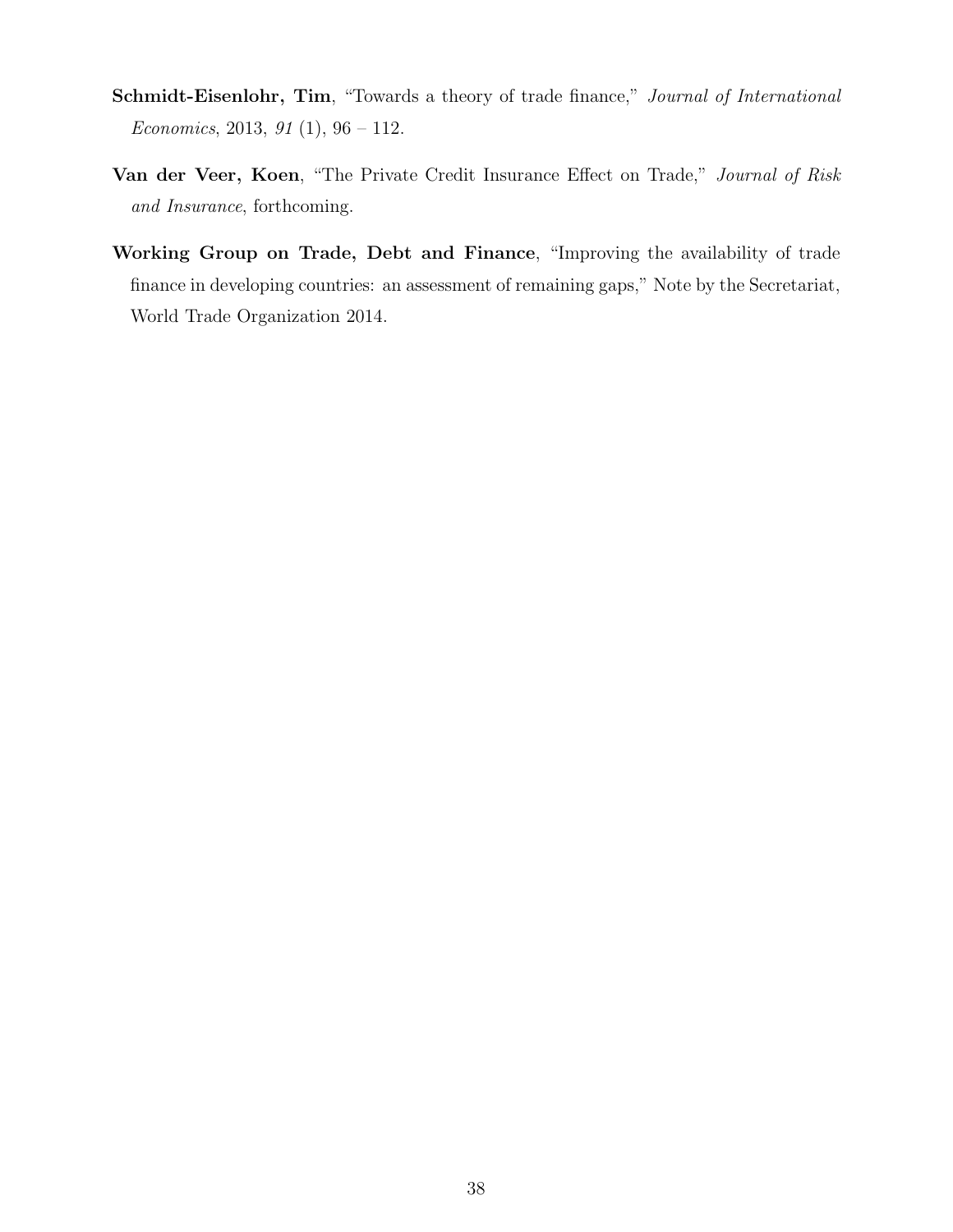**Schmidt-Eisenlohr, Tim**, "Towards a theory of trade finance," *Journal of International Economics*, 2013, *91* (1), 96 – 112.

**Van der Veer, Koen**, "The Private Credit Insurance Effect on Trade," *Journal of Risk and Insurance*, forthcoming.

**Working Group on Trade, Debt and Finance**, "Improving the availability of trade finance in developing countries: an assessment of remaining gaps," Note by the Secretariat, World Trade Organization 2014.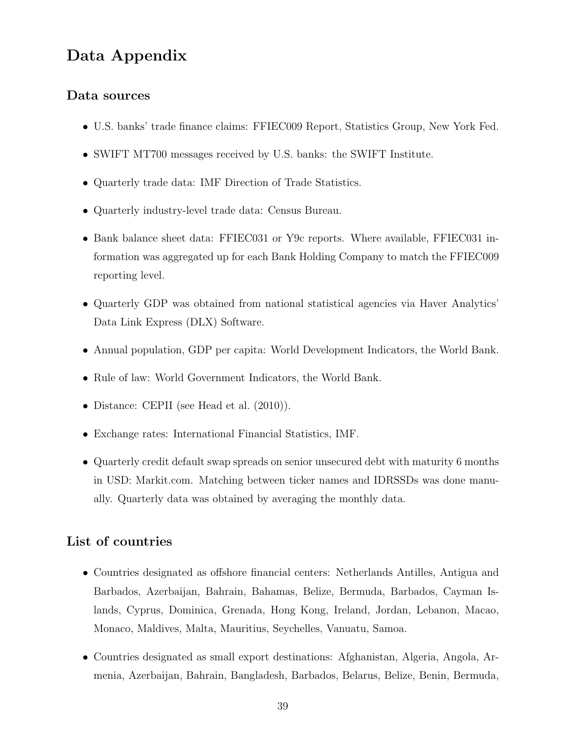# Data Appendix

## Data sources

- U.S. banks' trade finance claims: FFIEC009 Report, Statistics Group, New York Fed.
- SWIFT MT700 messages received by U.S. banks: the SWIFT Institute.
- Quarterly trade data: IMF Direction of Trade Statistics.
- Quarterly industry-level trade data: Census Bureau.
- Bank balance sheet data: FFIEC031 or Y9c reports. Where available, FFIEC031 information was aggregated up for each Bank Holding Company to match the FFIEC009 reporting level.
- Quarterly GDP was obtained from national statistical agencies via Haver Analytics' Data Link Express (DLX) Software.
- Annual population, GDP per capita: World Development Indicators, the World Bank.
- Rule of law: World Government Indicators, the World Bank.
- Distance: CEPII (see Head et al. (2010)).
- Exchange rates: International Financial Statistics, IMF.
- Quarterly credit default swap spreads on senior unsecured debt with maturity 6 months in USD: Markit.com. Matching between ticker names and IDRSSDs was done manually. Quarterly data was obtained by averaging the monthly data.

## List of countries

- Countries designated as offshore financial centers: Netherlands Antilles, Antigua and Barbados, Azerbaijan, Bahrain, Bahamas, Belize, Bermuda, Barbados, Cayman Islands, Cyprus, Dominica, Grenada, Hong Kong, Ireland, Jordan, Lebanon, Macao, Monaco, Maldives, Malta, Mauritius, Seychelles, Vanuatu, Samoa.
- Countries designated as small export destinations: Afghanistan, Algeria, Angola, Armenia, Azerbaijan, Bahrain, Bangladesh, Barbados, Belarus, Belize, Benin, Bermuda,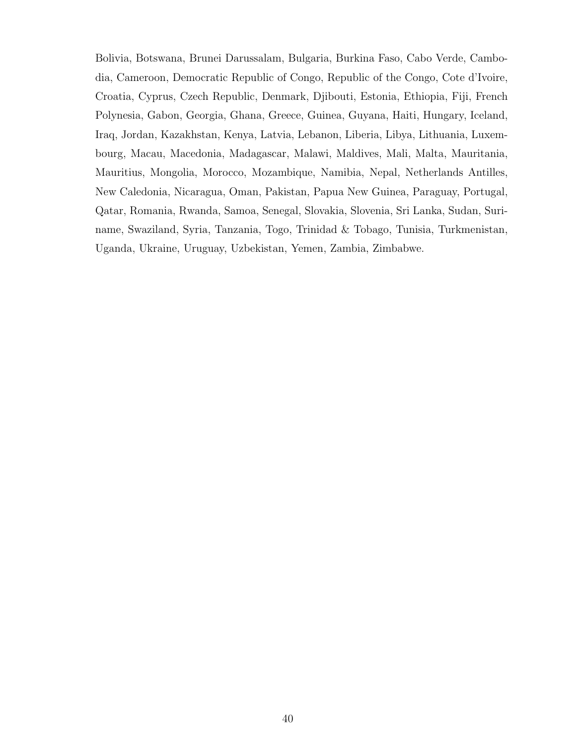Bolivia, Botswana, Brunei Darussalam, Bulgaria, Burkina Faso, Cabo Verde, Cambodia, Cameroon, Democratic Republic of Congo, Republic of the Congo, Cote d'Ivoire, Croatia, Cyprus, Czech Republic, Denmark, Djibouti, Estonia, Ethiopia, Fiji, French Polynesia, Gabon, Georgia, Ghana, Greece, Guinea, Guyana, Haiti, Hungary, Iceland, Iraq, Jordan, Kazakhstan, Kenya, Latvia, Lebanon, Liberia, Libya, Lithuania, Luxembourg, Macau, Macedonia, Madagascar, Malawi, Maldives, Mali, Malta, Mauritania, Mauritius, Mongolia, Morocco, Mozambique, Namibia, Nepal, Netherlands Antilles, New Caledonia, Nicaragua, Oman, Pakistan, Papua New Guinea, Paraguay, Portugal, Qatar, Romania, Rwanda, Samoa, Senegal, Slovakia, Slovenia, Sri Lanka, Sudan, Suriname, Swaziland, Syria, Tanzania, Togo, Trinidad & Tobago, Tunisia, Turkmenistan, Uganda, Ukraine, Uruguay, Uzbekistan, Yemen, Zambia, Zimbabwe.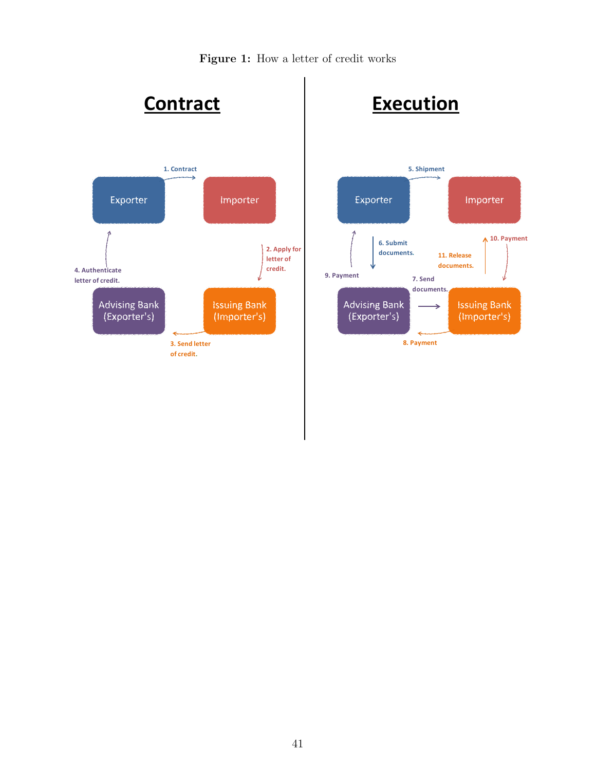**Figure 1:** How a letter of credit works

## Contract

1. Contract

Exporter → Importer

2. Apply for letter of credit.

Importer → Issuing Bank (Importer's)

3. Send letter of credit.

Issuing Bank (Importer's) → Advising Bank (Exporter's)

4. Authenticate letter of credit.

Advising Bank (Exporter's) → Exporter

## Execution

5. Shipment

Exporter → Importer

6. Submit documents.

Exporter → Advising Bank (Exporter's)

7. Send documents.

Advising Bank (Exporter's) → Issuing Bank (Importer's)

8. Payment

Issuing Bank (Importer's) → Advising Bank (Exporter's)

9. Payment

Advising Bank (Exporter's) → Exporter

10. Payment

Importer → Issuing Bank (Importer's)

11. Release documents.

Issuing Bank (Importer's) → Importer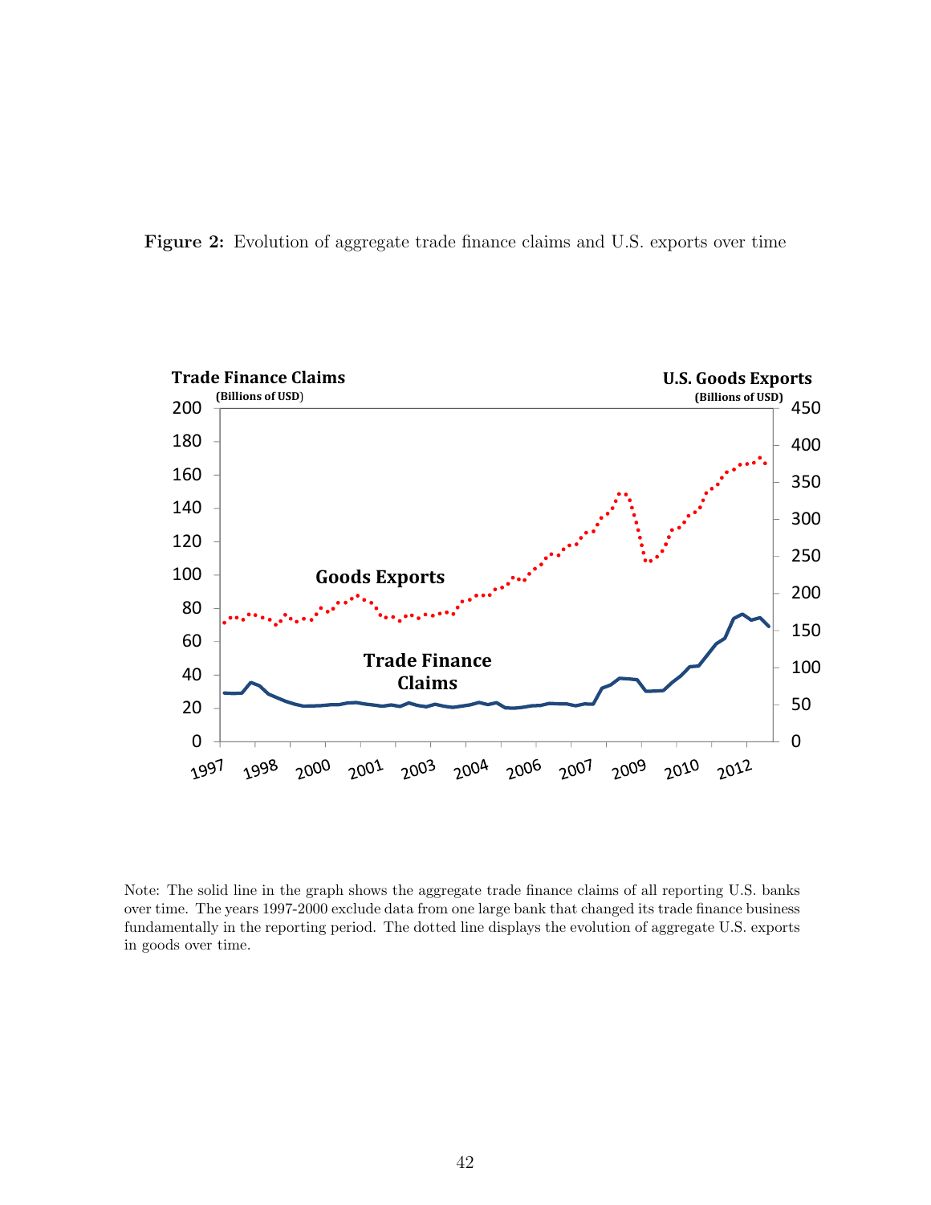**Figure 2:** Evolution of aggregate trade finance claims and U.S. exports over time

Note: The solid line in the graph shows the aggregate trade finance claims of all reporting U.S. banks over time. The years 1997-2000 exclude data from one large bank that changed its trade finance business fundamentally in the reporting period. The dotted line displays the evolution of aggregate U.S. exports in goods over time.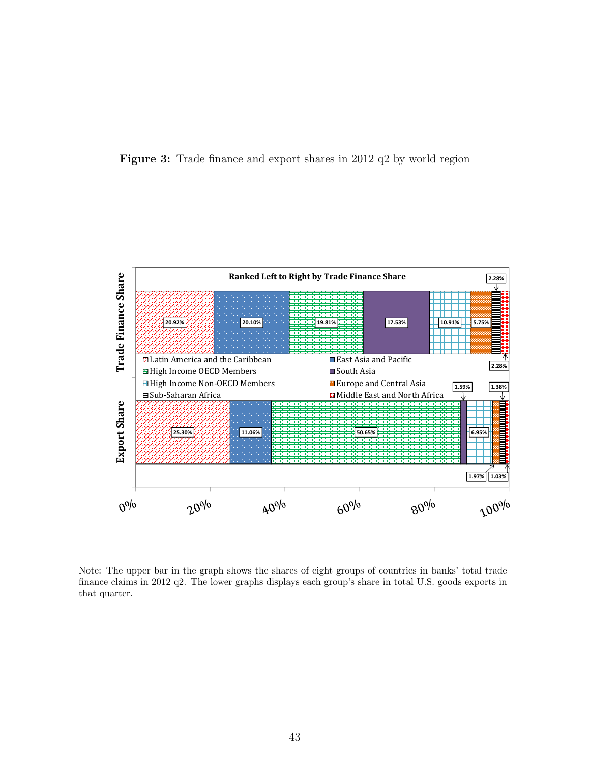**Figure 3:** Trade finance and export shares in 2012 q2 by world region

Ranked Left to Right by Trade Finance Share

| Region | Trade Finance Share | Export Share |
|---|---|---|
| Latin America and the Caribbean | 20.92% | 25.30% |
| East Asia and Pacific | 20.10% | 11.06% |
| High Income OECD Members | 19.81% | 50.65% |
| South Asia | 17.53% | 1.59% |
| High Income Non-OECD Members | 10.91% | 6.95% |
| Europe and Central Asia | 5.75% | 1.97% |
| Sub-Saharan Africa | 2.28% | 1.38% |
| Middle East and North Africa | 2.28% | 1.03% |

Note: The upper bar in the graph shows the shares of eight groups of countries in banks' total trade finance claims in 2012 q2. The lower graphs displays each group's share in total U.S. goods exports in that quarter.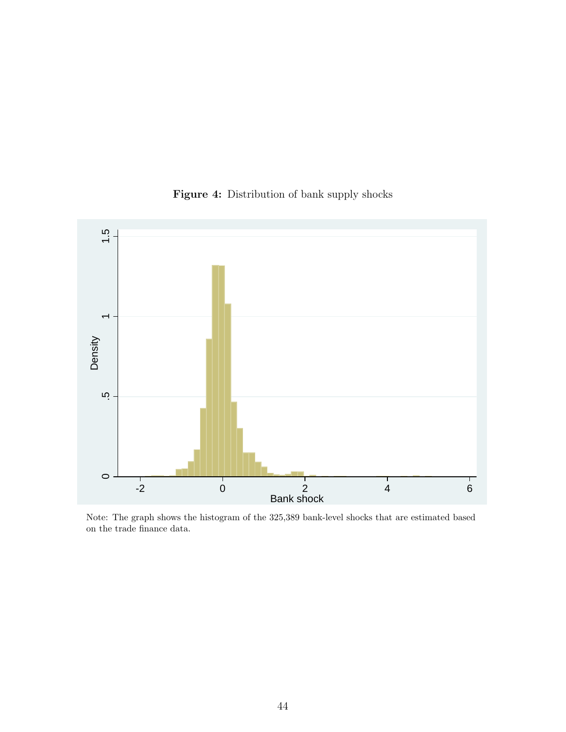**Figure 4:** Distribution of bank supply shocks

Note: The graph shows the histogram of the 325,389 bank-level shocks that are estimated based on the trade finance data.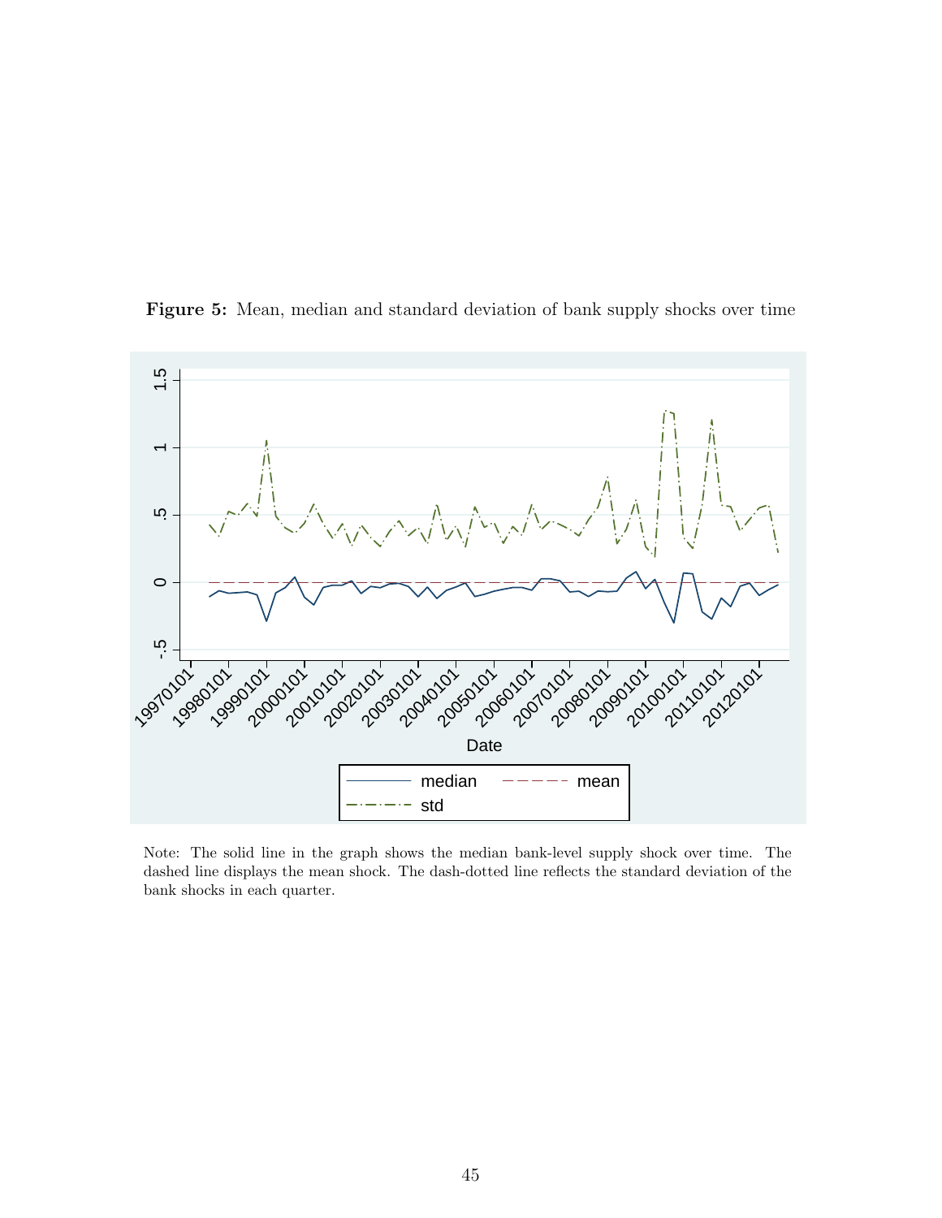**Figure 5:** Mean, median and standard deviation of bank supply shocks over time

Note: The solid line in the graph shows the median bank-level supply shock over time. The dashed line displays the mean shock. The dash-dotted line reflects the standard deviation of the bank shocks in each quarter.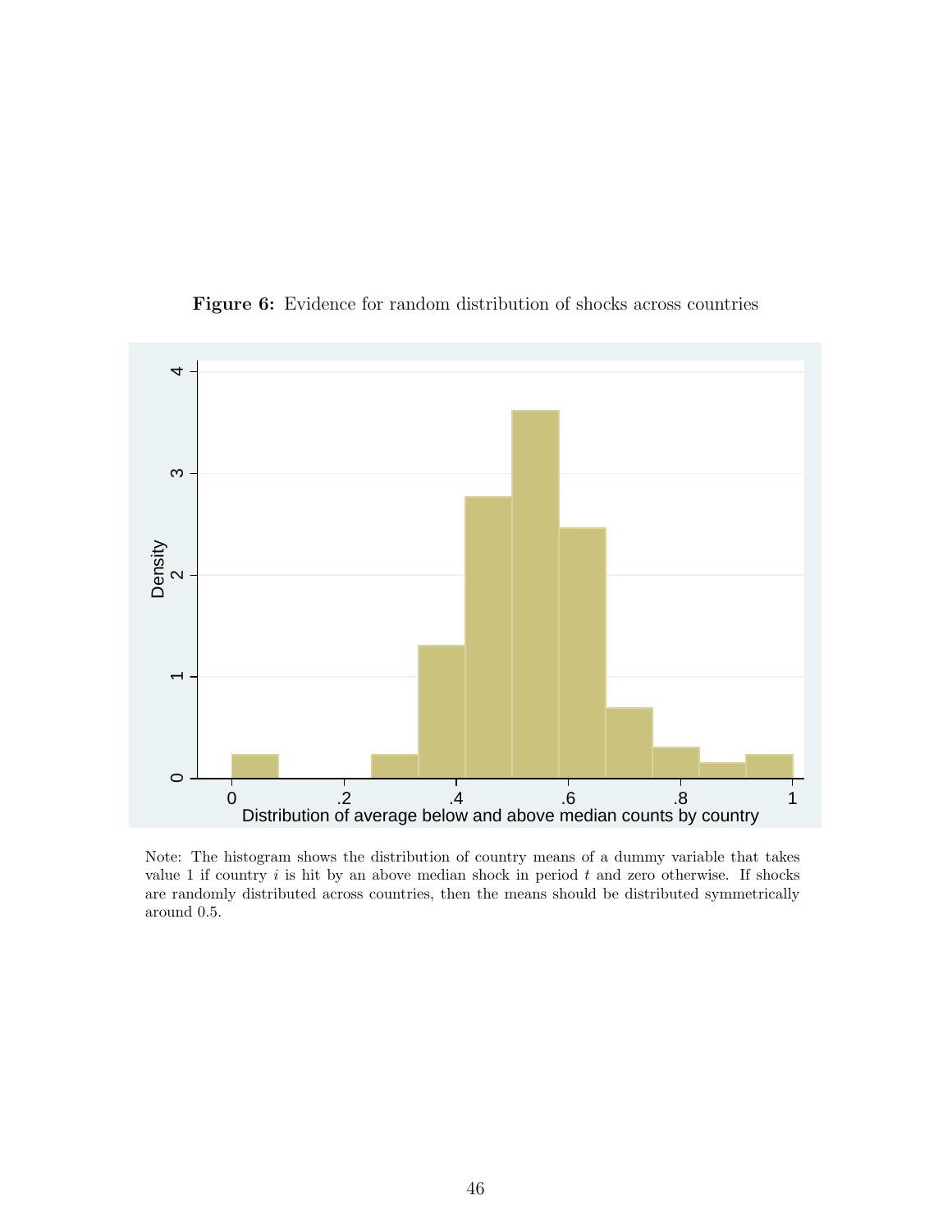**Figure 6:** Evidence for random distribution of shocks across countries

Note: The histogram shows the distribution of country means of a dummy variable that takes value 1 if country $i$ is hit by an above median shock in period $t$ and zero otherwise. If shocks are randomly distributed across countries, then the means should be distributed symmetrically around 0.5.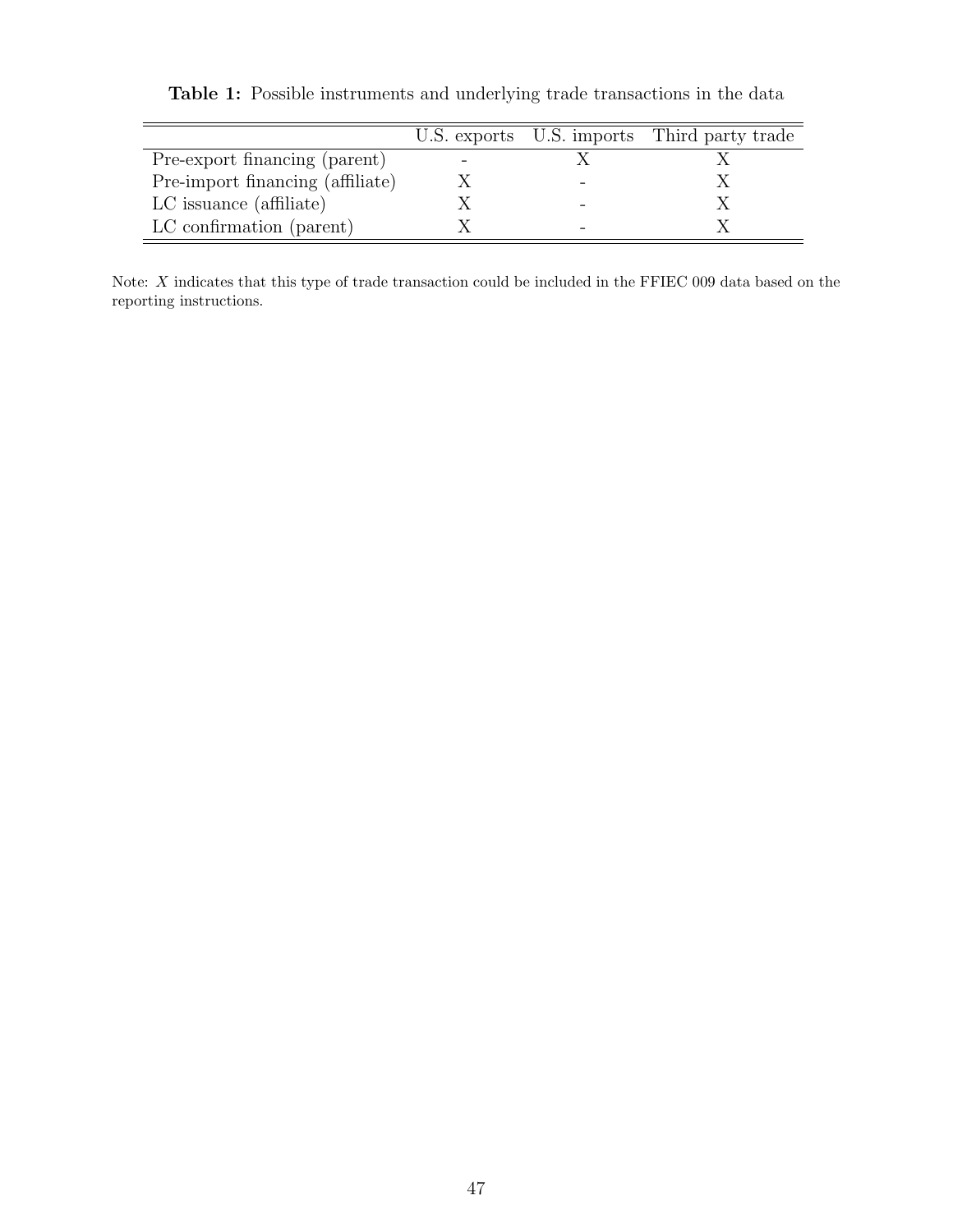**Table 1:** Possible instruments and underlying trade transactions in the data

| | U.S. exports | U.S. imports | Third party trade |
|---|---|---|---|
| Pre-export financing (parent) | - | X | X |
| Pre-import financing (affiliate) | X | - | X |
| LC issuance (affiliate) | X | - | X |
| LC confirmation (parent) | X | - | X |

Note: *X* indicates that this type of trade transaction could be included in the FFIEC 009 data based on the reporting instructions.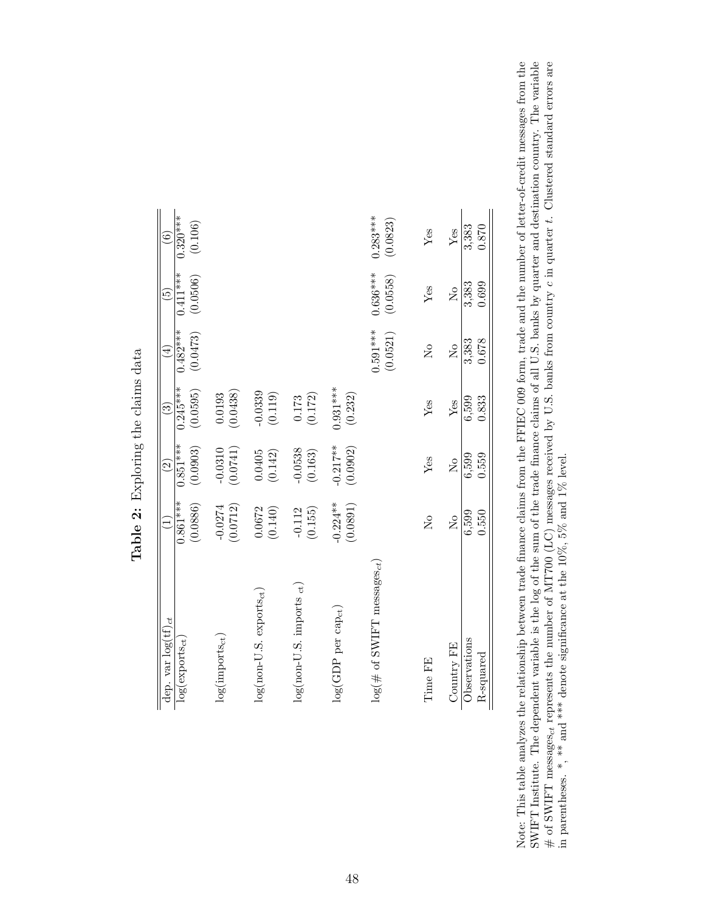**Table 2:** Exploring the claims data

| dep. var $\log(\text{tf})_{ct}$ | (1) | (2) | (3) | (4) | (5) | (6) |
|---|---|---|---|---|---|---|
| $\log(\text{exports}_{ct})$ | 0.861*** | 0.851*** | 0.245*** | 0.482*** | 0.411*** | 0.320*** |
| | (0.0886) | (0.0903) | (0.0595) | (0.0473) | (0.0506) | (0.106) |
| $\log(\text{imports}_{ct})$ | -0.0274 | -0.0310 | 0.0193 | | | |
| | (0.0712) | (0.0741) | (0.0438) | | | |
| $\log(\text{non-U.S. exports}_{ct})$ | 0.0672 | 0.0405 | -0.0339 | | | |
| | (0.140) | (0.142) | (0.119) | | | |
| $\log(\text{non-U.S. imports}_{ct})$ | -0.112 | -0.0538 | 0.173 | | | |
| | (0.155) | (0.163) | (0.172) | | | |
| $\log(\text{GDP per cap}_{ct})$ | -0.224** | -0.217** | 0.931*** | | | |
| | (0.0891) | (0.0902) | (0.232) | | | |
| $\log(\text{\# of SWIFT messages}_{ct})$ | | | | 0.591*** | 0.636*** | 0.283*** |
| | | | | (0.0521) | (0.0558) | (0.0823) |
| Time FE | No | Yes | Yes | No | Yes | Yes |
| Country FE | No | No | Yes | No | No | Yes |
| Observations | 6,599 | 6,599 | 6,599 | 3,383 | 3,383 | 3,383 |
| R-squared | 0.550 | 0.559 | 0.833 | 0.678 | 0.699 | 0.870 |

Note: This table analyzes the relationship between trade finance claims from the FFIEC 009 form, trade and the number of letter-of-credit messages from the SWIFT Institute. The dependent variable is the log of the sum of the trade finance claims of all U.S. banks by quarter and destination country. The variable # of SWIFT messages$_{ct}$ represents the number of MT700 (LC) messages received by U.S. banks from country $c$ in quarter $t$. Clustered standard errors are in parentheses. *, ** and *** denote significance at the 10%, 5% and 1% level.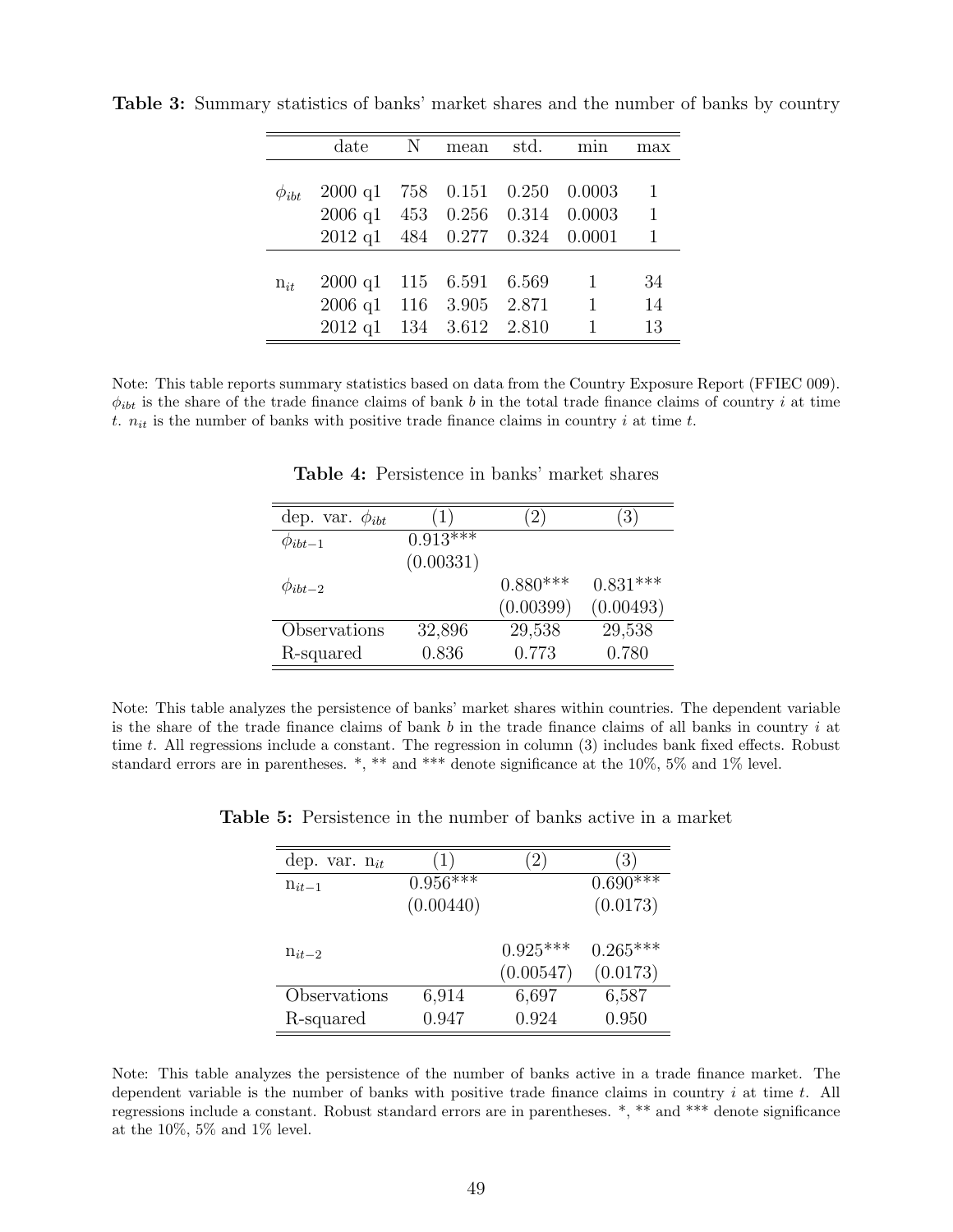**Table 3:** Summary statistics of banks' market shares and the number of banks by country

| | date | N | mean | std. | min | max |
|---|---|---|---|---|---|---|
| $\phi_{ibt}$ | 2000 q1 | 758 | 0.151 | 0.250 | 0.0003 | 1 |
| | 2006 q1 | 453 | 0.256 | 0.314 | 0.0003 | 1 |
| | 2012 q1 | 484 | 0.277 | 0.324 | 0.0001 | 1 |
| $n_{it}$ | 2000 q1 | 115 | 6.591 | 6.569 | 1 | 34 |
| | 2006 q1 | 116 | 3.905 | 2.871 | 1 | 14 |
| | 2012 q1 | 134 | 3.612 | 2.810 | 1 | 13 |

Note: This table reports summary statistics based on data from the Country Exposure Report (FFIEC 009). $\phi_{ibt}$ is the share of the trade finance claims of bank $b$ in the total trade finance claims of country $i$ at time $t$. $n_{it}$ is the number of banks with positive trade finance claims in country $i$ at time $t$.

**Table 4:** Persistence in banks' market shares

| dep. var. $\phi_{ibt}$ | (1) | (2) | (3) |
|---|---|---|---|
| $\phi_{ibt-1}$ | 0.913*** | | |
| | (0.00331) | | |
| $\phi_{ibt-2}$ | | 0.880*** | 0.831*** |
| | | (0.00399) | (0.00493) |
| Observations | 32,896 | 29,538 | 29,538 |
| R-squared | 0.836 | 0.773 | 0.780 |

Note: This table analyzes the persistence of banks' market shares within countries. The dependent variable is the share of the trade finance claims of bank $b$ in the trade finance claims of all banks in country $i$ at time $t$. All regressions include a constant. The regression in column (3) includes bank fixed effects. Robust standard errors are in parentheses. *, ** and *** denote significance at the 10%, 5% and 1% level.

**Table 5:** Persistence in the number of banks active in a market

| dep. var. $n_{it}$ | (1) | (2) | (3) |
|---|---|---|---|
| $n_{it-1}$ | 0.956*** | | 0.690*** |
| | (0.00440) | | (0.0173) |
| $n_{it-2}$ | | 0.925*** | 0.265*** |
| | | (0.00547) | (0.0173) |
| Observations | 6,914 | 6,697 | 6,587 |
| R-squared | 0.947 | 0.924 | 0.950 |

Note: This table analyzes the persistence of the number of banks active in a trade finance market. The dependent variable is the number of banks with positive trade finance claims in country $i$ at time $t$. All regressions include a constant. Robust standard errors are in parentheses. *, ** and *** denote significance at the 10%, 5% and 1% level.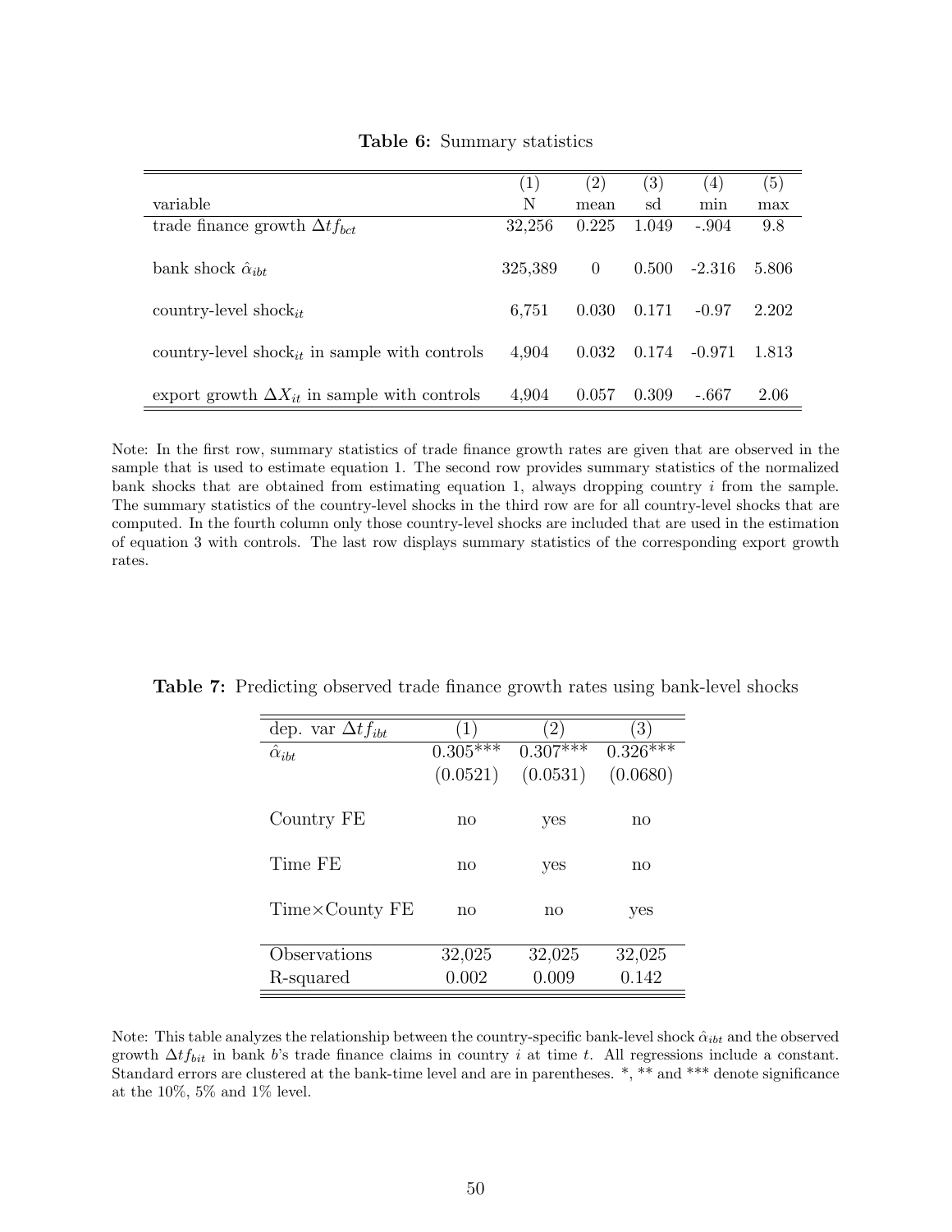**Table 6:** Summary statistics

| variable | (1) N | (2) mean | (3) sd | (4) min | (5) max |
|---|---|---|---|---|---|
| trade finance growth $\Delta tf_{bct}$ | 32,256 | 0.225 | 1.049 | -.904 | 9.8 |
| bank shock $\hat{\alpha}_{ibt}$ | 325,389 | 0 | 0.500 | -2.316 | 5.806 |
| country-level shock$_{it}$ | 6,751 | 0.030 | 0.171 | -0.97 | 2.202 |
| country-level shock$_{it}$ in sample with controls | 4,904 | 0.032 | 0.174 | -0.971 | 1.813 |
| export growth $\Delta X_{it}$ in sample with controls | 4,904 | 0.057 | 0.309 | -.667 | 2.06 |

Note: In the first row, summary statistics of trade finance growth rates are given that are observed in the sample that is used to estimate equation 1. The second row provides summary statistics of the normalized bank shocks that are obtained from estimating equation 1, always dropping country $i$ from the sample. The summary statistics of the country-level shocks in the third row are for all country-level shocks that are computed. In the fourth column only those country-level shocks are included that are used in the estimation of equation 3 with controls. The last row displays summary statistics of the corresponding export growth rates.

**Table 7:** Predicting observed trade finance growth rates using bank-level shocks

| dep. var $\Delta tf_{ibt}$ | (1) | (2) | (3) |
|---|---|---|---|
| $\hat{\alpha}_{ibt}$ | 0.305*** | 0.307*** | 0.326*** |
| | (0.0521) | (0.0531) | (0.0680) |
| Country FE | no | yes | no |
| Time FE | no | yes | no |
| Time×County FE | no | no | yes |
| Observations | 32,025 | 32,025 | 32,025 |
| R-squared | 0.002 | 0.009 | 0.142 |

Note: This table analyzes the relationship between the country-specific bank-level shock $\hat{\alpha}_{ibt}$ and the observed growth $\Delta tf_{bit}$ in bank $b$'s trade finance claims in country $i$ at time $t$. All regressions include a constant. Standard errors are clustered at the bank-time level and are in parentheses. *, ** and *** denote significance at the 10%, 5% and 1% level.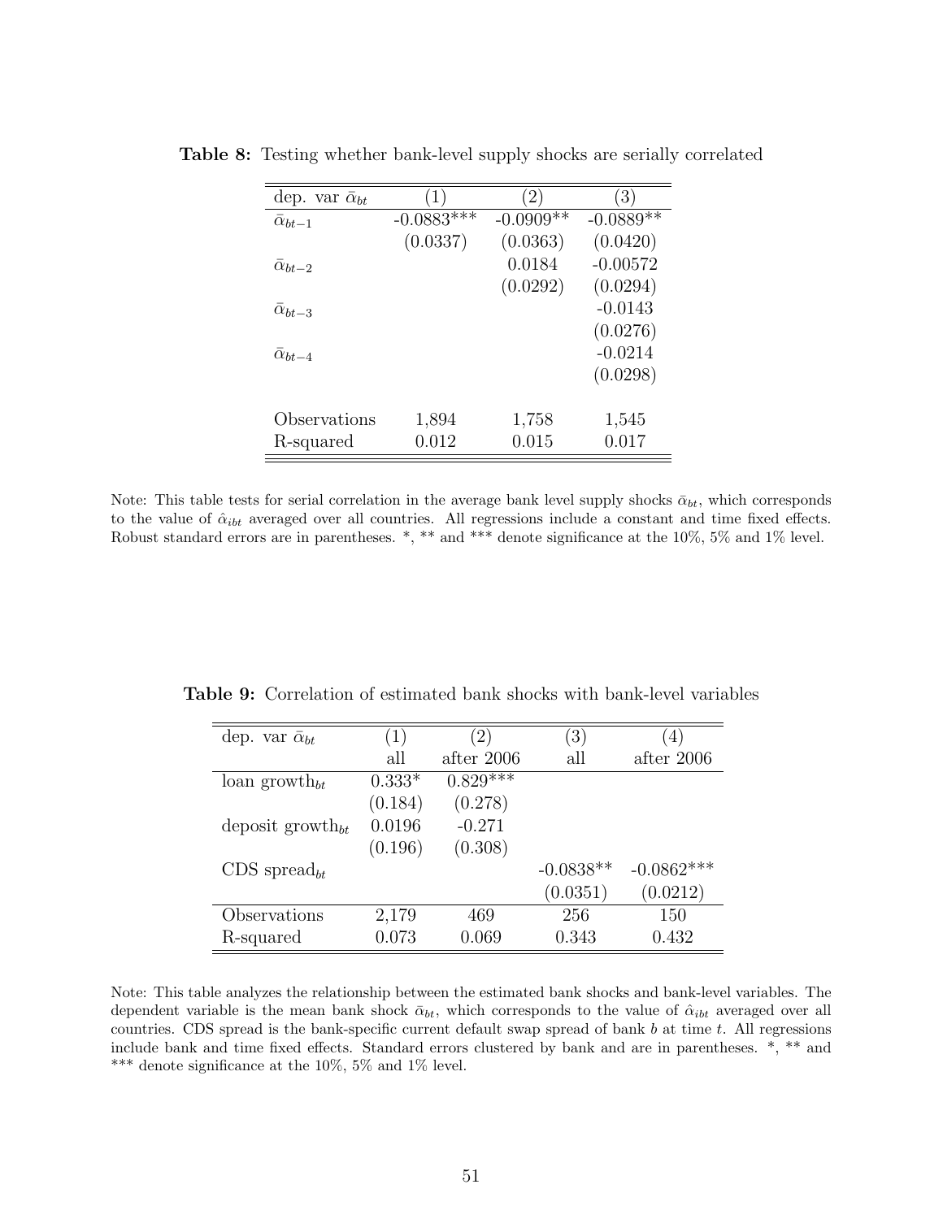**Table 8:** Testing whether bank-level supply shocks are serially correlated

| dep. var $\bar{\alpha}_{bt}$ | (1) | (2) | (3) |
|---|---|---|---|
| $\bar{\alpha}_{bt-1}$ | -0.0883*** | -0.0909** | -0.0889** |
| | (0.0337) | (0.0363) | (0.0420) |
| $\bar{\alpha}_{bt-2}$ | | 0.0184 | -0.00572 |
| | | (0.0292) | (0.0294) |
| $\bar{\alpha}_{bt-3}$ | | | -0.0143 |
| | | | (0.0276) |
| $\bar{\alpha}_{bt-4}$ | | | -0.0214 |
| | | | (0.0298) |
| Observations | 1,894 | 1,758 | 1,545 |
| R-squared | 0.012 | 0.015 | 0.017 |

Note: This table tests for serial correlation in the average bank level supply shocks $\bar{\alpha}_{bt}$, which corresponds to the value of $\hat{\alpha}_{ibt}$ averaged over all countries. All regressions include a constant and time fixed effects. Robust standard errors are in parentheses. *, ** and *** denote significance at the 10%, 5% and 1% level.

**Table 9:** Correlation of estimated bank shocks with bank-level variables

| dep. var $\bar{\alpha}_{bt}$ | (1) | (2) | (3) | (4) |
|---|---|---|---|---|
| | all | after 2006 | all | after 2006 |
| loan growth$_{bt}$ | 0.333* | 0.829*** | | |
| | (0.184) | (0.278) | | |
| deposit growth$_{bt}$ | 0.0196 | -0.271 | | |
| | (0.196) | (0.308) | | |
| CDS spread$_{bt}$ | | | -0.0838** | -0.0862*** |
| | | | (0.0351) | (0.0212) |
| Observations | 2,179 | 469 | 256 | 150 |
| R-squared | 0.073 | 0.069 | 0.343 | 0.432 |

Note: This table analyzes the relationship between the estimated bank shocks and bank-level variables. The dependent variable is the mean bank shock $\bar{\alpha}_{bt}$, which corresponds to the value of $\hat{\alpha}_{ibt}$ averaged over all countries. CDS spread is the bank-specific current default swap spread of bank $b$ at time $t$. All regressions include bank and time fixed effects. Standard errors clustered by bank and are in parentheses. *, ** and *** denote significance at the 10%, 5% and 1% level.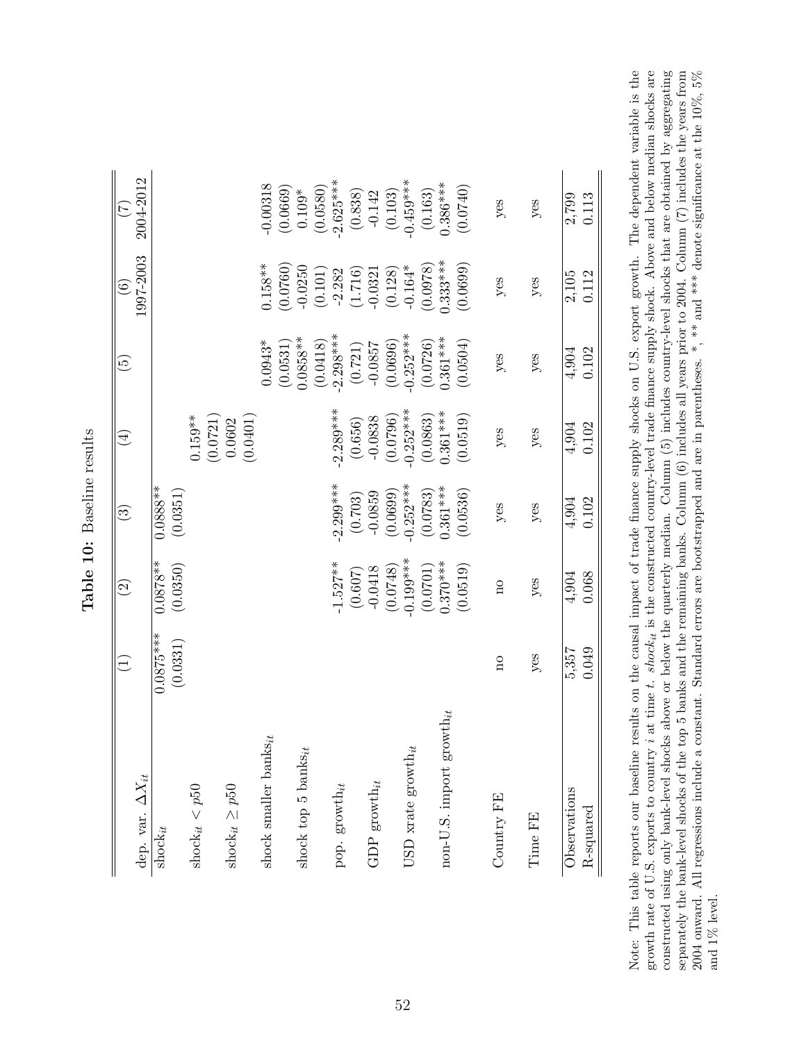**Table 10:** Baseline results

| dep. var. $\Delta X_{it}$ | (1) | (2) | (3) | (4) | (5) | (6) 1997-2003 | (7) 2004-2012 |
|---|---|---|---|---|---|---|---|
| $\text{shock}_{it}$ | 0.0875*** | 0.0878** | 0.0888** | | | | |
| | (0.0331) | (0.0350) | (0.0351) | | | | |
| $\text{shock}_{it} < p50$ | | | | 0.159** | | | |
| | | | | (0.0721) | | | |
| $\text{shock}_{it} \geq p50$ | | | | 0.0602 | | | |
| | | | | (0.0401) | | | |
| shock smaller $\text{banks}_{it}$ | | | | | 0.0943* | 0.158** | -0.00318 |
| | | | | | (0.0531) | (0.0760) | (0.0669) |
| shock top 5 $\text{banks}_{it}$ | | | | | 0.0858** | -0.0250 | 0.109* |
| | | | | | (0.0418) | (0.101) | (0.0580) |
| pop. $\text{growth}_{it}$ | | -1.527** | -2.299*** | -2.289*** | -2.298*** | -2.282 | -2.625*** |
| | | (0.607) | (0.703) | (0.656) | (0.721) | (1.716) | (0.838) |
| GDP $\text{growth}_{it}$ | | -0.0418 | -0.0859 | -0.0838 | -0.0857 | -0.0321 | -0.142 |
| | | (0.0748) | (0.0699) | (0.0796) | (0.0696) | (0.128) | (0.103) |
| USD xrate $\text{growth}_{it}$ | | -0.199*** | -0.252*** | -0.252*** | -0.252*** | -0.164* | -0.459*** |
| | | (0.0701) | (0.0783) | (0.0863) | (0.0726) | (0.0978) | (0.163) |
| non-U.S. import $\text{growth}_{it}$ | | 0.370*** | 0.361*** | 0.361*** | 0.361*** | 0.333*** | 0.386*** |
| | | (0.0519) | (0.0536) | (0.0519) | (0.0504) | (0.0699) | (0.0740) |
| Country FE | no | no | yes | yes | yes | yes | yes |
| Time FE | yes | yes | yes | yes | yes | yes | yes |
| Observations | 5,357 | 4,904 | 4,904 | 4,904 | 4,904 | 2,105 | 2,799 |
| R-squared | 0.049 | 0.068 | 0.102 | 0.102 | 0.102 | 0.112 | 0.113 |

Note: This table reports our baseline results on the causal impact of trade finance supply shocks on U.S. export growth. The dependent variable is the growth rate of U.S. exports to country $i$ at time $t$. $shock_{it}$ is the constructed country-level trade finance supply shock. Above and below median shocks are constructed using only bank-level shocks above or below the quarterly median. Column (5) includes country-level shocks that are obtained by aggregating separately the bank-level shocks of the top 5 banks and the remaining banks. Column (6) includes all years prior to 2004. Column (7) includes the years from 2004 onward. All regressions include a constant. Standard errors are bootstrapped and are in parentheses. *, ** and *** denote significance at the 10%, 5% and 1% level.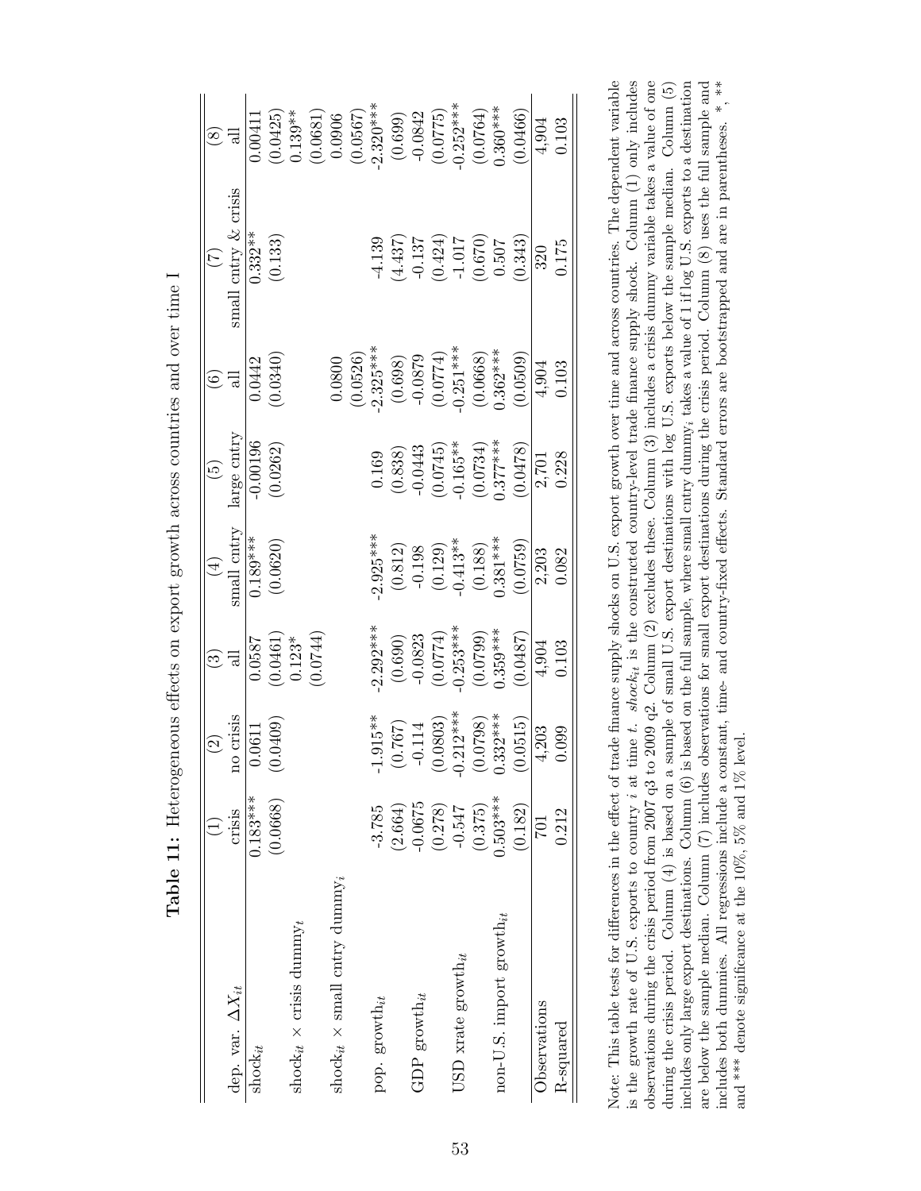**Table 11:** Heterogeneous effects on export growth across countries and over time I

| dep. var. $\Delta X_{it}$ | (1) crisis | (2) no crisis | (3) all | (4) small cntry | (5) large cntry | (6) all | (7) small cntry & crisis | (8) all |
|---|---|---|---|---|---|---|---|---|
| $\text{shock}_{it}$ | 0.183*** | 0.0611 | 0.0587 | 0.189*** | -0.00196 | 0.0442 | 0.332** | 0.00411 |
| | (0.0668) | (0.0409) | (0.0461) | (0.0620) | (0.0262) | (0.0340) | (0.133) | (0.0425) |
| $\text{shock}_{it}$ × crisis $\text{dummy}_t$ | | | 0.123* | | | | | 0.139** |
| | | | (0.0744) | | | | | (0.0681) |
| $\text{shock}_{it}$ × small cntry $\text{dummy}_i$ | | | | | | 0.0800 | | 0.0906 |
| | | | | | | (0.0526) | | (0.0567) |
| pop. $\text{growth}_{it}$ | -3.785 | -1.915** | -2.292*** | -2.925*** | 0.169 | -2.325*** | -4.139 | -2.320*** |
| | (2.664) | (0.767) | (0.690) | (0.812) | (0.838) | (0.698) | (4.437) | (0.699) |
| GDP $\text{growth}_{it}$ | -0.0675 | -0.114 | -0.0823 | -0.198 | -0.0443 | -0.0879 | -0.137 | -0.0842 |
| | (0.278) | (0.0803) | (0.0774) | (0.129) | (0.0745) | (0.0774) | (0.424) | (0.0775) |
| USD xrate $\text{growth}_{it}$ | -0.547 | -0.212*** | -0.253*** | -0.413** | -0.165** | -0.251*** | -1.017 | -0.252*** |
| | (0.375) | (0.0798) | (0.0799) | (0.188) | (0.0734) | (0.0668) | (0.670) | (0.0764) |
| non-U.S. import $\text{growth}_{it}$ | 0.503*** | 0.332*** | 0.359*** | 0.381*** | 0.377*** | 0.362*** | 0.507 | 0.360*** |
| | (0.182) | (0.0515) | (0.0487) | (0.0759) | (0.0478) | (0.0509) | (0.343) | (0.0466) |
| Observations | 701 | 4,203 | 4,904 | 2,203 | 2,701 | 4,904 | 320 | 4,904 |
| R-squared | 0.212 | 0.099 | 0.103 | 0.082 | 0.228 | 0.103 | 0.175 | 0.103 |

Note: This table tests for differences in the effect of trade finance supply shocks on U.S. export growth over time and across countries. The dependent variable is the growth rate of U.S. exports to country $i$ at time $t$. $shock_{it}$ is the constructed country-level trade finance supply shock. Column (1) only includes observations during the crisis period from 2007 q3 to 2009 q2. Column (2) excludes these. Column (3) includes a crisis dummy variable takes a value of one during the crisis period. Column (4) is based on a sample of small U.S. export destinations with log U.S. exports below the sample median. Column (5) includes only large export destinations. Column (6) is based on the full sample, where small cntry $\text{dummy}_i$ takes a value of 1 if log U.S. exports to a destination are below the sample median. Column (7) includes observations for small export destinations during the crisis period. Column (8) uses the full sample and includes both dummies. All regressions include a constant, time- and country-fixed effects. Standard errors are bootstrapped and are in parentheses. *, ** and *** denote significance at the 10%, 5% and 1% level.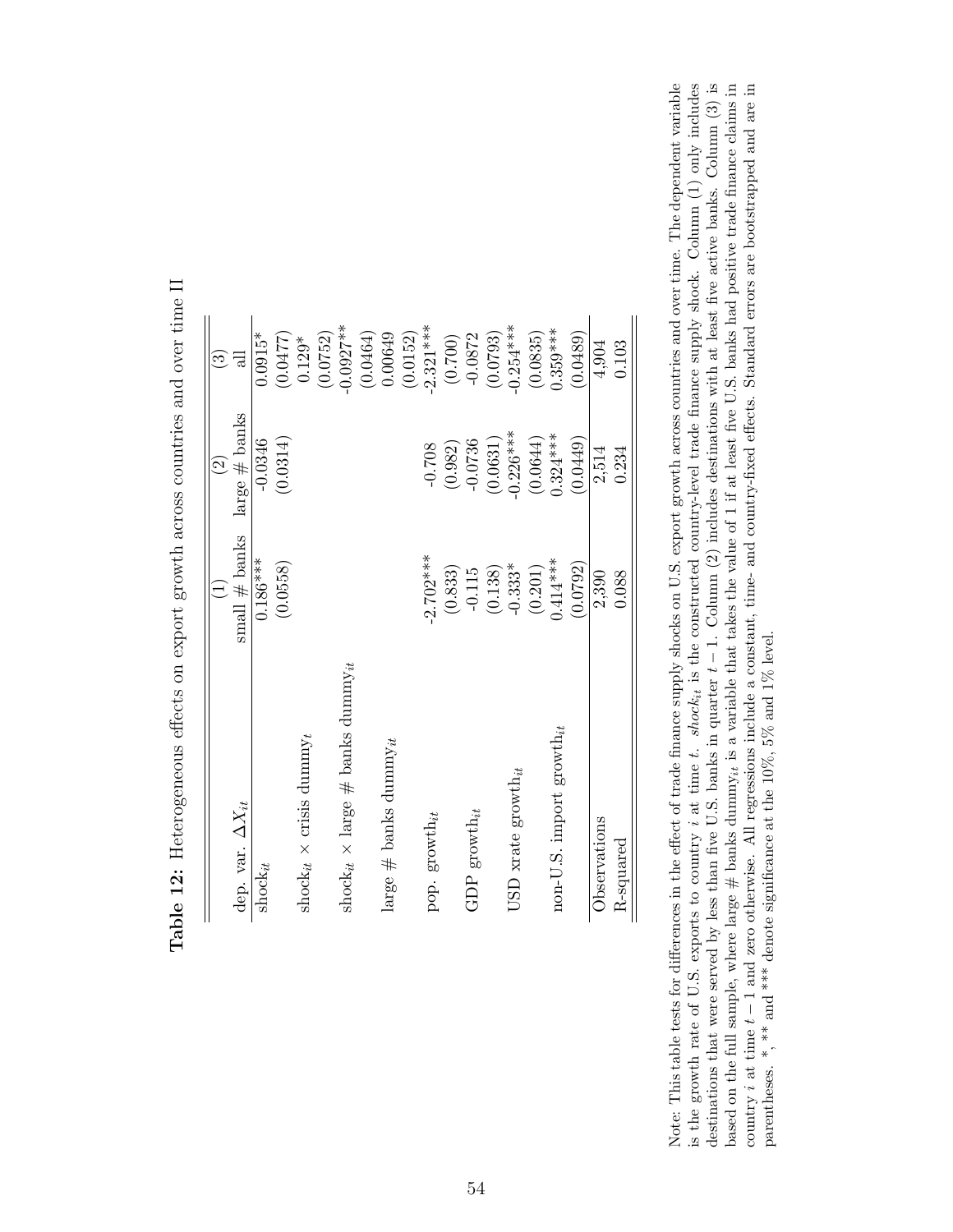**Table 12:** Heterogeneous effects on export growth across countries and over time II

| | (1) | (2) | (3) |
|---|---|---|---|
| dep. var. $\Delta X_{it}$ | small # banks | large # banks | all |
| $\text{shock}_{it}$ | 0.186*** | -0.0346 | 0.0915* |
| | (0.0558) | (0.0314) | (0.0477) |
| $\text{shock}_{it}$ × crisis $\text{dummy}_t$ | | | 0.129* |
| | | | (0.0752) |
| $\text{shock}_{it}$ × large # banks $\text{dummy}_{it}$ | | | -0.0927** |
| | | | (0.0464) |
| large # banks $\text{dummy}_{it}$ | | | 0.00649 |
| | | | (0.0152) |
| pop. $\text{growth}_{it}$ | -2.702*** | -0.708 | -2.321*** |
| | (0.833) | (0.982) | (0.700) |
| GDP $\text{growth}_{it}$ | -0.115 | -0.0736 | -0.0872 |
| | (0.138) | (0.0631) | (0.0793) |
| USD xrate $\text{growth}_{it}$ | -0.333* | -0.226*** | -0.254*** |
| | (0.201) | (0.0644) | (0.0835) |
| non-U.S. import $\text{growth}_{it}$ | 0.414*** | 0.324*** | 0.359*** |
| | (0.0792) | (0.0449) | (0.0489) |
| Observations | 2,390 | 2,514 | 4,904 |
| R-squared | 0.088 | 0.234 | 0.103 |

Note: This table tests for differences in the effect of trade finance supply shocks on U.S. export growth across countries and over time. The dependent variable is the growth rate of U.S. exports to country $i$ at time $t$. $shock_{it}$ is the constructed country-level trade finance supply shock. Column (1) only includes destinations that were served by less than five U.S. banks in quarter $t-1$. Column (2) includes destinations with at least five active banks. Column (3) is based on the full sample, where large # banks $\text{dummy}_{it}$ is a variable that takes the value of 1 if at least five U.S. banks had positive trade finance claims in country $i$ at time $t-1$ and zero otherwise. All regressions include a constant, time- and country-fixed effects. Standard errors are bootstrapped and are in parentheses. *, ** and *** denote significance at the 10%, 5% and 1% level.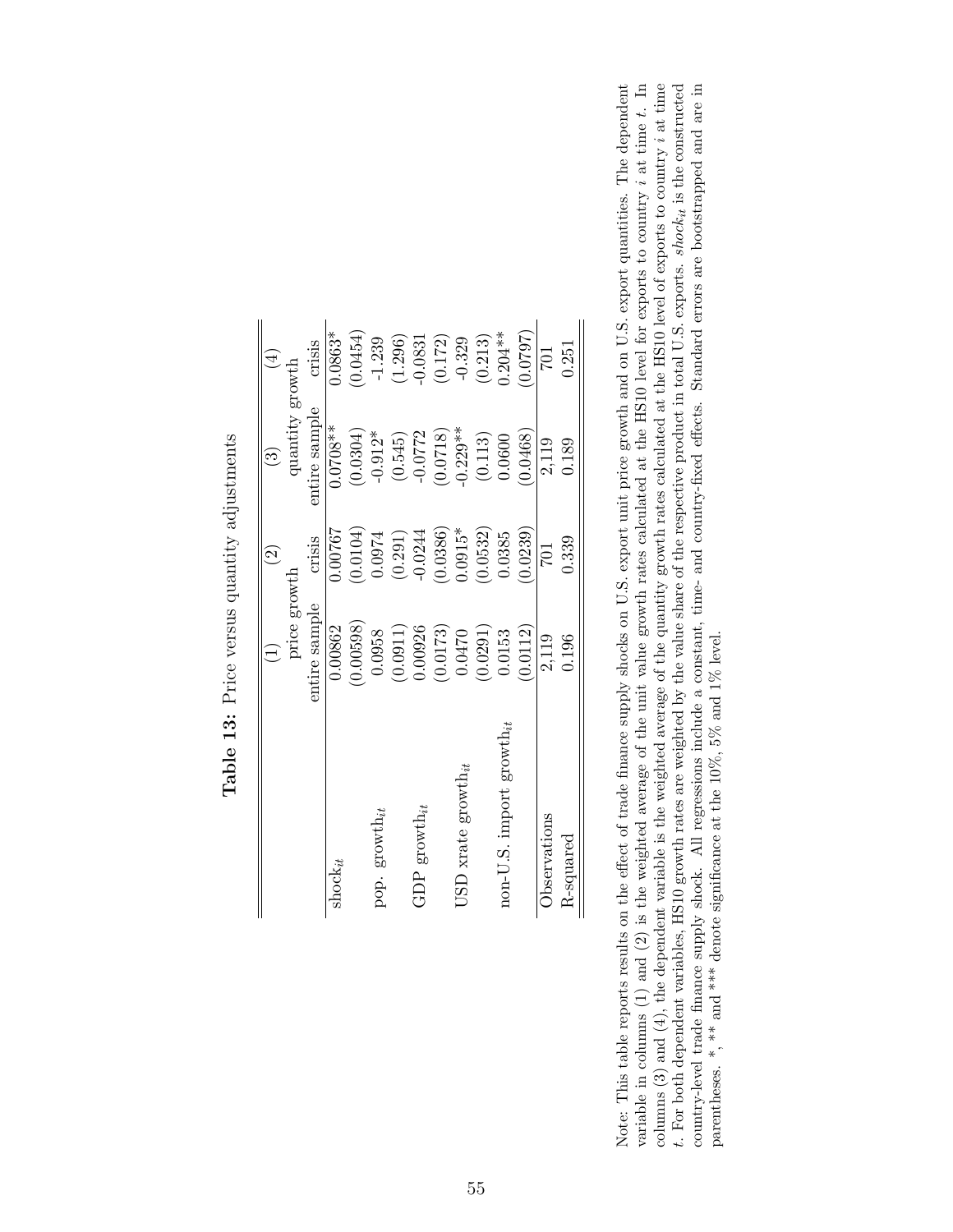**Table 13:** Price versus quantity adjustments

| | (1) | (2) | (3) | (4) |
|---|---|---|---|---|
| | price growth | | quantity growth | |
| | entire sample | crisis | entire sample | crisis |
| $\text{shock}_{it}$ | 0.00862 | 0.00767 | 0.0708** | 0.0863* |
| | (0.00598) | (0.0104) | (0.0304) | (0.0454) |
| pop. $\text{growth}_{it}$ | 0.0958 | 0.0974 | -0.912* | -1.239 |
| | (0.0911) | (0.291) | (0.545) | (1.296) |
| GDP $\text{growth}_{it}$ | 0.00926 | -0.0244 | -0.0772 | -0.0831 |
| | (0.0173) | (0.0386) | (0.0718) | (0.172) |
| USD xrate $\text{growth}_{it}$ | 0.0470 | 0.0915* | -0.229** | -0.329 |
| | (0.0291) | (0.0532) | (0.113) | (0.213) |
| non-U.S. import $\text{growth}_{it}$ | 0.0153 | 0.0385 | 0.0600 | 0.204** |
| | (0.0112) | (0.0239) | (0.0468) | (0.0797) |
| Observations | 2,119 | 701 | 2,119 | 701 |
| R-squared | 0.196 | 0.339 | 0.189 | 0.251 |

Note: This table reports results on the effect of trade finance supply shocks on U.S. export unit price growth and on U.S. export quantities. The dependent variable in columns (1) and (2) is the weighted average of the unit value growth rates calculated at the HS10 level for exports to country $i$ at time $t$. In columns (3) and (4), the dependent variable is the weighted average of the quantity growth rates calculated at the HS10 level of exports to country $i$ at time $t$. For both dependent variables, HS10 growth rates are weighted by the value share of the respective product in total U.S. exports. $shock_{it}$ is the constructed country-level trade finance supply shock. All regressions include a constant, time- and country-fixed effects. Standard errors are bootstrapped and are in parentheses. *, ** and *** denote significance at the 10%, 5% and 1% level.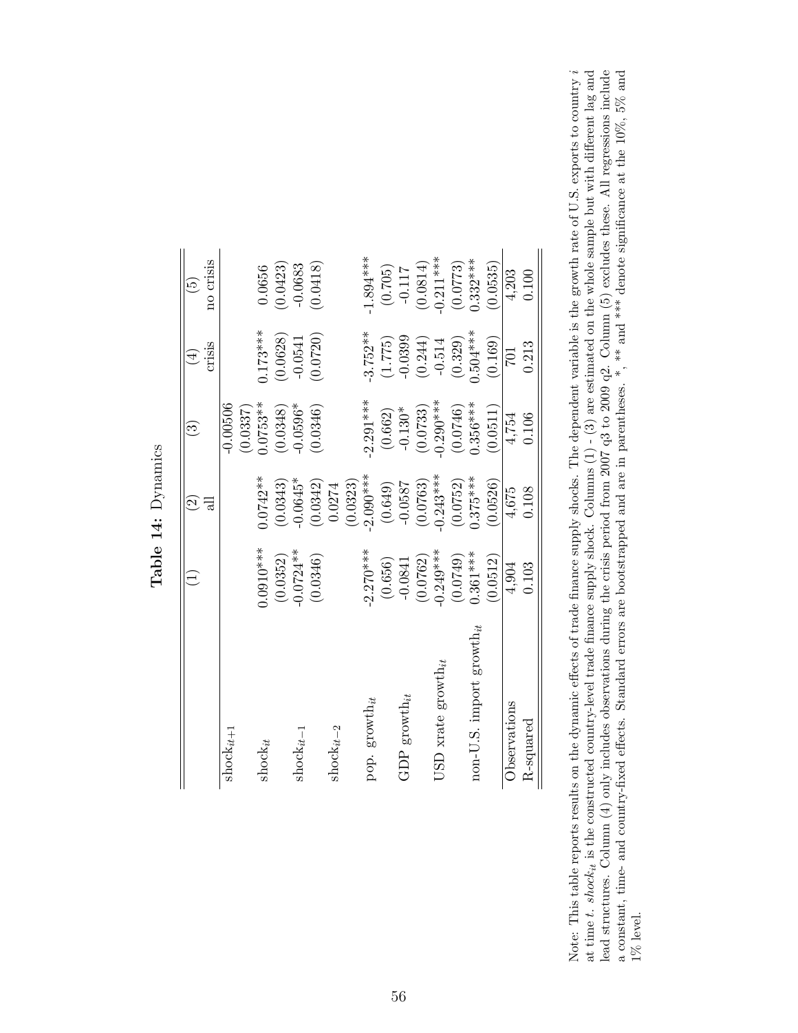**Table 14:** Dynamics

| | (1) | (2) | (3) | (4) | (5) |
|---|---|---|---|---|---|
| | | all | | crisis | no crisis |
| $\text{shock}_{it+1}$ | | | -0.00506 | | |
| | | | (0.0337) | | |
| $\text{shock}_{it}$ | 0.0910*** | 0.0742** | 0.0753** | 0.173*** | 0.0656 |
| | (0.0352) | (0.0343) | (0.0348) | (0.0628) | (0.0423) |
| $\text{shock}_{it-1}$ | -0.0724** | -0.0645* | -0.0596* | -0.0541 | -0.0683 |
| | (0.0346) | (0.0342) | (0.0346) | (0.0720) | (0.0418) |
| $\text{shock}_{it-2}$ | | 0.0274 | | | |
| | | (0.0323) | | | |
| pop. $\text{growth}_{it}$ | -2.270*** | -2.090*** | -2.291*** | -3.752** | -1.894*** |
| | (0.656) | (0.649) | (0.662) | (1.775) | (0.705) |
| GDP $\text{growth}_{it}$ | -0.0841 | -0.0587 | -0.130* | -0.0399 | -0.117 |
| | (0.0762) | (0.0763) | (0.0733) | (0.244) | (0.0814) |
| USD xrate $\text{growth}_{it}$ | -0.249*** | -0.243*** | -0.290*** | -0.514 | -0.211*** |
| | (0.0749) | (0.0752) | (0.0746) | (0.329) | (0.0773) |
| non-U.S. import $\text{growth}_{it}$ | 0.361*** | 0.375*** | 0.356*** | 0.504*** | 0.332*** |
| | (0.0512) | (0.0526) | (0.0511) | (0.169) | (0.0535) |
| Observations | 4,904 | 4,675 | 4,754 | 701 | 4,203 |
| R-squared | 0.103 | 0.108 | 0.106 | 0.213 | 0.100 |

Note: This table reports results on the dynamic effects of trade finance supply shocks. The dependent variable is the growth rate of U.S. exports to country $i$ at time $t$. $shock_{it}$ is the constructed country-level trade finance supply shock. Columns (1) - (3) are estimated on the whole sample but with different lag and lead structures. Column (4) only includes observations during the crisis period from 2007 q3 to 2009 q2. Column (5) excludes these. All regressions include a constant, time- and country-fixed effects. Standard errors are bootstrapped and are in parentheses. *, ** and *** denote significance at the 10%, 5% and 1% level.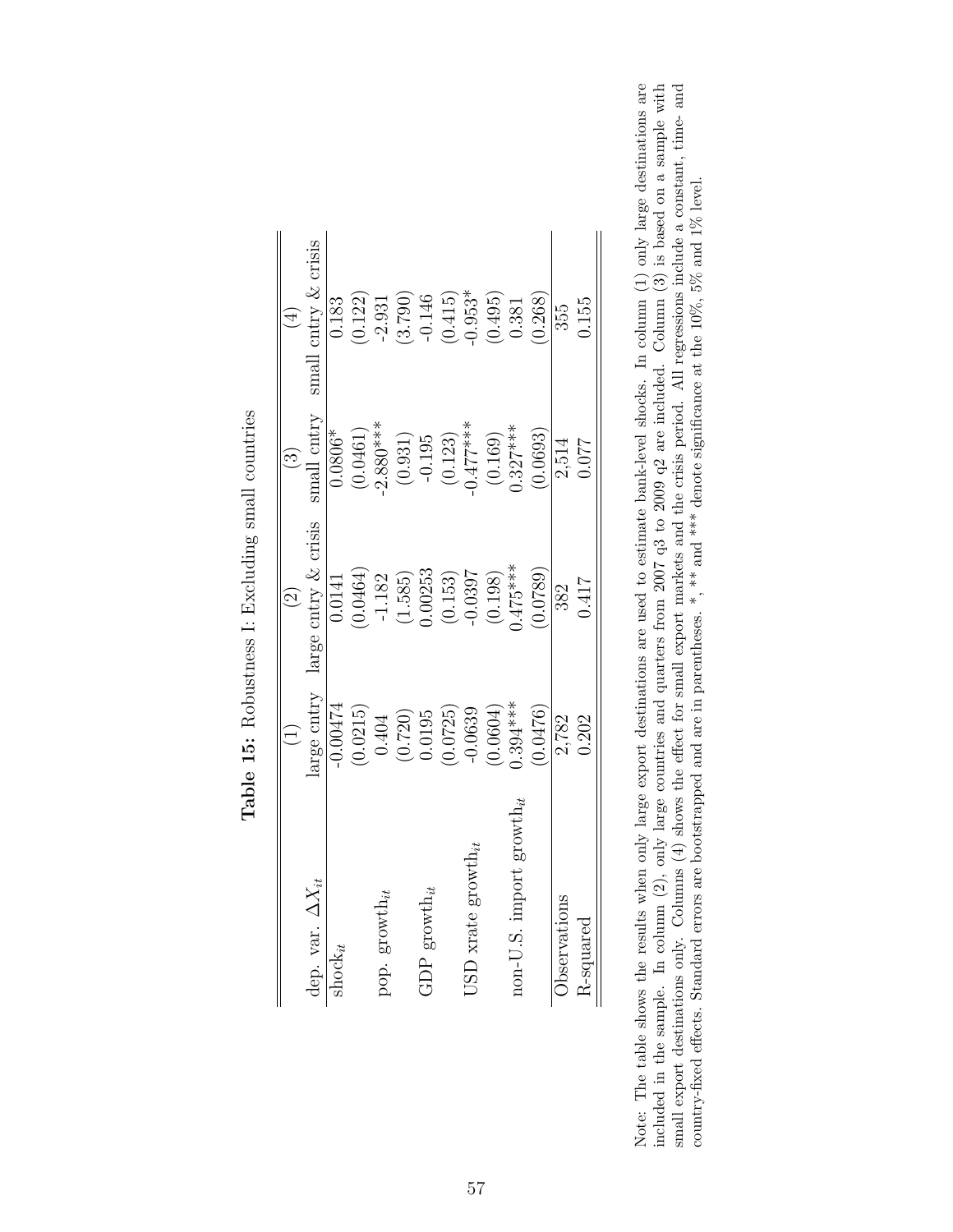**Table 15:** Robustness I: Excluding small countries

| | (1) | (2) | (3) | (4) |
|---|---|---|---|---|
| dep. var. $\Delta X_{it}$ | large cntry | large cntry & crisis | small cntry | small cntry & crisis |
| $\text{shock}_{it}$ | -0.00474 | 0.0141 | 0.0806* | 0.183 |
| | (0.0215) | (0.0464) | (0.0461) | (0.122) |
| pop. $\text{growth}_{it}$ | 0.404 | -1.182 | -2.880*** | -2.931 |
| | (0.720) | (1.585) | (0.931) | (3.790) |
| GDP $\text{growth}_{it}$ | 0.0195 | 0.00253 | -0.195 | -0.146 |
| | (0.0725) | (0.153) | (0.123) | (0.415) |
| USD xrate $\text{growth}_{it}$ | -0.0639 | -0.0397 | -0.477*** | -0.953* |
| | (0.0604) | (0.198) | (0.169) | (0.495) |
| non-U.S. import $\text{growth}_{it}$ | 0.394*** | 0.475*** | 0.327*** | 0.381 |
| | (0.0476) | (0.0789) | (0.0693) | (0.268) |
| Observations | 2,782 | 382 | 2,514 | 355 |
| R-squared | 0.202 | 0.417 | 0.077 | 0.155 |

Note: The table shows the results when only large export destinations are used to estimate bank-level shocks. In column (1) only large destinations are included in the sample. In column (2), only large countries and quarters from 2007 q3 to 2009 q2 are included. Column (3) is based on a sample with small export destinations only. Columns (4) shows the effect for small export markets and the crisis period. All regressions include a constant, time- and country-fixed effects. Standard errors are bootstrapped and are in parentheses. *, ** and *** denote significance at the 10%, 5% and 1% level.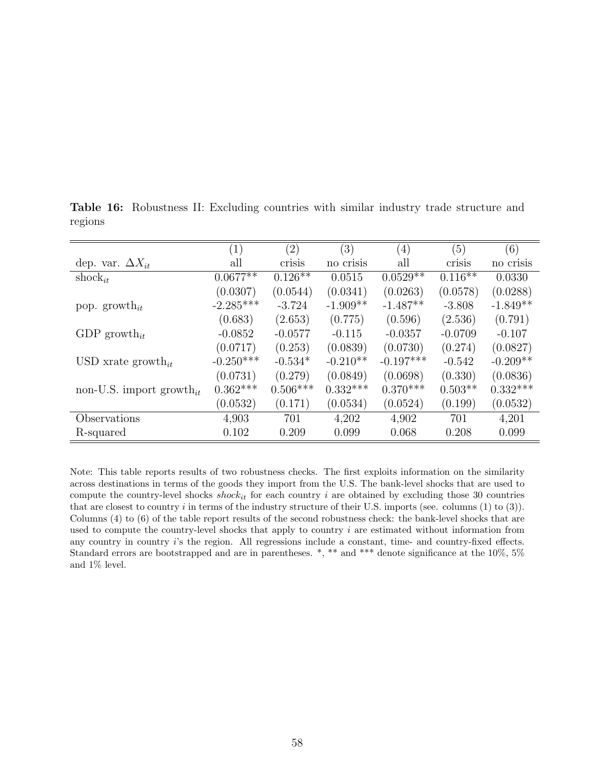**Table 16:** Robustness II: Excluding countries with similar industry trade structure and regions

| | (1) | (2) | (3) | (4) | (5) | (6) |
|---|---|---|---|---|---|---|
| dep. var. $\Delta X_{it}$ | all | crisis | no crisis | all | crisis | no crisis |
| $\text{shock}_{it}$ | 0.0677** | 0.126** | 0.0515 | 0.0529** | 0.116** | 0.0330 |
| | (0.0307) | (0.0544) | (0.0341) | (0.0263) | (0.0578) | (0.0288) |
| pop. $\text{growth}_{it}$ | -2.285*** | -3.724 | -1.909** | -1.487** | -3.808 | -1.849** |
| | (0.683) | (2.653) | (0.775) | (0.596) | (2.536) | (0.791) |
| GDP $\text{growth}_{it}$ | -0.0852 | -0.0577 | -0.115 | -0.0357 | -0.0709 | -0.107 |
| | (0.0717) | (0.253) | (0.0839) | (0.0730) | (0.274) | (0.0827) |
| USD xrate $\text{growth}_{it}$ | -0.250*** | -0.534* | -0.210** | -0.197*** | -0.542 | -0.209** |
| | (0.0731) | (0.279) | (0.0849) | (0.0698) | (0.330) | (0.0836) |
| non-U.S. import $\text{growth}_{it}$ | 0.362*** | 0.506*** | 0.332*** | 0.370*** | 0.503** | 0.332*** |
| | (0.0532) | (0.171) | (0.0534) | (0.0524) | (0.199) | (0.0532) |
| Observations | 4,903 | 701 | 4,202 | 4,902 | 701 | 4,201 |
| R-squared | 0.102 | 0.209 | 0.099 | 0.068 | 0.208 | 0.099 |

Note: This table reports results of two robustness checks. The first exploits information on the similarity across destinations in terms of the goods they import from the U.S. The bank-level shocks that are used to compute the country-level shocks $shock_{it}$ for each country $i$ are obtained by excluding those 30 countries that are closest to country $i$ in terms of the industry structure of their U.S. imports (see. columns (1) to (3)). Columns (4) to (6) of the table report results of the second robustness check: the bank-level shocks that are used to compute the country-level shocks that apply to country $i$ are estimated without information from any country in country $i$'s the region. All regressions include a constant, time- and country-fixed effects. Standard errors are bootstrapped and are in parentheses. *, ** and *** denote significance at the 10%, 5% and 1% level.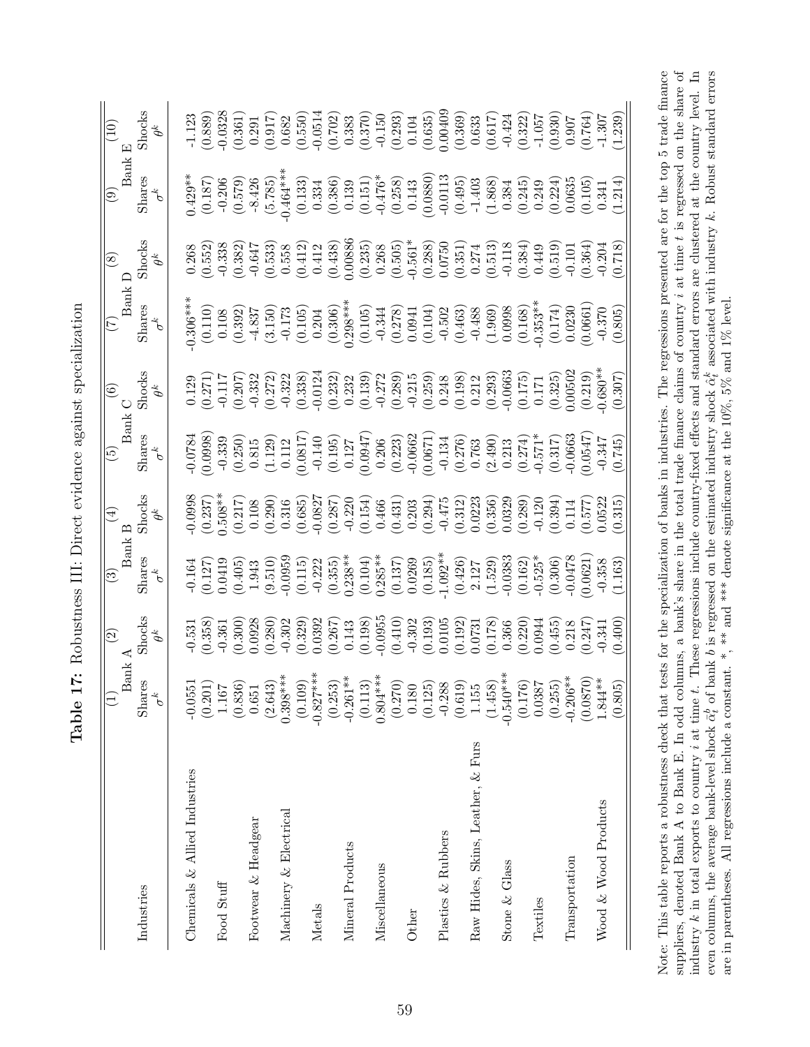**Table 17:** Robustness III: Direct evidence against specialization

| Industries | (1) Bank A | (2) | (3) Bank B | (4) | (5) Bank C | (6) | (7) Bank D | (8) | (9) Bank E | (10) |
|---|---|---|---|---|---|---|---|---|---|---|
| | Shares $\sigma^k$ | Shocks $\theta^k$ | Shares $\sigma^k$ | Shocks $\theta^k$ | Shares $\sigma^k$ | Shocks $\theta^k$ | Shares $\sigma^k$ | Shocks $\theta^k$ | Shares $\sigma^k$ | Shocks $\theta^k$ |
| Chemicals & Allied Industries | -0.0551 | -0.531 | -0.164 | -0.0998 | -0.0784 | 0.129 | -0.306*** | 0.268 | 0.429** | -1.123 |
| | (0.201) | (0.358) | (0.127) | (0.237) | (0.0998) | (0.271) | (0.110) | (0.552) | (0.187) | (0.889) |
| Food Stuff | 1.167 | -0.361 | 0.0419 | 0.508** | -0.339 | -0.117 | 0.108 | -0.338 | -0.206 | -0.0328 |
| | (0.836) | (0.300) | (0.405) | (0.217) | (0.250) | (0.207) | (0.392) | (0.382) | (0.579) | (0.361) |
| Footwear & Headgear | 0.651 | 0.0928 | 1.943 | 0.108 | 0.815 | -0.332 | -4.837 | -0.647 | -8.426 | 0.291 |
| | (2.643) | (0.280) | (9.510) | (0.290) | (1.129) | (0.272) | (3.150) | (0.533) | (5.785) | (0.917) |
| Machinery & Electrical | 0.398*** | -0.302 | -0.0959 | 0.316 | 0.112 | -0.322 | -0.173 | 0.558 | -0.464*** | 0.682 |
| | (0.109) | (0.329) | (0.115) | (0.685) | (0.0817) | (0.338) | (0.105) | (0.412) | (0.133) | (0.550) |
| Metals | -0.827*** | 0.0392 | -0.222 | -0.0827 | -0.140 | -0.0124 | 0.204 | 0.412 | 0.334 | -0.0514 |
| | (0.253) | (0.267) | (0.355) | (0.287) | (0.195) | (0.232) | (0.306) | (0.438) | (0.386) | (0.702) |
| Mineral Products | -0.261** | 0.143 | 0.238** | -0.220 | 0.127 | 0.232 | 0.298*** | 0.00886 | 0.139 | 0.383 |
| | (0.113) | (0.198) | (0.104) | (0.154) | (0.0947) | (0.139) | (0.105) | (0.235) | (0.151) | (0.370) |
| Miscellaneous | 0.804*** | -0.0955 | 0.285** | 0.466 | 0.206 | -0.272 | -0.344 | 0.268 | -0.476* | -0.150 |
| | (0.270) | (0.410) | (0.137) | (0.431) | (0.223) | (0.289) | (0.278) | (0.505) | (0.258) | (0.293) |
| Other | 0.180 | -0.302 | 0.0269 | 0.203 | -0.0662 | -0.215 | 0.0941 | -0.561* | 0.143 | 0.104 |
| | (0.125) | (0.193) | (0.185) | (0.294) | (0.0671) | (0.259) | (0.104) | (0.288) | (0.0880) | (0.635) |
| Plastics & Rubbers | -0.288 | 0.0105 | -1.092** | -0.475 | -0.134 | 0.248 | -0.502 | 0.0750 | -0.0113 | 0.00409 |
| | (0.619) | (0.192) | (0.426) | (0.312) | (0.276) | (0.198) | (0.463) | (0.351) | (0.495) | (0.369) |
| Raw Hides, Skins, Leather, & Furs | 1.155 | 0.0731 | 2.127 | 0.0223 | 0.763 | 0.212 | -0.488 | 0.274 | -1.403 | 0.633 |
| | (1.458) | (0.178) | (1.529) | (0.356) | (2.490) | (0.293) | (1.969) | (0.513) | (1.868) | (0.617) |
| Stone & Glass | -0.540*** | 0.366 | -0.0383 | 0.0329 | 0.213 | -0.0663 | 0.0998 | -0.118 | 0.384 | -0.424 |
| | (0.176) | (0.220) | (0.162) | (0.289) | (0.274) | (0.175) | (0.168) | (0.384) | (0.245) | (0.322) |
| Textiles | 0.0387 | 0.0944 | -0.525* | -0.120 | -0.571* | 0.171 | -0.353** | 0.449 | 0.249 | -1.057 |
| | (0.255) | (0.455) | (0.306) | (0.394) | (0.317) | (0.325) | (0.174) | (0.519) | (0.224) | (0.930) |
| Transportation | -0.206** | 0.218 | -0.0478 | 0.114 | -0.0663 | 0.00502 | 0.0230 | -0.101 | 0.0635 | 0.907 |
| | (0.0870) | (0.247) | (0.0621) | (0.577) | (0.0547) | (0.219) | (0.0661) | (0.364) | (0.105) | (0.764) |
| Wood & Wood Products | 1.844** | -0.341 | -0.358 | 0.0522 | -0.347 | -0.680** | -0.370 | -0.204 | 0.341 | -1.307 |
| | (0.805) | (0.400) | (1.163) | (0.315) | (0.745) | (0.307) | (0.805) | (0.718) | (1.214) | (1.239) |

Note: This table reports a robustness check that tests for the specialization of banks in industries. The regressions presented are for the top 5 trade finance suppliers, denoted Bank A to Bank E. In odd columns, a bank's share in the total trade finance claims of country $i$ at time $t$ is regressed on the share of industry $k$ in total exports to country $i$ at time $t$. These regressions include country-fixed effects and standard errors are clustered at the country level. In even columns, the average bank-level shock $\bar{\alpha}_t^b$ of bank $b$ is regressed on the estimated industry shock $\hat{\alpha}_t^k$ associated with industry $k$. Robust standard errors are in parentheses. All regressions include a constant. *, ** and *** denote significance at the 10%, 5% and 1% level.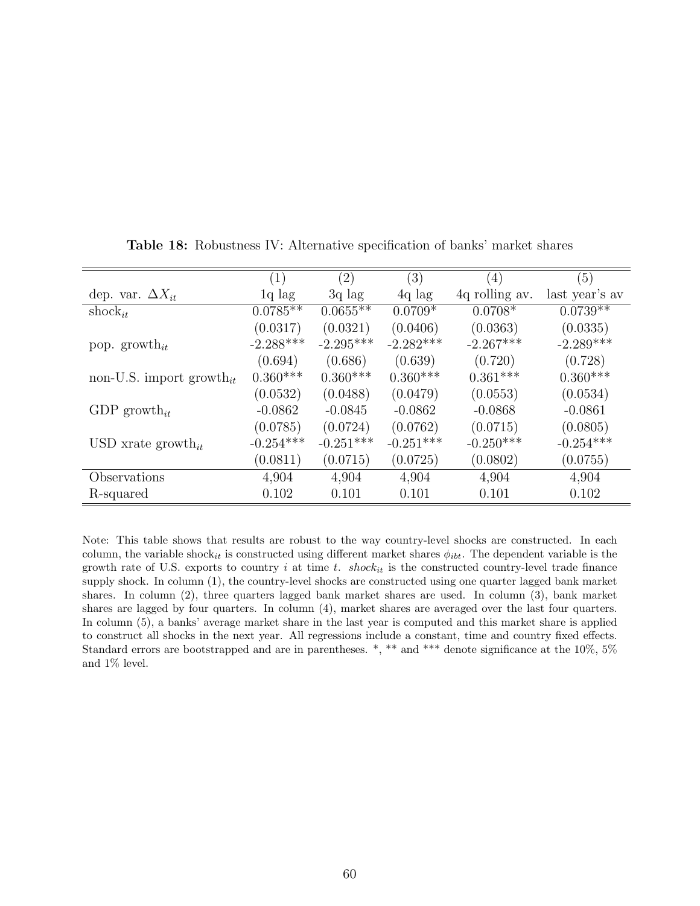**Table 18:** Robustness IV: Alternative specification of banks' market shares

| | (1) | (2) | (3) | (4) | (5) |
|---|---|---|---|---|---|
| dep. var. $\Delta X_{it}$ | 1q lag | 3q lag | 4q lag | 4q rolling av. | last year's av |
| $\text{shock}_{it}$ | 0.0785** | 0.0655** | 0.0709* | 0.0708* | 0.0739** |
| | (0.0317) | (0.0321) | (0.0406) | (0.0363) | (0.0335) |
| pop. $\text{growth}_{it}$ | -2.288*** | -2.295*** | -2.282*** | -2.267*** | -2.289*** |
| | (0.694) | (0.686) | (0.639) | (0.720) | (0.728) |
| non-U.S. import $\text{growth}_{it}$ | 0.360*** | 0.360*** | 0.360*** | 0.361*** | 0.360*** |
| | (0.0532) | (0.0488) | (0.0479) | (0.0553) | (0.0534) |
| GDP $\text{growth}_{it}$ | -0.0862 | -0.0845 | -0.0862 | -0.0868 | -0.0861 |
| | (0.0785) | (0.0724) | (0.0762) | (0.0715) | (0.0805) |
| USD xrate $\text{growth}_{it}$ | -0.254*** | -0.251*** | -0.251*** | -0.250*** | -0.254*** |
| | (0.0811) | (0.0715) | (0.0725) | (0.0802) | (0.0755) |
| Observations | 4,904 | 4,904 | 4,904 | 4,904 | 4,904 |
| R-squared | 0.102 | 0.101 | 0.101 | 0.101 | 0.102 |

Note: This table shows that results are robust to the way country-level shocks are constructed. In each column, the variable $\text{shock}_{it}$ is constructed using different market shares $\phi_{ibt}$. The dependent variable is the growth rate of U.S. exports to country $i$ at time $t$. $shock_{it}$ is the constructed country-level trade finance supply shock. In column (1), the country-level shocks are constructed using one quarter lagged bank market shares. In column (2), three quarters lagged bank market shares are used. In column (3), bank market shares are lagged by four quarters. In column (4), market shares are averaged over the last four quarters. In column (5), a banks' average market share in the last year is computed and this market share is applied to construct all shocks in the next year. All regressions include a constant, time and country fixed effects. Standard errors are bootstrapped and are in parentheses. *, ** and *** denote significance at the 10%, 5% and 1% level.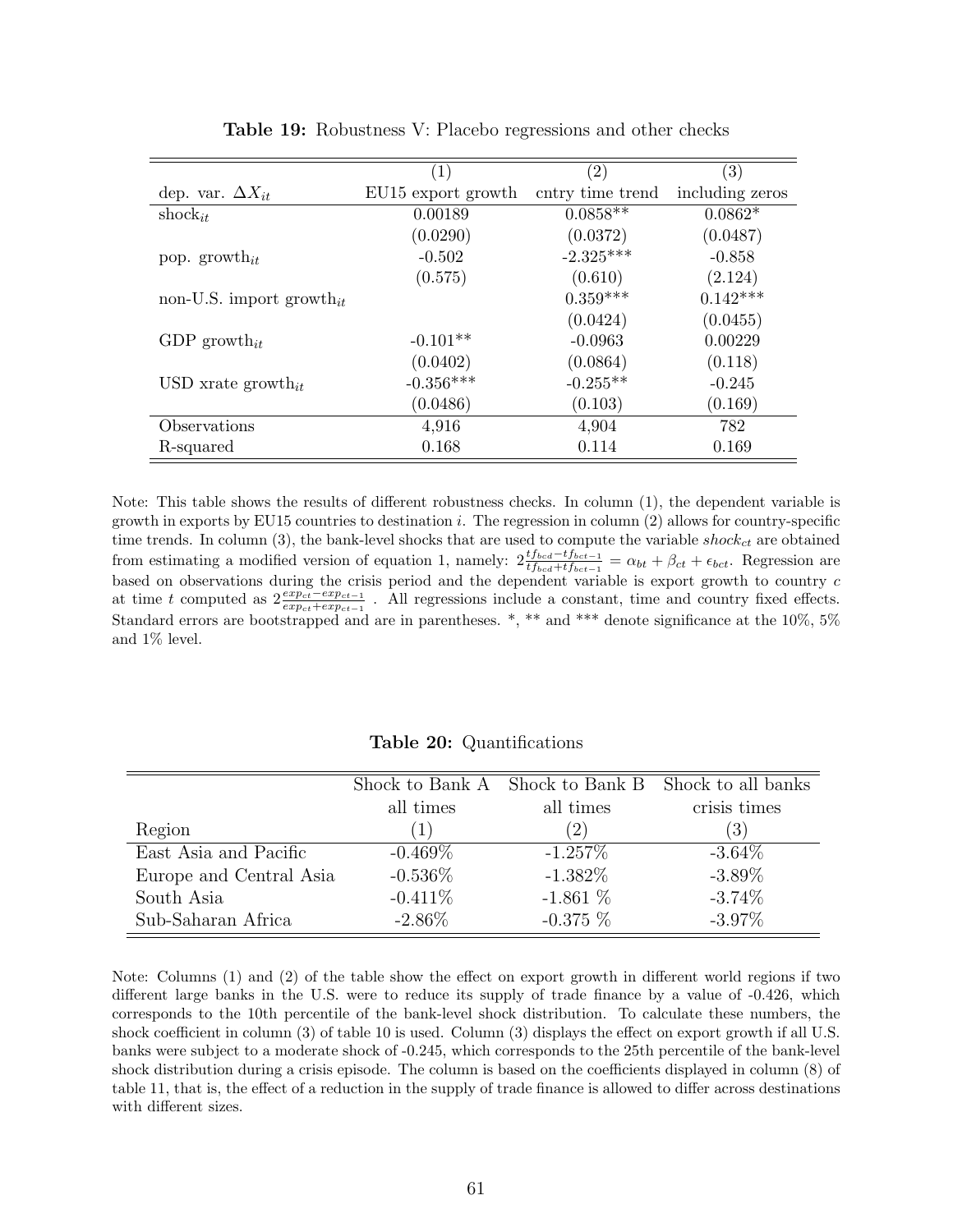**Table 19:** Robustness V: Placebo regressions and other checks

| | (1) | (2) | (3) |
|---|---|---|---|
| dep. var. $\Delta X_{it}$ | EU15 export growth | cntry time trend | including zeros |
| shock$_{it}$ | 0.00189 | 0.0858** | 0.0862* |
| | (0.0290) | (0.0372) | (0.0487) |
| pop. growth$_{it}$ | -0.502 | -2.325*** | -0.858 |
| | (0.575) | (0.610) | (2.124) |
| non-U.S. import growth$_{it}$ | | 0.359*** | 0.142*** |
| | | (0.0424) | (0.0455) |
| GDP growth$_{it}$ | -0.101** | -0.0963 | 0.00229 |
| | (0.0402) | (0.0864) | (0.118) |
| USD xrate growth$_{it}$ | -0.356*** | -0.255** | -0.245 |
| | (0.0486) | (0.103) | (0.169) |
| Observations | 4,916 | 4,904 | 782 |
| R-squared | 0.168 | 0.114 | 0.169 |

Note: This table shows the results of different robustness checks. In column (1), the dependent variable is growth in exports by EU15 countries to destination $i$. The regression in column (2) allows for country-specific time trends. In column (3), the bank-level shocks that are used to compute the variable $shock_{ct}$ are obtained from estimating a modified version of equation 1, namely: $2\frac{tf_{bcd}-tf_{bct-1}}{tf_{bcd}+tf_{bct-1}} = \alpha_{bt} + \beta_{ct} + \epsilon_{bct}$. Regression are based on observations during the crisis period and the dependent variable is export growth to country $c$ at time $t$ computed as $2\frac{exp_{ct}-exp_{ct-1}}{exp_{ct}+exp_{ct-1}}$ . All regressions include a constant, time and country fixed effects. Standard errors are bootstrapped and are in parentheses. *, ** and *** denote significance at the 10%, 5% and 1% level.

**Table 20:** Quantifications

| | Shock to Bank A all times | Shock to Bank B all times | Shock to all banks crisis times |
|---|---|---|---|
| Region | (1) | (2) | (3) |
| East Asia and Pacific | -0.469% | -1.257% | -3.64% |
| Europe and Central Asia | -0.536% | -1.382% | -3.89% |
| South Asia | -0.411% | -1.861 % | -3.74% |
| Sub-Saharan Africa | -2.86% | -0.375 % | -3.97% |

Note: Columns (1) and (2) of the table show the effect on export growth in different world regions if two different large banks in the U.S. were to reduce its supply of trade finance by a value of -0.426, which corresponds to the 10th percentile of the bank-level shock distribution. To calculate these numbers, the shock coefficient in column (3) of table 10 is used. Column (3) displays the effect on export growth if all U.S. banks were subject to a moderate shock of -0.245, which corresponds to the 25th percentile of the bank-level shock distribution during a crisis episode. The column is based on the coefficients displayed in column (8) of table 11, that is, the effect of a reduction in the supply of trade finance is allowed to differ across destinations with different sizes.